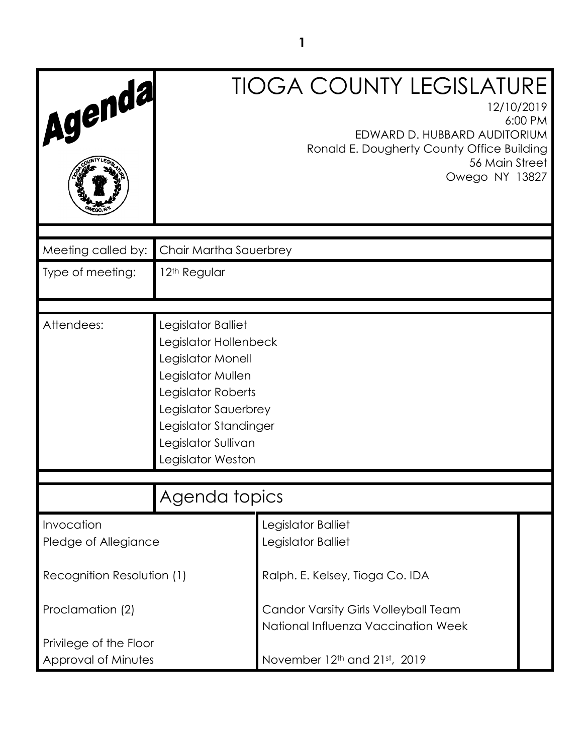# TIOGA COUNTY LEGISLATURE

12/10/2019
6:00 PM
EDWARD D. HUBBARD AUDITORIUM
Ronald E. Dougherty County Office Building
56 Main Street
Owego NY 13827

| | |
|---|---|
| Meeting called by: | Chair Martha Sauerbrey |
| Type of meeting: | 12th Regular |

| | |
|---|---|
| Attendees: | Legislator Balliet<br>Legislator Hollenbeck<br>Legislator Monell<br>Legislator Mullen<br>Legislator Roberts<br>Legislator Sauerbrey<br>Legislator Standinger<br>Legislator Sullivan<br>Legislator Weston |

## Agenda topics

| | |
|---|---|
| Invocation | Legislator Balliet |
| Pledge of Allegiance | Legislator Balliet |
| Recognition Resolution (1) | Ralph. E. Kelsey, Tioga Co. IDA |
| Proclamation (2) | Candor Varsity Girls Volleyball Team<br>National Influenza Vaccination Week |
| Privilege of the Floor | |
| Approval of Minutes | November 12th and 21st, 2019 |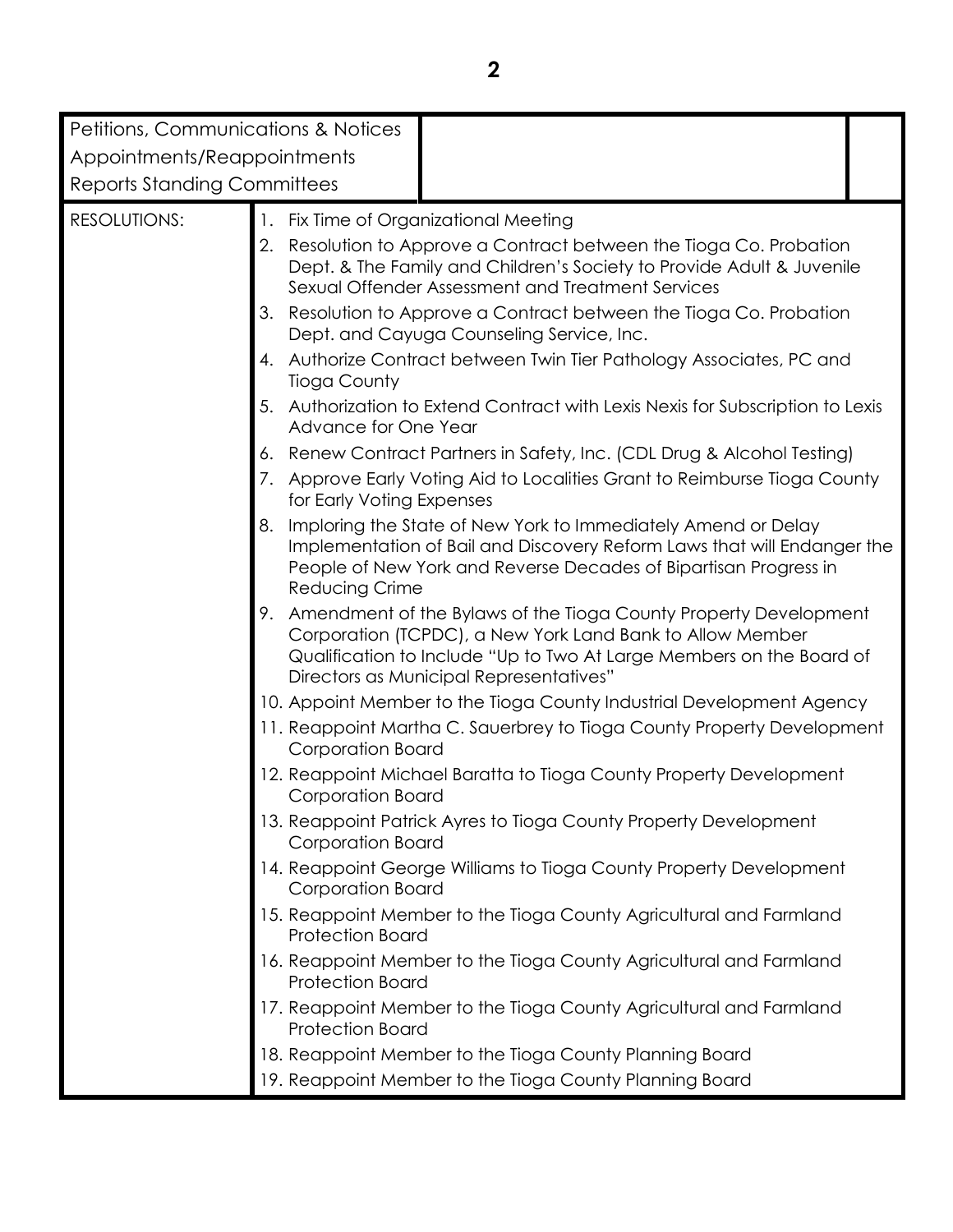| Petitions, Communications & Notices<br>Appointments/Reappointments<br>Reports Standing Committees | | |
|---|---|---|

| RESOLUTIONS: | |
|---|---|
| | 1. Fix Time of Organizational Meeting<br>2. Resolution to Approve a Contract between the Tioga Co. Probation Dept. & The Family and Children's Society to Provide Adult & Juvenile Sexual Offender Assessment and Treatment Services<br>3. Resolution to Approve a Contract between the Tioga Co. Probation Dept. and Cayuga Counseling Service, Inc.<br>4. Authorize Contract between Twin Tier Pathology Associates, PC and Tioga County<br>5. Authorization to Extend Contract with Lexis Nexis for Subscription to Lexis Advance for One Year<br>6. Renew Contract Partners in Safety, Inc. (CDL Drug & Alcohol Testing)<br>7. Approve Early Voting Aid to Localities Grant to Reimburse Tioga County for Early Voting Expenses<br>8. Imploring the State of New York to Immediately Amend or Delay Implementation of Bail and Discovery Reform Laws that will Endanger the People of New York and Reverse Decades of Bipartisan Progress in Reducing Crime<br>9. Amendment of the Bylaws of the Tioga County Property Development Corporation (TCPDC), a New York Land Bank to Allow Member Qualification to Include "Up to Two At Large Members on the Board of Directors as Municipal Representatives"<br>10. Appoint Member to the Tioga County Industrial Development Agency<br>11. Reappoint Martha C. Sauerbrey to Tioga County Property Development Corporation Board<br>12. Reappoint Michael Baratta to Tioga County Property Development Corporation Board<br>13. Reappoint Patrick Ayres to Tioga County Property Development Corporation Board<br>14. Reappoint George Williams to Tioga County Property Development Corporation Board<br>15. Reappoint Member to the Tioga County Agricultural and Farmland Protection Board<br>16. Reappoint Member to the Tioga County Agricultural and Farmland Protection Board<br>17. Reappoint Member to the Tioga County Agricultural and Farmland Protection Board<br>18. Reappoint Member to the Tioga County Planning Board<br>19. Reappoint Member to the Tioga County Planning Board |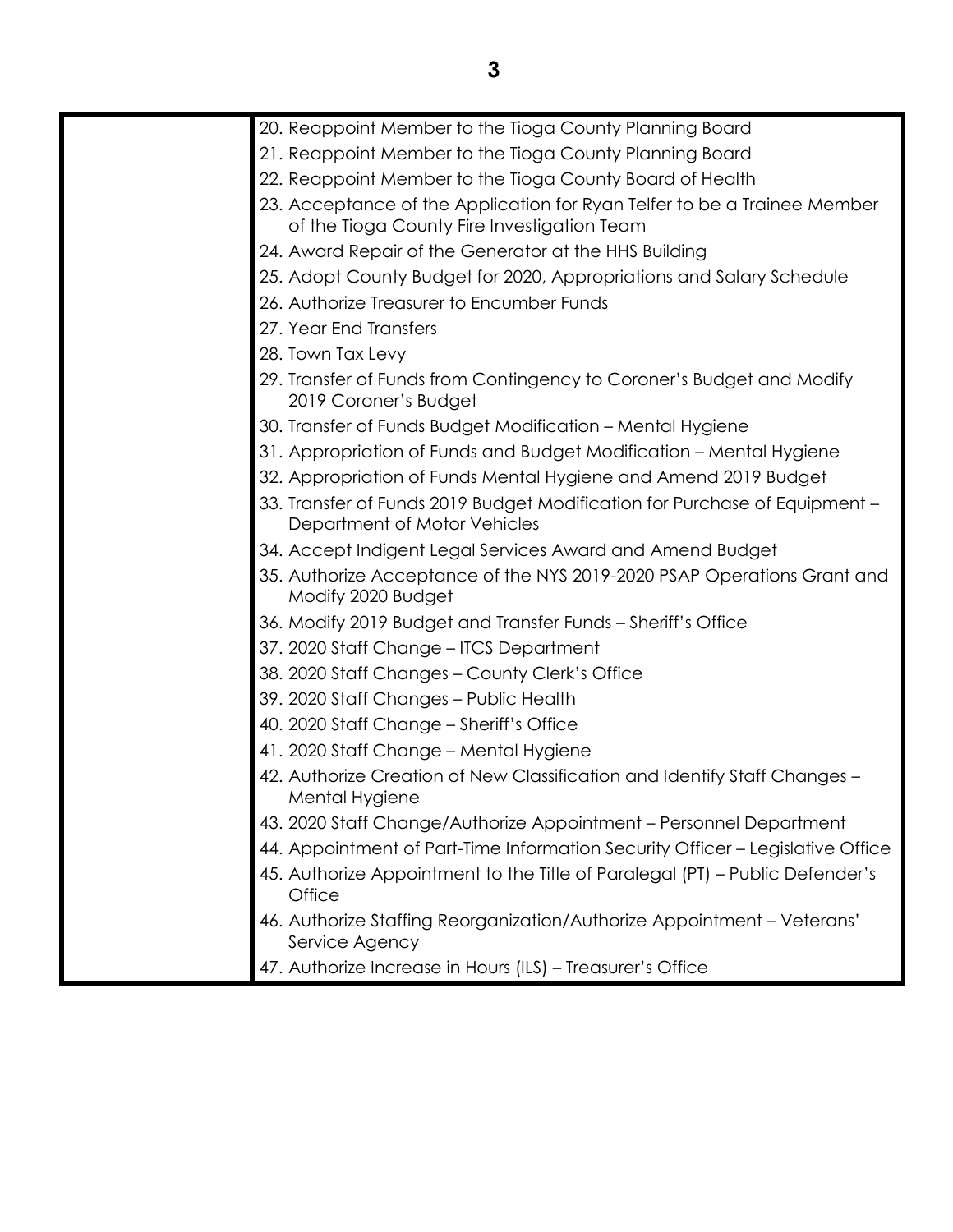20. Reappoint Member to the Tioga County Planning Board
21. Reappoint Member to the Tioga County Planning Board
22. Reappoint Member to the Tioga County Board of Health
23. Acceptance of the Application for Ryan Telfer to be a Trainee Member of the Tioga County Fire Investigation Team
24. Award Repair of the Generator at the HHS Building
25. Adopt County Budget for 2020, Appropriations and Salary Schedule
26. Authorize Treasurer to Encumber Funds
27. Year End Transfers
28. Town Tax Levy
29. Transfer of Funds from Contingency to Coroner's Budget and Modify 2019 Coroner's Budget
30. Transfer of Funds Budget Modification – Mental Hygiene
31. Appropriation of Funds and Budget Modification – Mental Hygiene
32. Appropriation of Funds Mental Hygiene and Amend 2019 Budget
33. Transfer of Funds 2019 Budget Modification for Purchase of Equipment – Department of Motor Vehicles
34. Accept Indigent Legal Services Award and Amend Budget
35. Authorize Acceptance of the NYS 2019-2020 PSAP Operations Grant and Modify 2020 Budget
36. Modify 2019 Budget and Transfer Funds – Sheriff's Office
37. 2020 Staff Change – ITCS Department
38. 2020 Staff Changes – County Clerk's Office
39. 2020 Staff Changes – Public Health
40. 2020 Staff Change – Sheriff's Office
41. 2020 Staff Change – Mental Hygiene
42. Authorize Creation of New Classification and Identify Staff Changes – Mental Hygiene
43. 2020 Staff Change/Authorize Appointment – Personnel Department
44. Appointment of Part-Time Information Security Officer – Legislative Office
45. Authorize Appointment to the Title of Paralegal (PT) – Public Defender's Office
46. Authorize Staffing Reorganization/Authorize Appointment – Veterans' Service Agency
47. Authorize Increase in Hours (ILS) – Treasurer's Office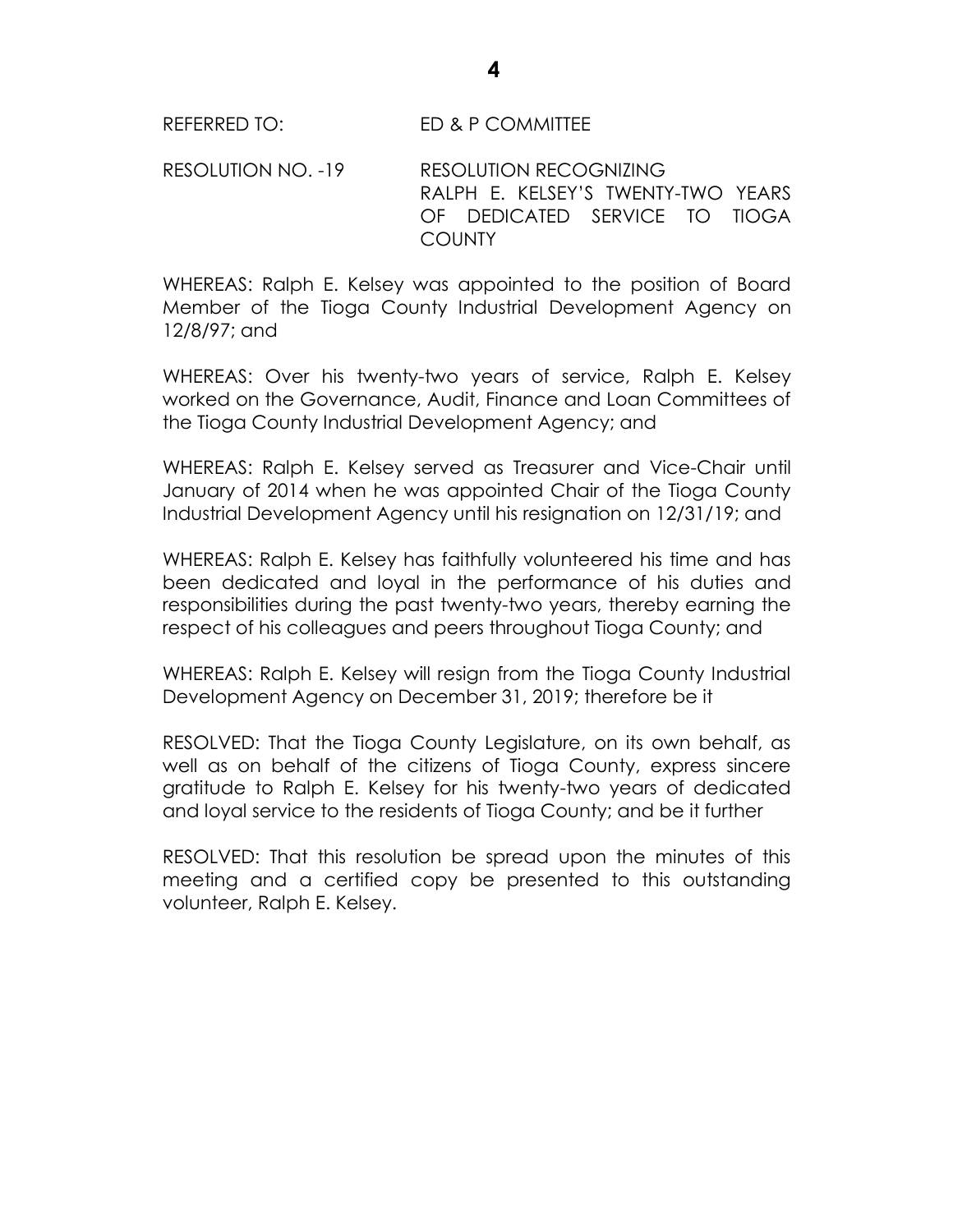REFERRED TO: ED & P COMMITTEE

RESOLUTION NO. -19 RESOLUTION RECOGNIZING RALPH E. KELSEY'S TWENTY-TWO YEARS OF DEDICATED SERVICE TO TIOGA COUNTY

WHEREAS: Ralph E. Kelsey was appointed to the position of Board Member of the Tioga County Industrial Development Agency on 12/8/97; and

WHEREAS: Over his twenty-two years of service, Ralph E. Kelsey worked on the Governance, Audit, Finance and Loan Committees of the Tioga County Industrial Development Agency; and

WHEREAS: Ralph E. Kelsey served as Treasurer and Vice-Chair until January of 2014 when he was appointed Chair of the Tioga County Industrial Development Agency until his resignation on 12/31/19; and

WHEREAS: Ralph E. Kelsey has faithfully volunteered his time and has been dedicated and loyal in the performance of his duties and responsibilities during the past twenty-two years, thereby earning the respect of his colleagues and peers throughout Tioga County; and

WHEREAS: Ralph E. Kelsey will resign from the Tioga County Industrial Development Agency on December 31, 2019; therefore be it

RESOLVED: That the Tioga County Legislature, on its own behalf, as well as on behalf of the citizens of Tioga County, express sincere gratitude to Ralph E. Kelsey for his twenty-two years of dedicated and loyal service to the residents of Tioga County; and be it further

RESOLVED: That this resolution be spread upon the minutes of this meeting and a certified copy be presented to this outstanding volunteer, Ralph E. Kelsey.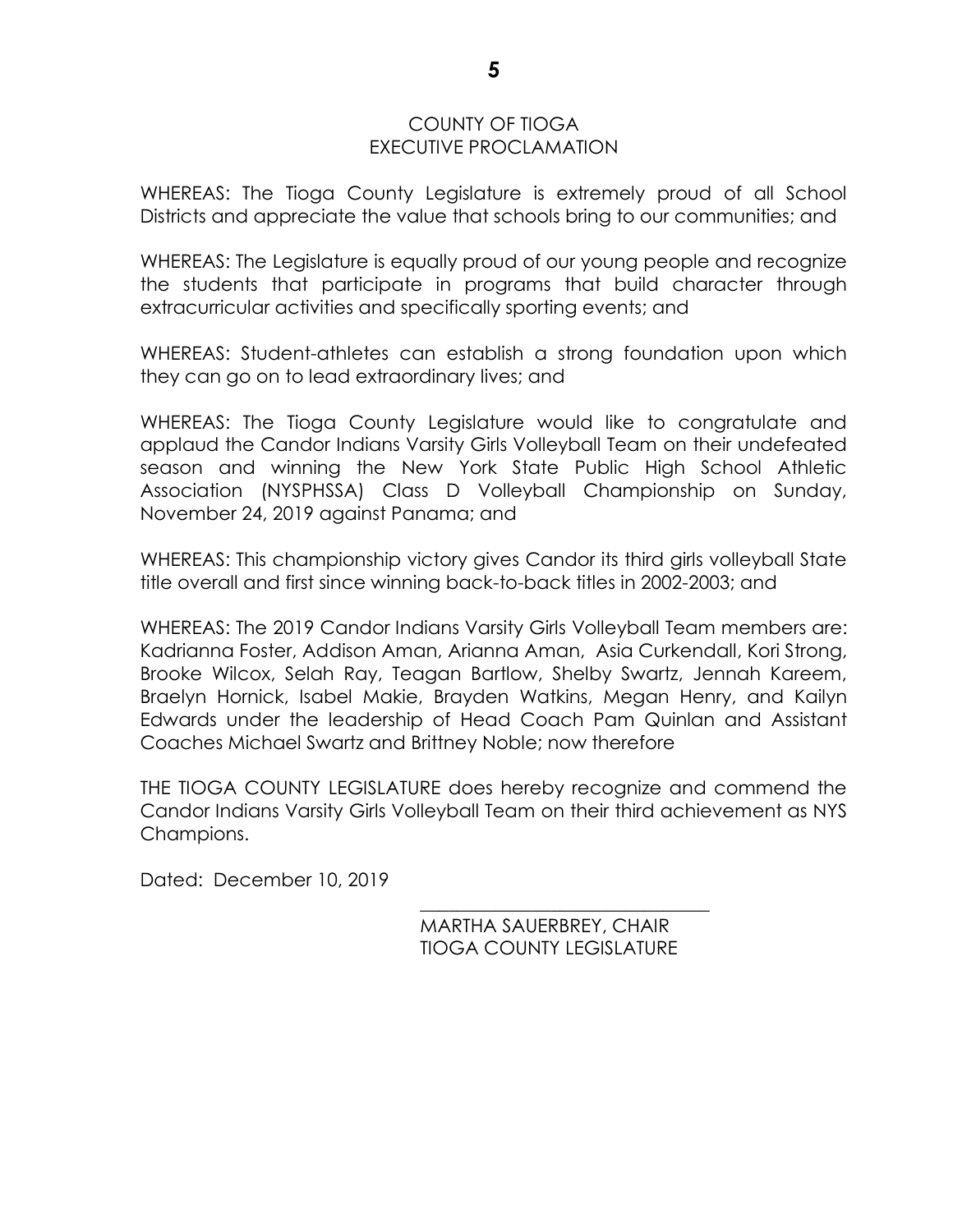# COUNTY OF TIOGA
## EXECUTIVE PROCLAMATION

WHEREAS: The Tioga County Legislature is extremely proud of all School Districts and appreciate the value that schools bring to our communities; and

WHEREAS: The Legislature is equally proud of our young people and recognize the students that participate in programs that build character through extracurricular activities and specifically sporting events; and

WHEREAS: Student-athletes can establish a strong foundation upon which they can go on to lead extraordinary lives; and

WHEREAS: The Tioga County Legislature would like to congratulate and applaud the Candor Indians Varsity Girls Volleyball Team on their undefeated season and winning the New York State Public High School Athletic Association (NYSPHSSA) Class D Volleyball Championship on Sunday, November 24, 2019 against Panama; and

WHEREAS: This championship victory gives Candor its third girls volleyball State title overall and first since winning back-to-back titles in 2002-2003; and

WHEREAS: The 2019 Candor Indians Varsity Girls Volleyball Team members are: Kadrianna Foster, Addison Aman, Arianna Aman, Asia Curkendall, Kori Strong, Brooke Wilcox, Selah Ray, Teagan Bartlow, Shelby Swartz, Jennah Kareem, Braelyn Hornick, Isabel Makie, Brayden Watkins, Megan Henry, and Kailyn Edwards under the leadership of Head Coach Pam Quinlan and Assistant Coaches Michael Swartz and Brittney Noble; now therefore

THE TIOGA COUNTY LEGISLATURE does hereby recognize and commend the Candor Indians Varsity Girls Volleyball Team on their third achievement as NYS Champions.

Dated: December 10, 2019

\_\_\_\_\_\_\_\_\_\_\_\_\_\_\_\_\_\_\_\_\_\_\_\_\_\_\_\_\_\_\_\_

MARTHA SAUERBREY, CHAIR
TIOGA COUNTY LEGISLATURE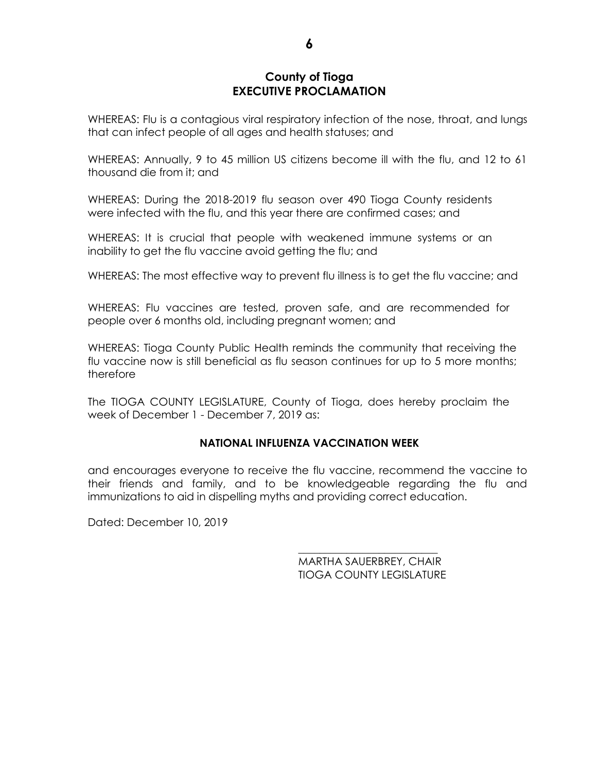# County of Tioga
## EXECUTIVE PROCLAMATION

WHEREAS: Flu is a contagious viral respiratory infection of the nose, throat, and lungs that can infect people of all ages and health statuses; and

WHEREAS: Annually, 9 to 45 million US citizens become ill with the flu, and 12 to 61 thousand die from it; and

WHEREAS: During the 2018-2019 flu season over 490 Tioga County residents were infected with the flu, and this year there are confirmed cases; and

WHEREAS: It is crucial that people with weakened immune systems or an inability to get the flu vaccine avoid getting the flu; and

WHEREAS: The most effective way to prevent flu illness is to get the flu vaccine; and

WHEREAS: Flu vaccines are tested, proven safe, and are recommended for people over 6 months old, including pregnant women; and

WHEREAS: Tioga County Public Health reminds the community that receiving the flu vaccine now is still beneficial as flu season continues for up to 5 more months; therefore

The TIOGA COUNTY LEGISLATURE, County of Tioga, does hereby proclaim the week of December 1 - December 7, 2019 as:

**NATIONAL INFLUENZA VACCINATION WEEK**

and encourages everyone to receive the flu vaccine, recommend the vaccine to their friends and family, and to be knowledgeable regarding the flu and immunizations to aid in dispelling myths and providing correct education.

Dated: December 10, 2019

___________________________
MARTHA SAUERBREY, CHAIR
TIOGA COUNTY LEGISLATURE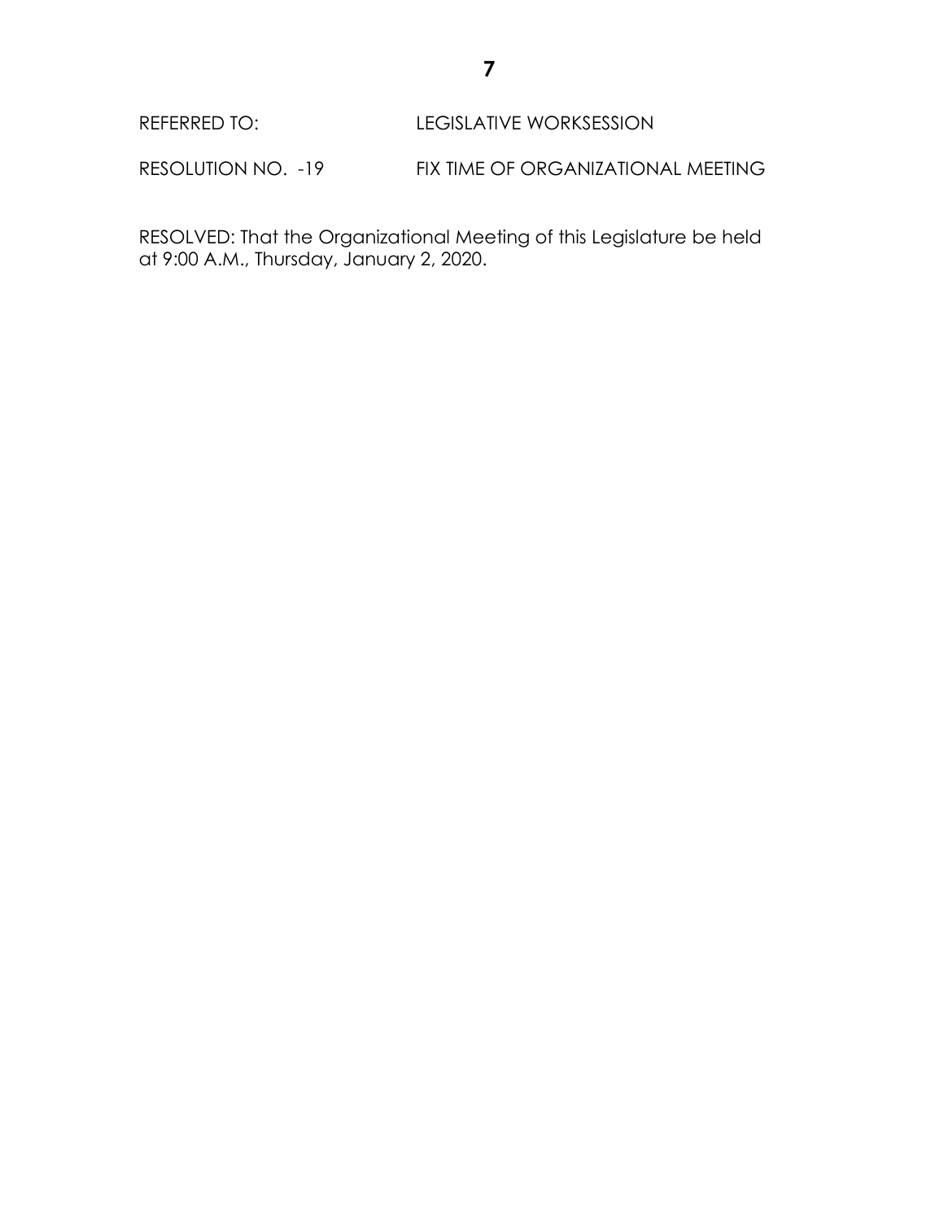REFERRED TO: LEGISLATIVE WORKSESSION

RESOLUTION NO. -19 FIX TIME OF ORGANIZATIONAL MEETING

RESOLVED: That the Organizational Meeting of this Legislature be held at 9:00 A.M., Thursday, January 2, 2020.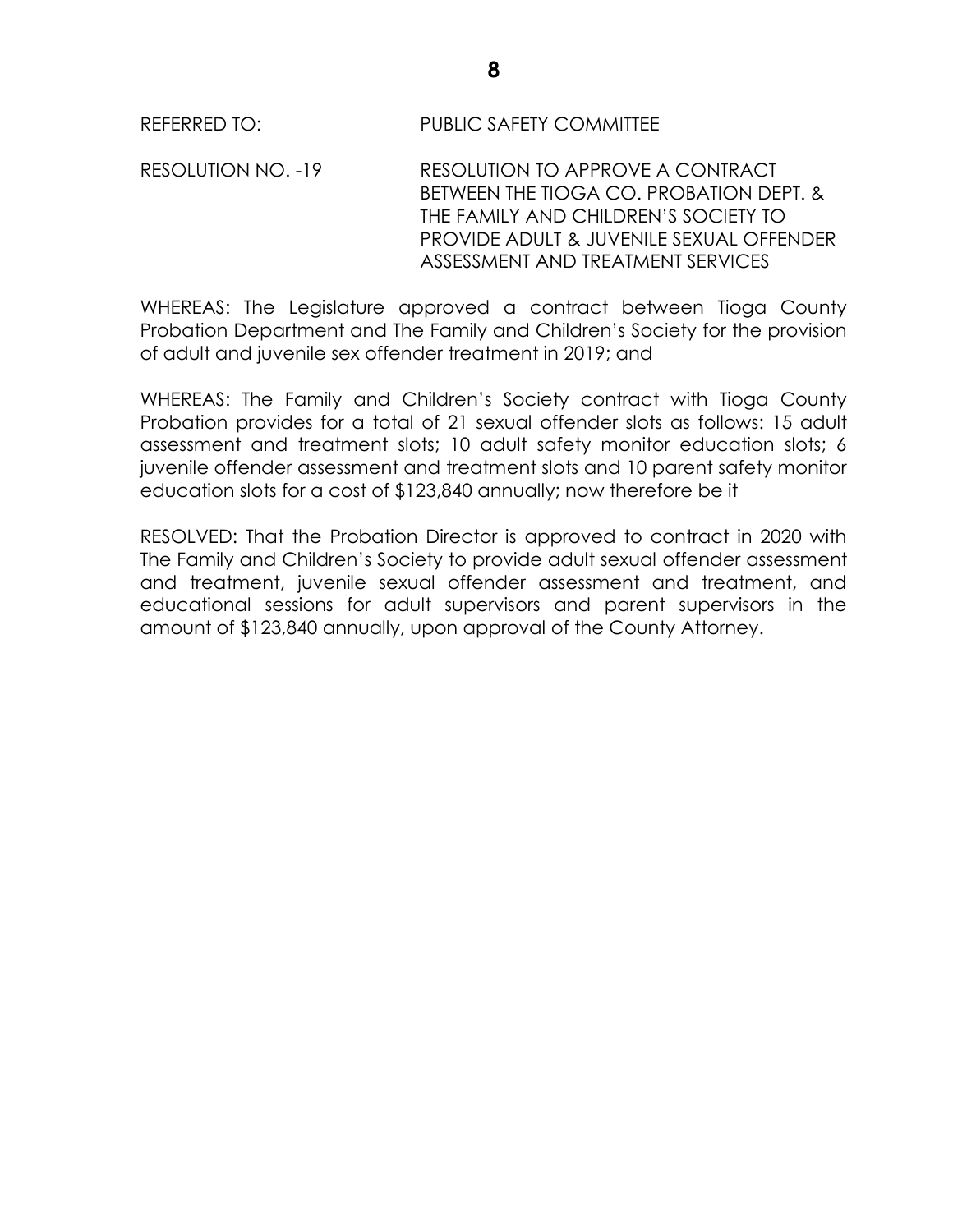REFERRED TO: PUBLIC SAFETY COMMITTEE

RESOLUTION NO. -19 RESOLUTION TO APPROVE A CONTRACT BETWEEN THE TIOGA CO. PROBATION DEPT. & THE FAMILY AND CHILDREN'S SOCIETY TO PROVIDE ADULT & JUVENILE SEXUAL OFFENDER ASSESSMENT AND TREATMENT SERVICES

WHEREAS: The Legislature approved a contract between Tioga County Probation Department and The Family and Children's Society for the provision of adult and juvenile sex offender treatment in 2019; and

WHEREAS: The Family and Children's Society contract with Tioga County Probation provides for a total of 21 sexual offender slots as follows: 15 adult assessment and treatment slots; 10 adult safety monitor education slots; 6 juvenile offender assessment and treatment slots and 10 parent safety monitor education slots for a cost of $123,840 annually; now therefore be it

RESOLVED: That the Probation Director is approved to contract in 2020 with The Family and Children's Society to provide adult sexual offender assessment and treatment, juvenile sexual offender assessment and treatment, and educational sessions for adult supervisors and parent supervisors in the amount of $123,840 annually, upon approval of the County Attorney.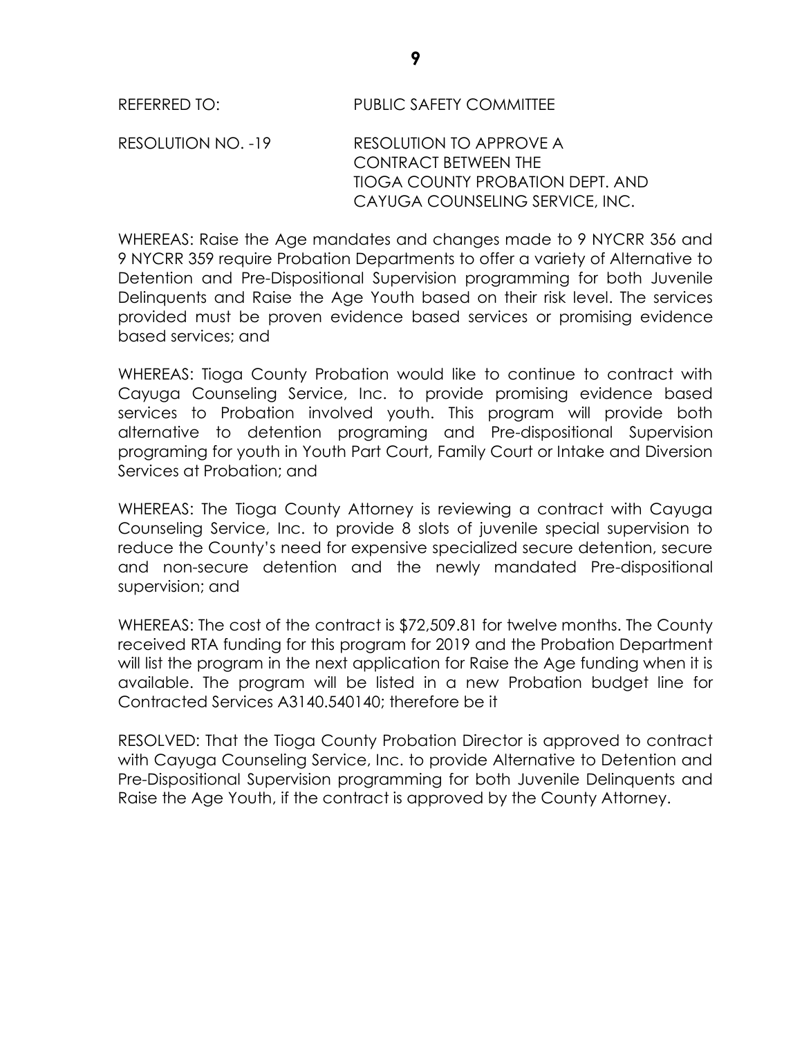REFERRED TO: PUBLIC SAFETY COMMITTEE

RESOLUTION NO. -19 RESOLUTION TO APPROVE A CONTRACT BETWEEN THE TIOGA COUNTY PROBATION DEPT. AND CAYUGA COUNSELING SERVICE, INC.

WHEREAS: Raise the Age mandates and changes made to 9 NYCRR 356 and 9 NYCRR 359 require Probation Departments to offer a variety of Alternative to Detention and Pre-Dispositional Supervision programming for both Juvenile Delinquents and Raise the Age Youth based on their risk level. The services provided must be proven evidence based services or promising evidence based services; and

WHEREAS: Tioga County Probation would like to continue to contract with Cayuga Counseling Service, Inc. to provide promising evidence based services to Probation involved youth. This program will provide both alternative to detention programing and Pre-dispositional Supervision programing for youth in Youth Part Court, Family Court or Intake and Diversion Services at Probation; and

WHEREAS: The Tioga County Attorney is reviewing a contract with Cayuga Counseling Service, Inc. to provide 8 slots of juvenile special supervision to reduce the County's need for expensive specialized secure detention, secure and non-secure detention and the newly mandated Pre-dispositional supervision; and

WHEREAS: The cost of the contract is $72,509.81 for twelve months. The County received RTA funding for this program for 2019 and the Probation Department will list the program in the next application for Raise the Age funding when it is available. The program will be listed in a new Probation budget line for Contracted Services A3140.540140; therefore be it

RESOLVED: That the Tioga County Probation Director is approved to contract with Cayuga Counseling Service, Inc. to provide Alternative to Detention and Pre-Dispositional Supervision programming for both Juvenile Delinquents and Raise the Age Youth, if the contract is approved by the County Attorney.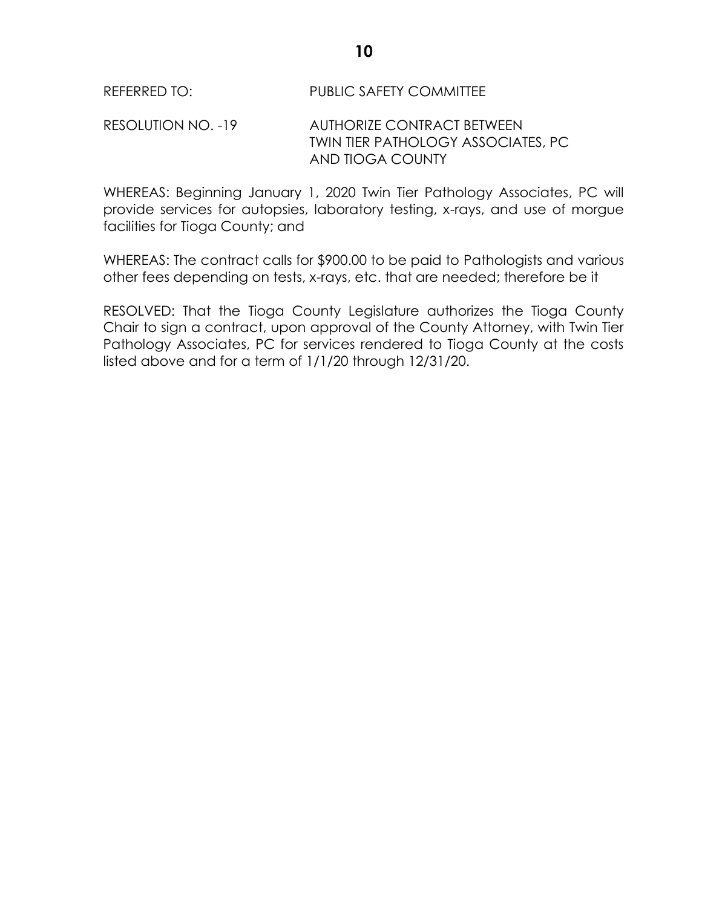REFERRED TO: PUBLIC SAFETY COMMITTEE

RESOLUTION NO. -19 AUTHORIZE CONTRACT BETWEEN TWIN TIER PATHOLOGY ASSOCIATES, PC AND TIOGA COUNTY

WHEREAS: Beginning January 1, 2020 Twin Tier Pathology Associates, PC will provide services for autopsies, laboratory testing, x-rays, and use of morgue facilities for Tioga County; and

WHEREAS: The contract calls for $900.00 to be paid to Pathologists and various other fees depending on tests, x-rays, etc. that are needed; therefore be it

RESOLVED: That the Tioga County Legislature authorizes the Tioga County Chair to sign a contract, upon approval of the County Attorney, with Twin Tier Pathology Associates, PC for services rendered to Tioga County at the costs listed above and for a term of 1/1/20 through 12/31/20.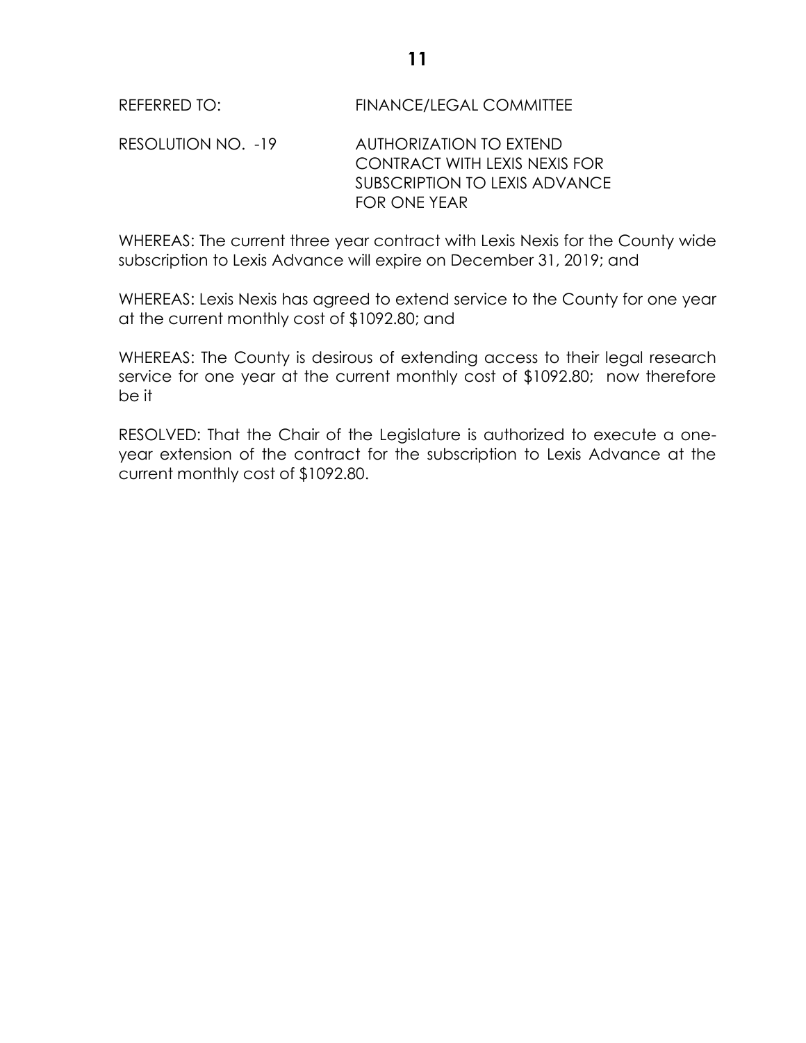REFERRED TO: FINANCE/LEGAL COMMITTEE

RESOLUTION NO. -19 AUTHORIZATION TO EXTEND CONTRACT WITH LEXIS NEXIS FOR SUBSCRIPTION TO LEXIS ADVANCE FOR ONE YEAR

WHEREAS: The current three year contract with Lexis Nexis for the County wide subscription to Lexis Advance will expire on December 31, 2019; and

WHEREAS: Lexis Nexis has agreed to extend service to the County for one year at the current monthly cost of $1092.80; and

WHEREAS: The County is desirous of extending access to their legal research service for one year at the current monthly cost of $1092.80; now therefore be it

RESOLVED: That the Chair of the Legislature is authorized to execute a one-year extension of the contract for the subscription to Lexis Advance at the current monthly cost of $1092.80.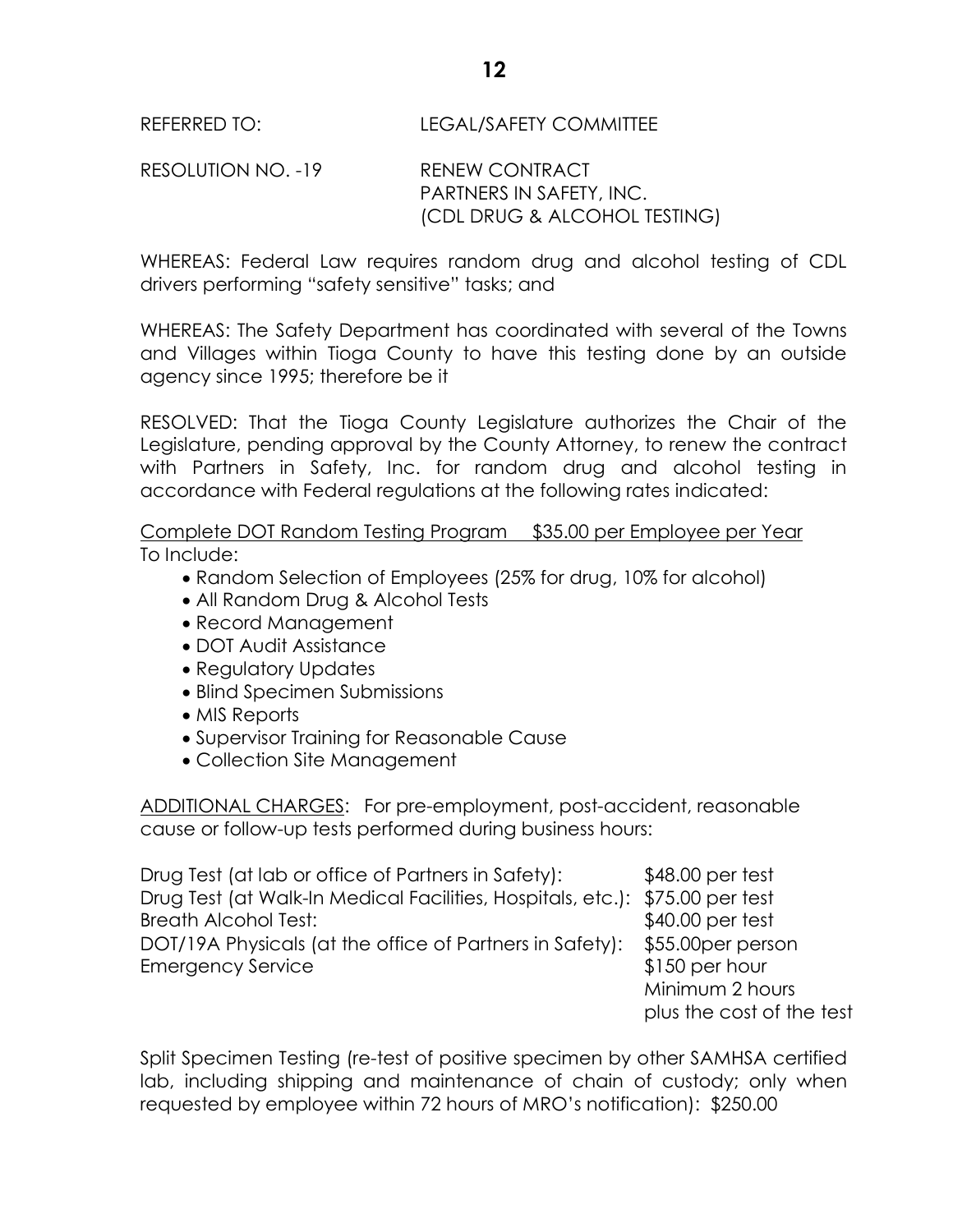REFERRED TO: LEGAL/SAFETY COMMITTEE

RESOLUTION NO. -19 RENEW CONTRACT
PARTNERS IN SAFETY, INC.
(CDL DRUG & ALCOHOL TESTING)

WHEREAS: Federal Law requires random drug and alcohol testing of CDL drivers performing "safety sensitive" tasks; and

WHEREAS: The Safety Department has coordinated with several of the Towns and Villages within Tioga County to have this testing done by an outside agency since 1995; therefore be it

RESOLVED: That the Tioga County Legislature authorizes the Chair of the Legislature, pending approval by the County Attorney, to renew the contract with Partners in Safety, Inc. for random drug and alcohol testing in accordance with Federal regulations at the following rates indicated:

<u>Complete DOT Random Testing Program $35.00 per Employee per Year</u>
To Include:

- Random Selection of Employees (25% for drug, 10% for alcohol)
- All Random Drug & Alcohol Tests
- Record Management
- DOT Audit Assistance
- Regulatory Updates
- Blind Specimen Submissions
- MIS Reports
- Supervisor Training for Reasonable Cause
- Collection Site Management

<u>ADDITIONAL CHARGES</u>: For pre-employment, post-accident, reasonable cause or follow-up tests performed during business hours:

| | |
|---|---|
| Drug Test (at lab or office of Partners in Safety): | $48.00 per test |
| Drug Test (at Walk-In Medical Facilities, Hospitals, etc.): | $75.00 per test |
| Breath Alcohol Test: | $40.00 per test |
| DOT/19A Physicals (at the office of Partners in Safety): | $55.00per person |
| Emergency Service | $150 per hour<br>Minimum 2 hours<br>plus the cost of the test |

Split Specimen Testing (re-test of positive specimen by other SAMHSA certified lab, including shipping and maintenance of chain of custody; only when requested by employee within 72 hours of MRO's notification): $250.00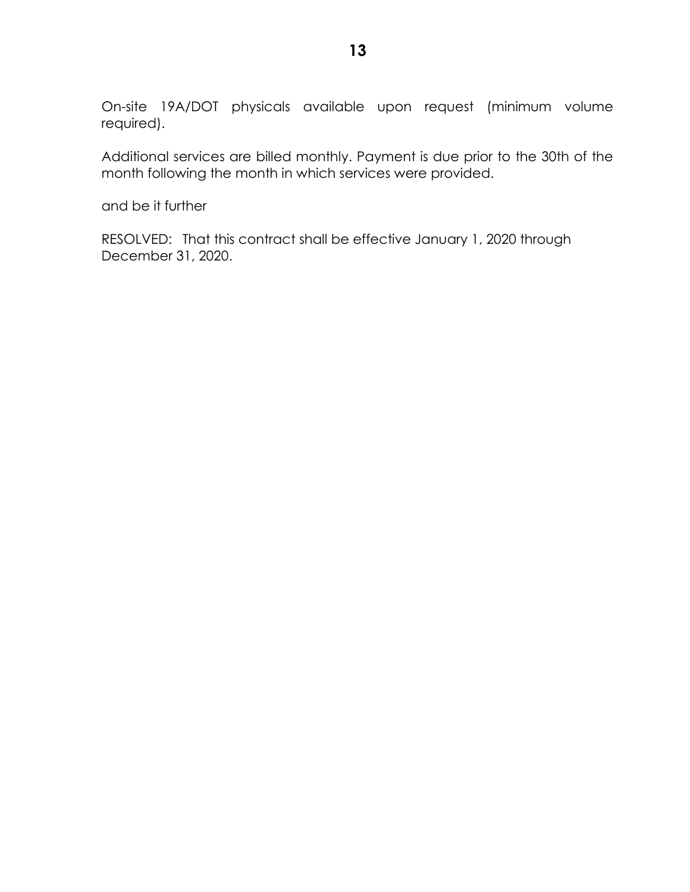On-site 19A/DOT physicals available upon request (minimum volume required).

Additional services are billed monthly. Payment is due prior to the 30th of the month following the month in which services were provided.

and be it further

RESOLVED: That this contract shall be effective January 1, 2020 through December 31, 2020.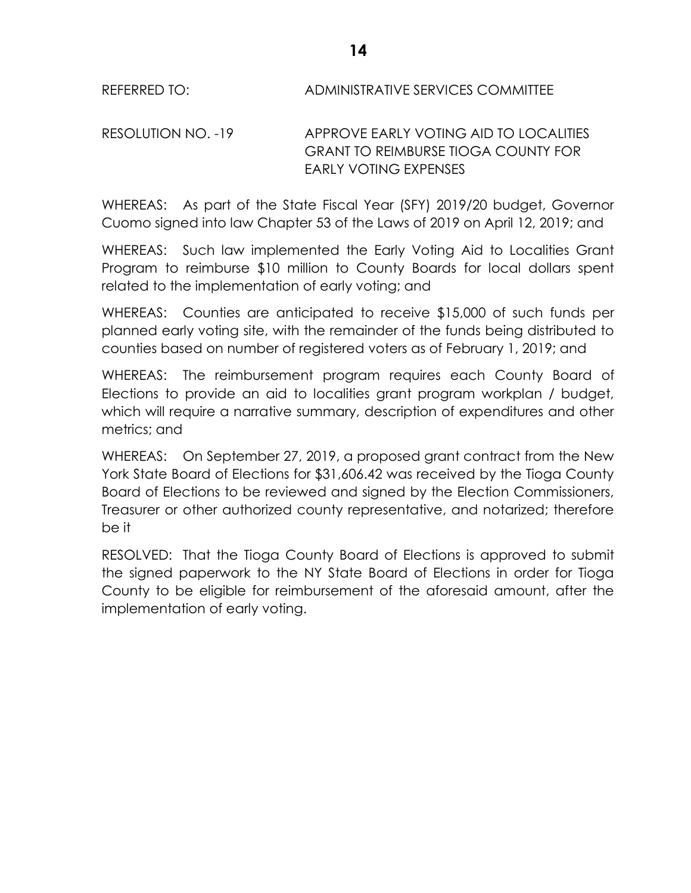REFERRED TO: ADMINISTRATIVE SERVICES COMMITTEE

RESOLUTION NO. -19 APPROVE EARLY VOTING AID TO LOCALITIES GRANT TO REIMBURSE TIOGA COUNTY FOR EARLY VOTING EXPENSES

WHEREAS: As part of the State Fiscal Year (SFY) 2019/20 budget, Governor Cuomo signed into law Chapter 53 of the Laws of 2019 on April 12, 2019; and

WHEREAS: Such law implemented the Early Voting Aid to Localities Grant Program to reimburse $10 million to County Boards for local dollars spent related to the implementation of early voting; and

WHEREAS: Counties are anticipated to receive $15,000 of such funds per planned early voting site, with the remainder of the funds being distributed to counties based on number of registered voters as of February 1, 2019; and

WHEREAS: The reimbursement program requires each County Board of Elections to provide an aid to localities grant program workplan / budget, which will require a narrative summary, description of expenditures and other metrics; and

WHEREAS: On September 27, 2019, a proposed grant contract from the New York State Board of Elections for $31,606.42 was received by the Tioga County Board of Elections to be reviewed and signed by the Election Commissioners, Treasurer or other authorized county representative, and notarized; therefore be it

RESOLVED: That the Tioga County Board of Elections is approved to submit the signed paperwork to the NY State Board of Elections in order for Tioga County to be eligible for reimbursement of the aforesaid amount, after the implementation of early voting.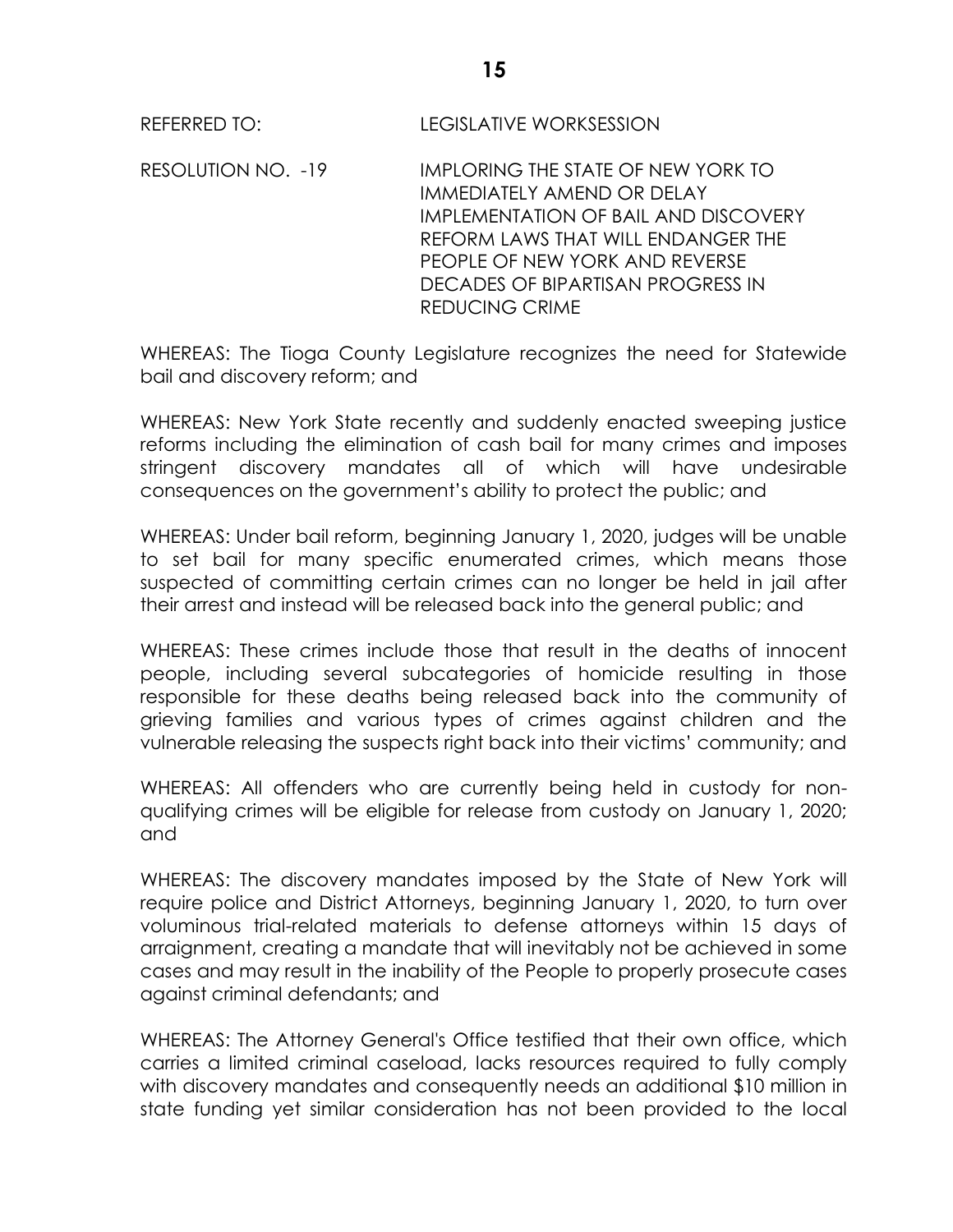REFERRED TO: LEGISLATIVE WORKSESSION

RESOLUTION NO. -19 IMPLORING THE STATE OF NEW YORK TO IMMEDIATELY AMEND OR DELAY IMPLEMENTATION OF BAIL AND DISCOVERY REFORM LAWS THAT WILL ENDANGER THE PEOPLE OF NEW YORK AND REVERSE DECADES OF BIPARTISAN PROGRESS IN REDUCING CRIME

WHEREAS: The Tioga County Legislature recognizes the need for Statewide bail and discovery reform; and

WHEREAS: New York State recently and suddenly enacted sweeping justice reforms including the elimination of cash bail for many crimes and imposes stringent discovery mandates all of which will have undesirable consequences on the government's ability to protect the public; and

WHEREAS: Under bail reform, beginning January 1, 2020, judges will be unable to set bail for many specific enumerated crimes, which means those suspected of committing certain crimes can no longer be held in jail after their arrest and instead will be released back into the general public; and

WHEREAS: These crimes include those that result in the deaths of innocent people, including several subcategories of homicide resulting in those responsible for these deaths being released back into the community of grieving families and various types of crimes against children and the vulnerable releasing the suspects right back into their victims' community; and

WHEREAS: All offenders who are currently being held in custody for non-qualifying crimes will be eligible for release from custody on January 1, 2020; and

WHEREAS: The discovery mandates imposed by the State of New York will require police and District Attorneys, beginning January 1, 2020, to turn over voluminous trial-related materials to defense attorneys within 15 days of arraignment, creating a mandate that will inevitably not be achieved in some cases and may result in the inability of the People to properly prosecute cases against criminal defendants; and

WHEREAS: The Attorney General's Office testified that their own office, which carries a limited criminal caseload, lacks resources required to fully comply with discovery mandates and consequently needs an additional $10 million in state funding yet similar consideration has not been provided to the local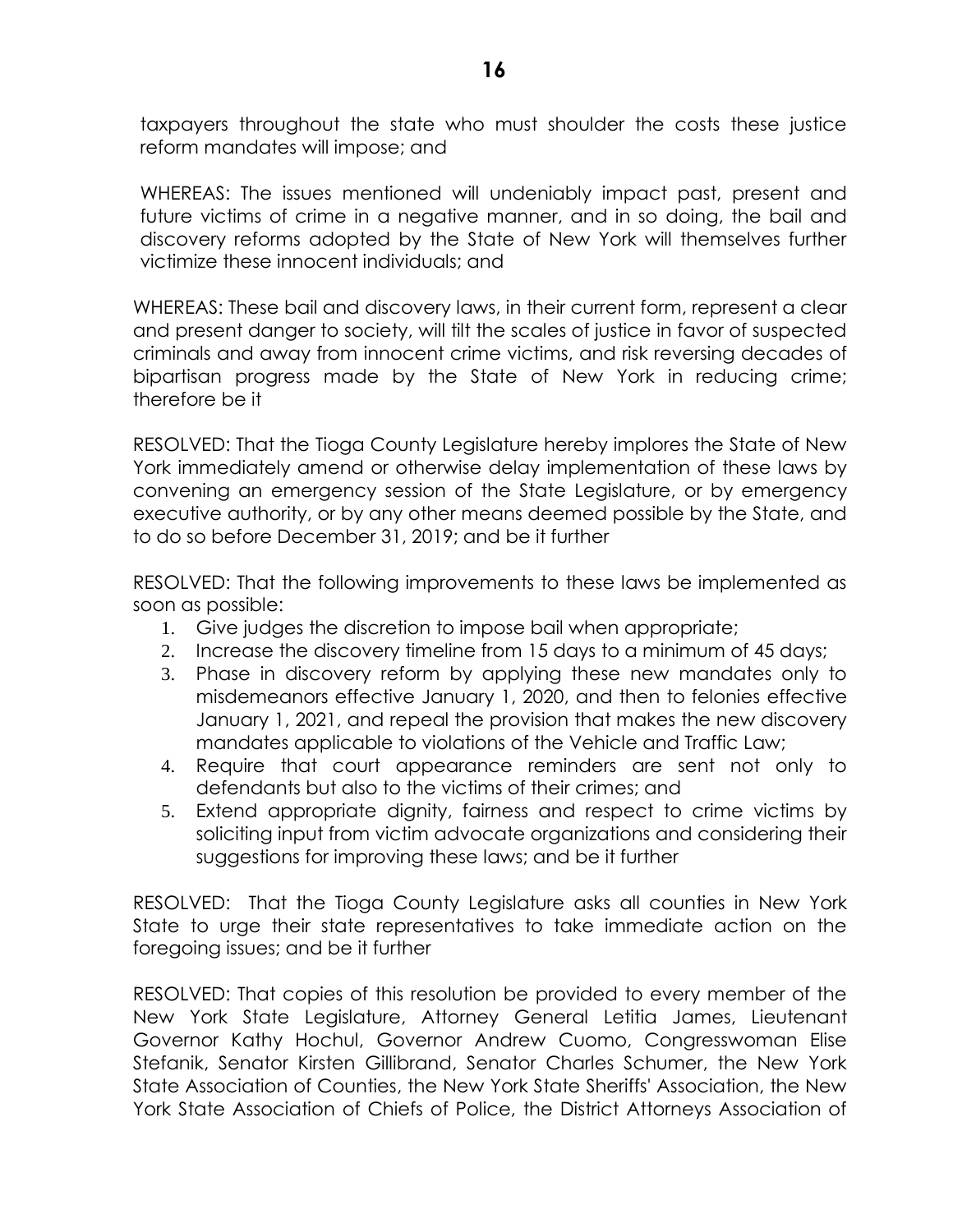taxpayers throughout the state who must shoulder the costs these justice reform mandates will impose; and

WHEREAS: The issues mentioned will undeniably impact past, present and future victims of crime in a negative manner, and in so doing, the bail and discovery reforms adopted by the State of New York will themselves further victimize these innocent individuals; and

WHEREAS: These bail and discovery laws, in their current form, represent a clear and present danger to society, will tilt the scales of justice in favor of suspected criminals and away from innocent crime victims, and risk reversing decades of bipartisan progress made by the State of New York in reducing crime; therefore be it

RESOLVED: That the Tioga County Legislature hereby implores the State of New York immediately amend or otherwise delay implementation of these laws by convening an emergency session of the State Legislature, or by emergency executive authority, or by any other means deemed possible by the State, and to do so before December 31, 2019; and be it further

RESOLVED: That the following improvements to these laws be implemented as soon as possible:

1. Give judges the discretion to impose bail when appropriate;
2. Increase the discovery timeline from 15 days to a minimum of 45 days;
3. Phase in discovery reform by applying these new mandates only to misdemeanors effective January 1, 2020, and then to felonies effective January 1, 2021, and repeal the provision that makes the new discovery mandates applicable to violations of the Vehicle and Traffic Law;
4. Require that court appearance reminders are sent not only to defendants but also to the victims of their crimes; and
5. Extend appropriate dignity, fairness and respect to crime victims by soliciting input from victim advocate organizations and considering their suggestions for improving these laws; and be it further

RESOLVED: That the Tioga County Legislature asks all counties in New York State to urge their state representatives to take immediate action on the foregoing issues; and be it further

RESOLVED: That copies of this resolution be provided to every member of the New York State Legislature, Attorney General Letitia James, Lieutenant Governor Kathy Hochul, Governor Andrew Cuomo, Congresswoman Elise Stefanik, Senator Kirsten Gillibrand, Senator Charles Schumer, the New York State Association of Counties, the New York State Sheriffs' Association, the New York State Association of Chiefs of Police, the District Attorneys Association of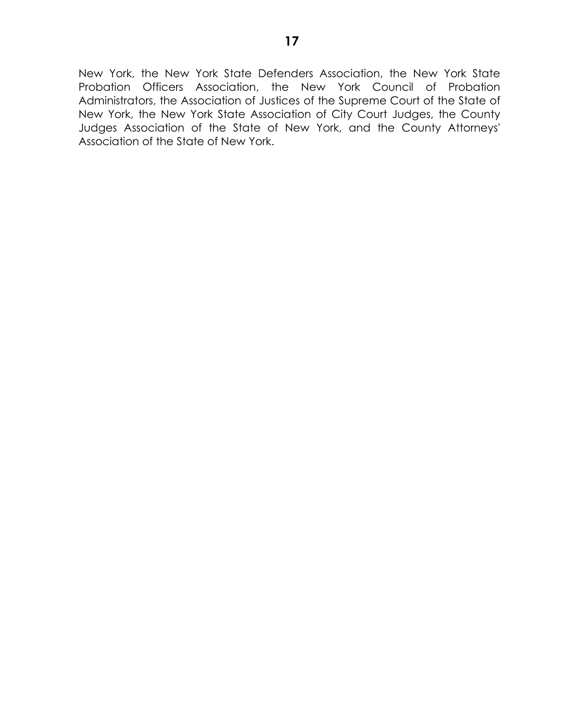New York, the New York State Defenders Association, the New York State Probation Officers Association, the New York Council of Probation Administrators, the Association of Justices of the Supreme Court of the State of New York, the New York State Association of City Court Judges, the County Judges Association of the State of New York, and the County Attorneys' Association of the State of New York.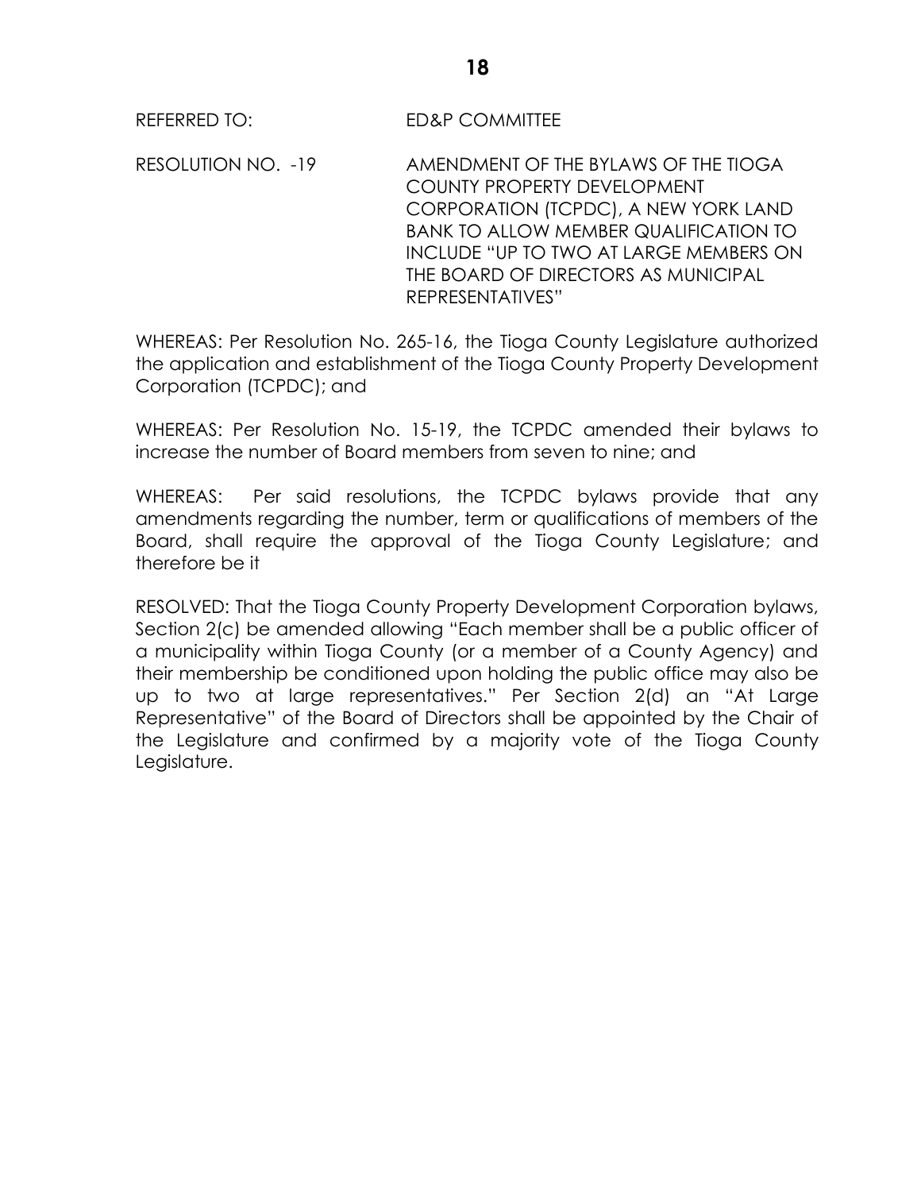REFERRED TO: ED&P COMMITTEE

RESOLUTION NO. -19 AMENDMENT OF THE BYLAWS OF THE TIOGA COUNTY PROPERTY DEVELOPMENT CORPORATION (TCPDC), A NEW YORK LAND BANK TO ALLOW MEMBER QUALIFICATION TO INCLUDE "UP TO TWO AT LARGE MEMBERS ON THE BOARD OF DIRECTORS AS MUNICIPAL REPRESENTATIVES"

WHEREAS: Per Resolution No. 265-16, the Tioga County Legislature authorized the application and establishment of the Tioga County Property Development Corporation (TCPDC); and

WHEREAS: Per Resolution No. 15-19, the TCPDC amended their bylaws to increase the number of Board members from seven to nine; and

WHEREAS: Per said resolutions, the TCPDC bylaws provide that any amendments regarding the number, term or qualifications of members of the Board, shall require the approval of the Tioga County Legislature; and therefore be it

RESOLVED: That the Tioga County Property Development Corporation bylaws, Section 2(c) be amended allowing "Each member shall be a public officer of a municipality within Tioga County (or a member of a County Agency) and their membership be conditioned upon holding the public office may also be up to two at large representatives." Per Section 2(d) an "At Large Representative" of the Board of Directors shall be appointed by the Chair of the Legislature and confirmed by a majority vote of the Tioga County Legislature.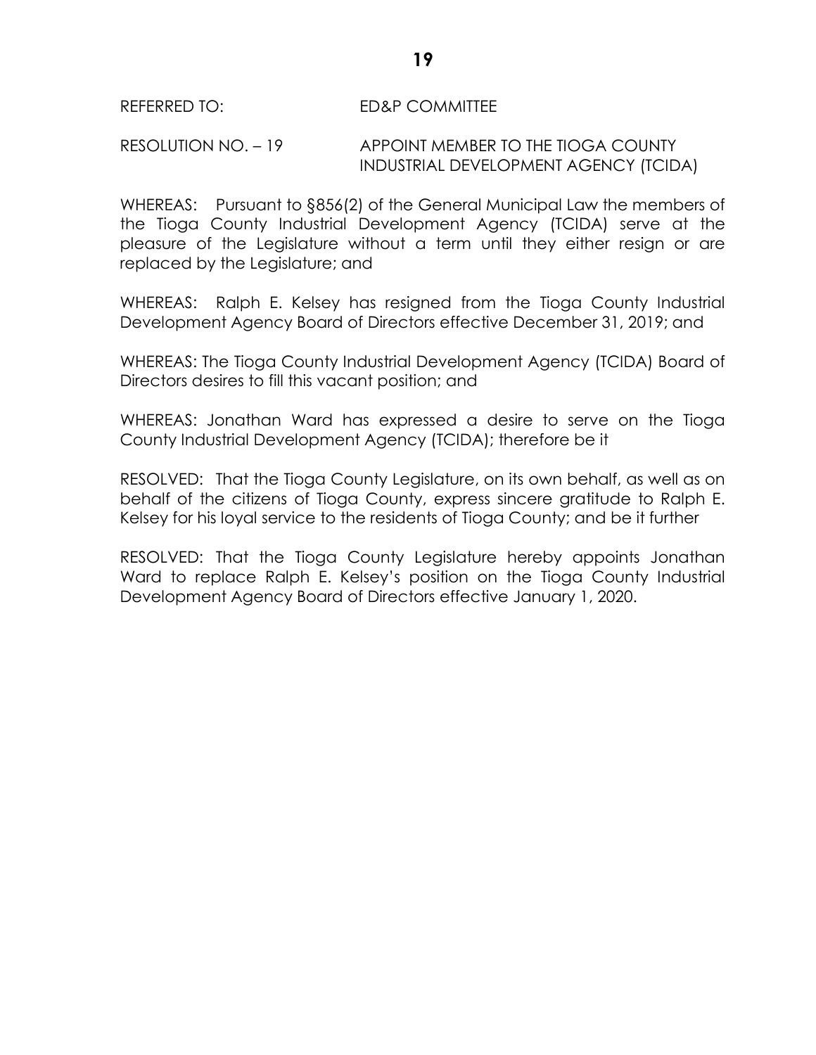REFERRED TO: ED&P COMMITTEE

RESOLUTION NO. – 19 APPOINT MEMBER TO THE TIOGA COUNTY INDUSTRIAL DEVELOPMENT AGENCY (TCIDA)

WHEREAS: Pursuant to §856(2) of the General Municipal Law the members of the Tioga County Industrial Development Agency (TCIDA) serve at the pleasure of the Legislature without a term until they either resign or are replaced by the Legislature; and

WHEREAS: Ralph E. Kelsey has resigned from the Tioga County Industrial Development Agency Board of Directors effective December 31, 2019; and

WHEREAS: The Tioga County Industrial Development Agency (TCIDA) Board of Directors desires to fill this vacant position; and

WHEREAS: Jonathan Ward has expressed a desire to serve on the Tioga County Industrial Development Agency (TCIDA); therefore be it

RESOLVED: That the Tioga County Legislature, on its own behalf, as well as on behalf of the citizens of Tioga County, express sincere gratitude to Ralph E. Kelsey for his loyal service to the residents of Tioga County; and be it further

RESOLVED: That the Tioga County Legislature hereby appoints Jonathan Ward to replace Ralph E. Kelsey's position on the Tioga County Industrial Development Agency Board of Directors effective January 1, 2020.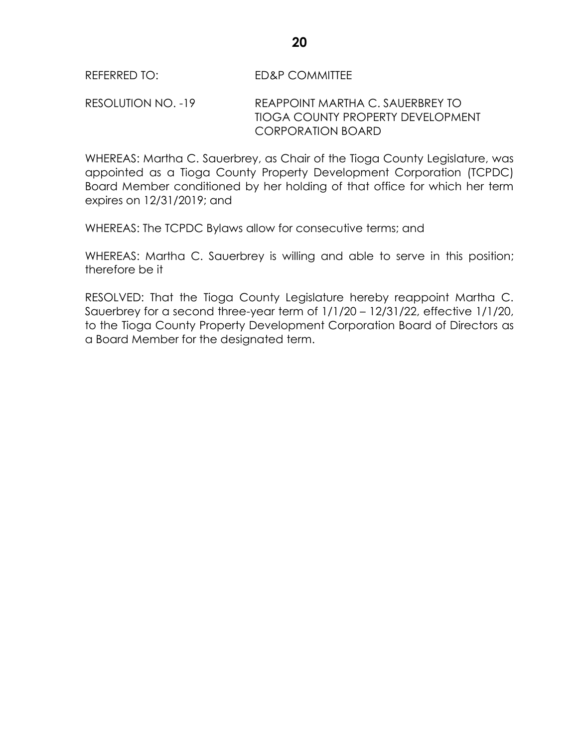REFERRED TO: ED&P COMMITTEE

RESOLUTION NO. -19 REAPPOINT MARTHA C. SAUERBREY TO TIOGA COUNTY PROPERTY DEVELOPMENT CORPORATION BOARD

WHEREAS: Martha C. Sauerbrey, as Chair of the Tioga County Legislature, was appointed as a Tioga County Property Development Corporation (TCPDC) Board Member conditioned by her holding of that office for which her term expires on 12/31/2019; and

WHEREAS: The TCPDC Bylaws allow for consecutive terms; and

WHEREAS: Martha C. Sauerbrey is willing and able to serve in this position; therefore be it

RESOLVED: That the Tioga County Legislature hereby reappoint Martha C. Sauerbrey for a second three-year term of 1/1/20 – 12/31/22, effective 1/1/20, to the Tioga County Property Development Corporation Board of Directors as a Board Member for the designated term.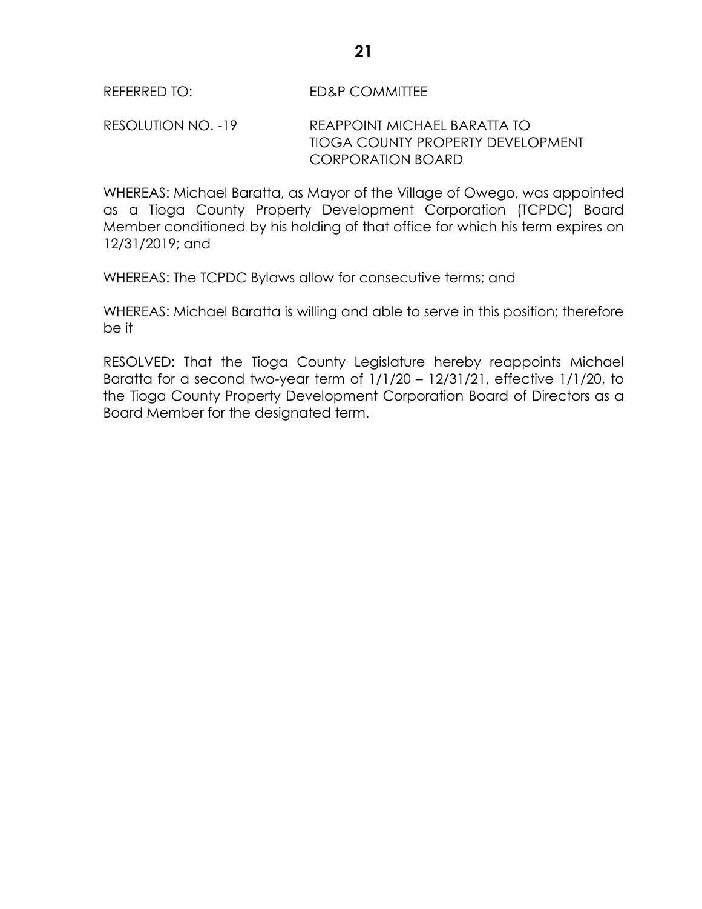REFERRED TO: ED&P COMMITTEE

RESOLUTION NO. -19 REAPPOINT MICHAEL BARATTA TO TIOGA COUNTY PROPERTY DEVELOPMENT CORPORATION BOARD

WHEREAS: Michael Baratta, as Mayor of the Village of Owego, was appointed as a Tioga County Property Development Corporation (TCPDC) Board Member conditioned by his holding of that office for which his term expires on 12/31/2019; and

WHEREAS: The TCPDC Bylaws allow for consecutive terms; and

WHEREAS: Michael Baratta is willing and able to serve in this position; therefore be it

RESOLVED: That the Tioga County Legislature hereby reappoints Michael Baratta for a second two-year term of 1/1/20 – 12/31/21, effective 1/1/20, to the Tioga County Property Development Corporation Board of Directors as a Board Member for the designated term.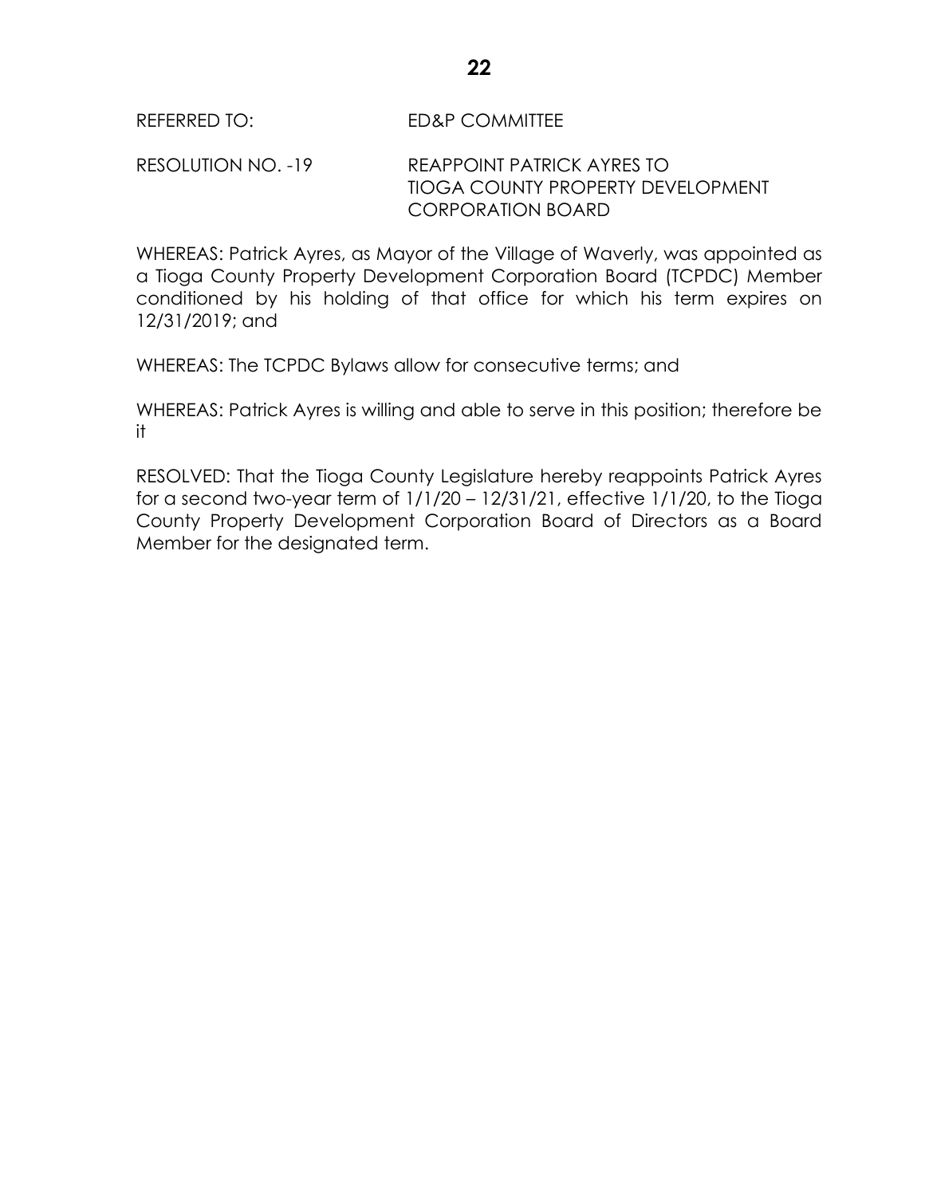REFERRED TO: ED&P COMMITTEE

RESOLUTION NO. -19 REAPPOINT PATRICK AYRES TO TIOGA COUNTY PROPERTY DEVELOPMENT CORPORATION BOARD

WHEREAS: Patrick Ayres, as Mayor of the Village of Waverly, was appointed as a Tioga County Property Development Corporation Board (TCPDC) Member conditioned by his holding of that office for which his term expires on 12/31/2019; and

WHEREAS: The TCPDC Bylaws allow for consecutive terms; and

WHEREAS: Patrick Ayres is willing and able to serve in this position; therefore be it

RESOLVED: That the Tioga County Legislature hereby reappoints Patrick Ayres for a second two-year term of 1/1/20 – 12/31/21, effective 1/1/20, to the Tioga County Property Development Corporation Board of Directors as a Board Member for the designated term.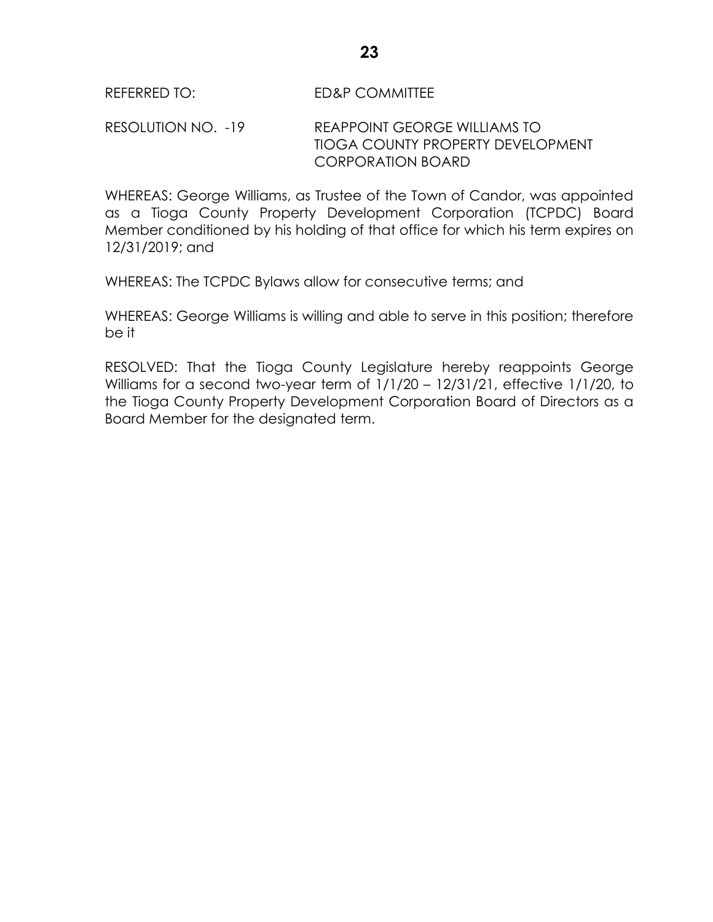REFERRED TO: ED&P COMMITTEE

RESOLUTION NO. -19 REAPPOINT GEORGE WILLIAMS TO TIOGA COUNTY PROPERTY DEVELOPMENT CORPORATION BOARD

WHEREAS: George Williams, as Trustee of the Town of Candor, was appointed as a Tioga County Property Development Corporation (TCPDC) Board Member conditioned by his holding of that office for which his term expires on 12/31/2019; and

WHEREAS: The TCPDC Bylaws allow for consecutive terms; and

WHEREAS: George Williams is willing and able to serve in this position; therefore be it

RESOLVED: That the Tioga County Legislature hereby reappoints George Williams for a second two-year term of 1/1/20 – 12/31/21, effective 1/1/20, to the Tioga County Property Development Corporation Board of Directors as a Board Member for the designated term.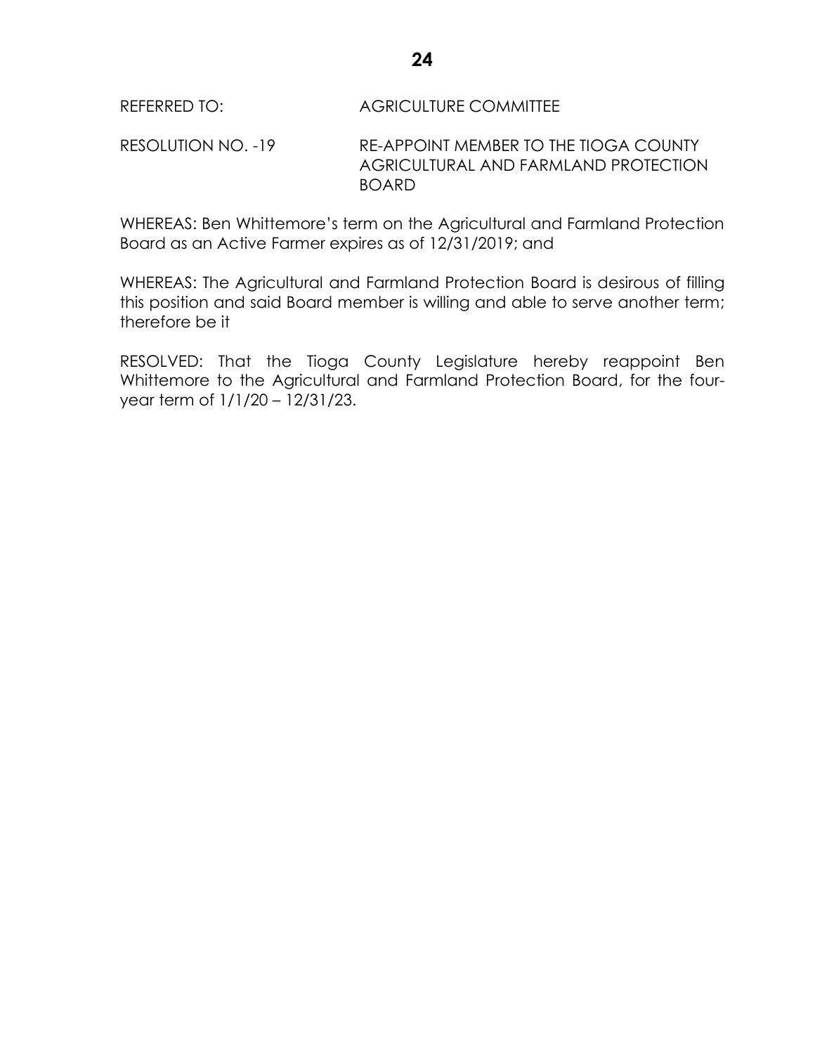REFERRED TO: AGRICULTURE COMMITTEE

RESOLUTION NO. -19 RE-APPOINT MEMBER TO THE TIOGA COUNTY AGRICULTURAL AND FARMLAND PROTECTION BOARD

WHEREAS: Ben Whittemore's term on the Agricultural and Farmland Protection Board as an Active Farmer expires as of 12/31/2019; and

WHEREAS: The Agricultural and Farmland Protection Board is desirous of filling this position and said Board member is willing and able to serve another term; therefore be it

RESOLVED: That the Tioga County Legislature hereby reappoint Ben Whittemore to the Agricultural and Farmland Protection Board, for the four-year term of 1/1/20 – 12/31/23.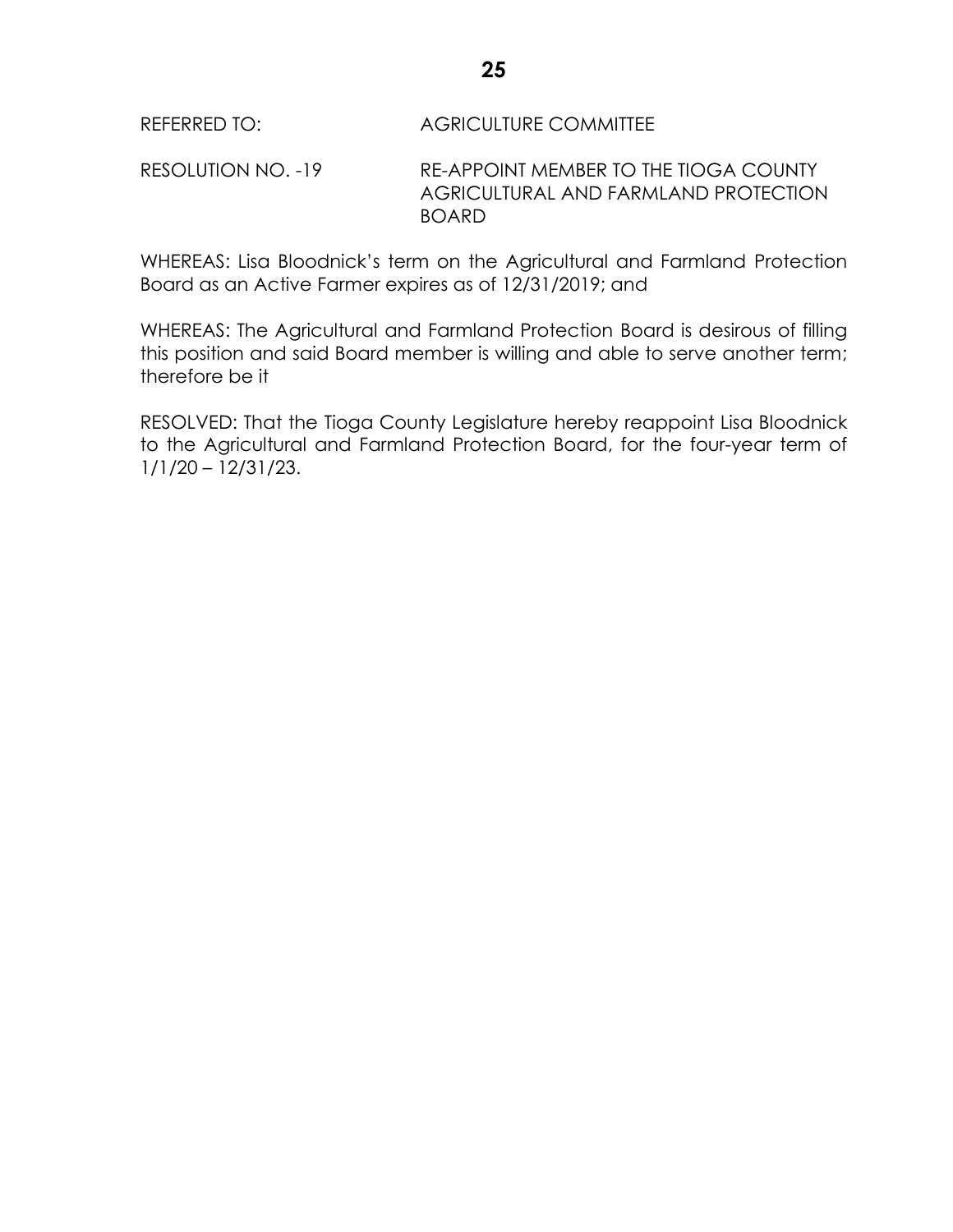REFERRED TO: AGRICULTURE COMMITTEE

RESOLUTION NO. -19 RE-APPOINT MEMBER TO THE TIOGA COUNTY AGRICULTURAL AND FARMLAND PROTECTION BOARD

WHEREAS: Lisa Bloodnick's term on the Agricultural and Farmland Protection Board as an Active Farmer expires as of 12/31/2019; and

WHEREAS: The Agricultural and Farmland Protection Board is desirous of filling this position and said Board member is willing and able to serve another term; therefore be it

RESOLVED: That the Tioga County Legislature hereby reappoint Lisa Bloodnick to the Agricultural and Farmland Protection Board, for the four-year term of 1/1/20 – 12/31/23.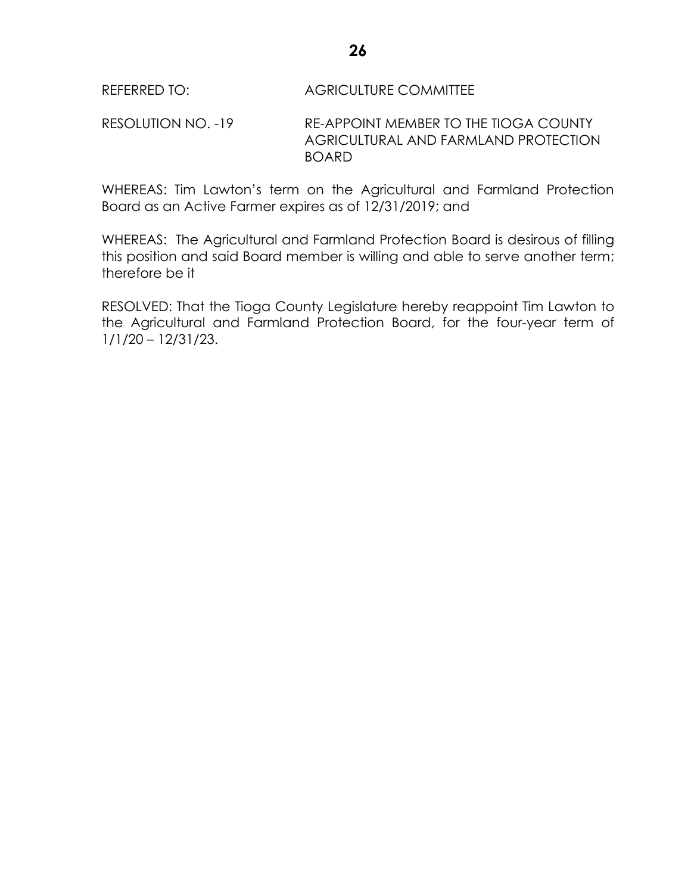REFERRED TO: AGRICULTURE COMMITTEE

RESOLUTION NO. -19 RE-APPOINT MEMBER TO THE TIOGA COUNTY AGRICULTURAL AND FARMLAND PROTECTION BOARD

WHEREAS: Tim Lawton's term on the Agricultural and Farmland Protection Board as an Active Farmer expires as of 12/31/2019; and

WHEREAS: The Agricultural and Farmland Protection Board is desirous of filling this position and said Board member is willing and able to serve another term; therefore be it

RESOLVED: That the Tioga County Legislature hereby reappoint Tim Lawton to the Agricultural and Farmland Protection Board, for the four-year term of 1/1/20 – 12/31/23.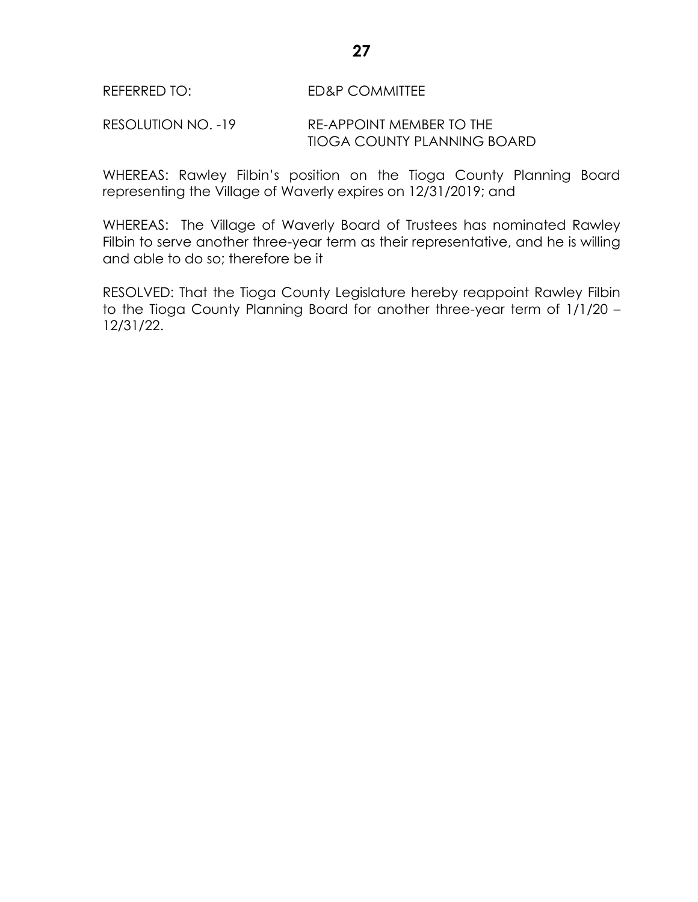REFERRED TO: ED&P COMMITTEE

RESOLUTION NO. -19 RE-APPOINT MEMBER TO THE TIOGA COUNTY PLANNING BOARD

WHEREAS: Rawley Filbin's position on the Tioga County Planning Board representing the Village of Waverly expires on 12/31/2019; and

WHEREAS: The Village of Waverly Board of Trustees has nominated Rawley Filbin to serve another three-year term as their representative, and he is willing and able to do so; therefore be it

RESOLVED: That the Tioga County Legislature hereby reappoint Rawley Filbin to the Tioga County Planning Board for another three-year term of 1/1/20 – 12/31/22.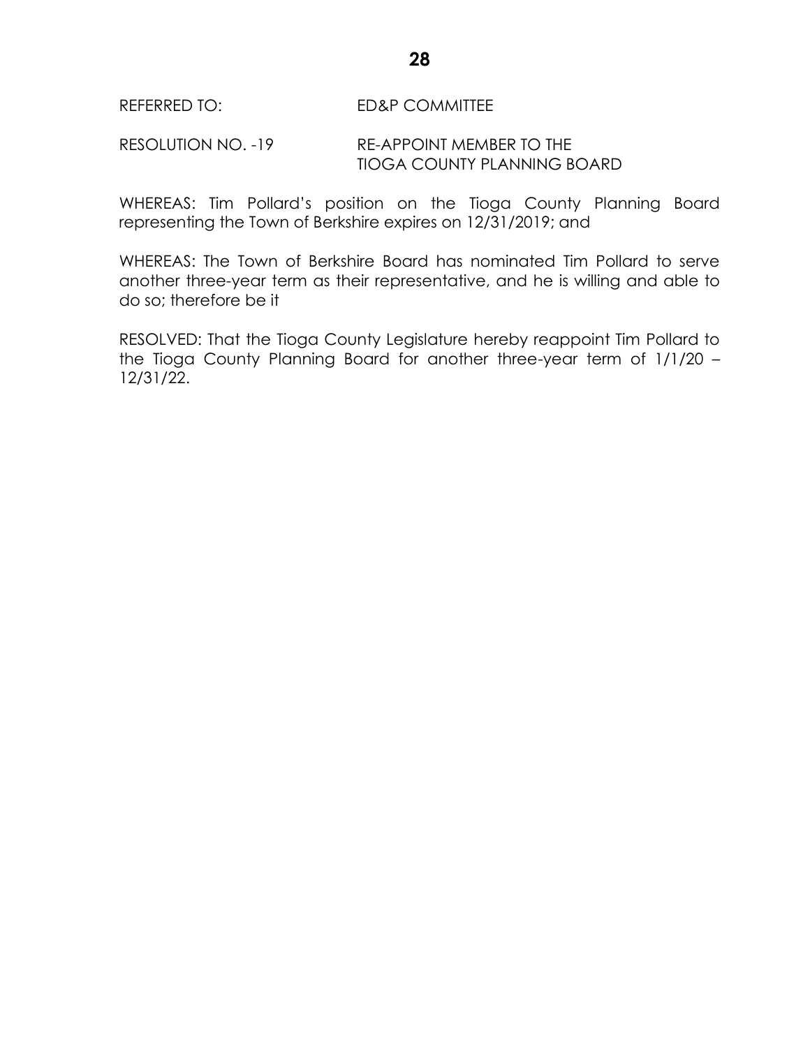REFERRED TO: ED&P COMMITTEE

RESOLUTION NO. -19 RE-APPOINT MEMBER TO THE TIOGA COUNTY PLANNING BOARD

WHEREAS: Tim Pollard's position on the Tioga County Planning Board representing the Town of Berkshire expires on 12/31/2019; and

WHEREAS: The Town of Berkshire Board has nominated Tim Pollard to serve another three-year term as their representative, and he is willing and able to do so; therefore be it

RESOLVED: That the Tioga County Legislature hereby reappoint Tim Pollard to the Tioga County Planning Board for another three-year term of 1/1/20 – 12/31/22.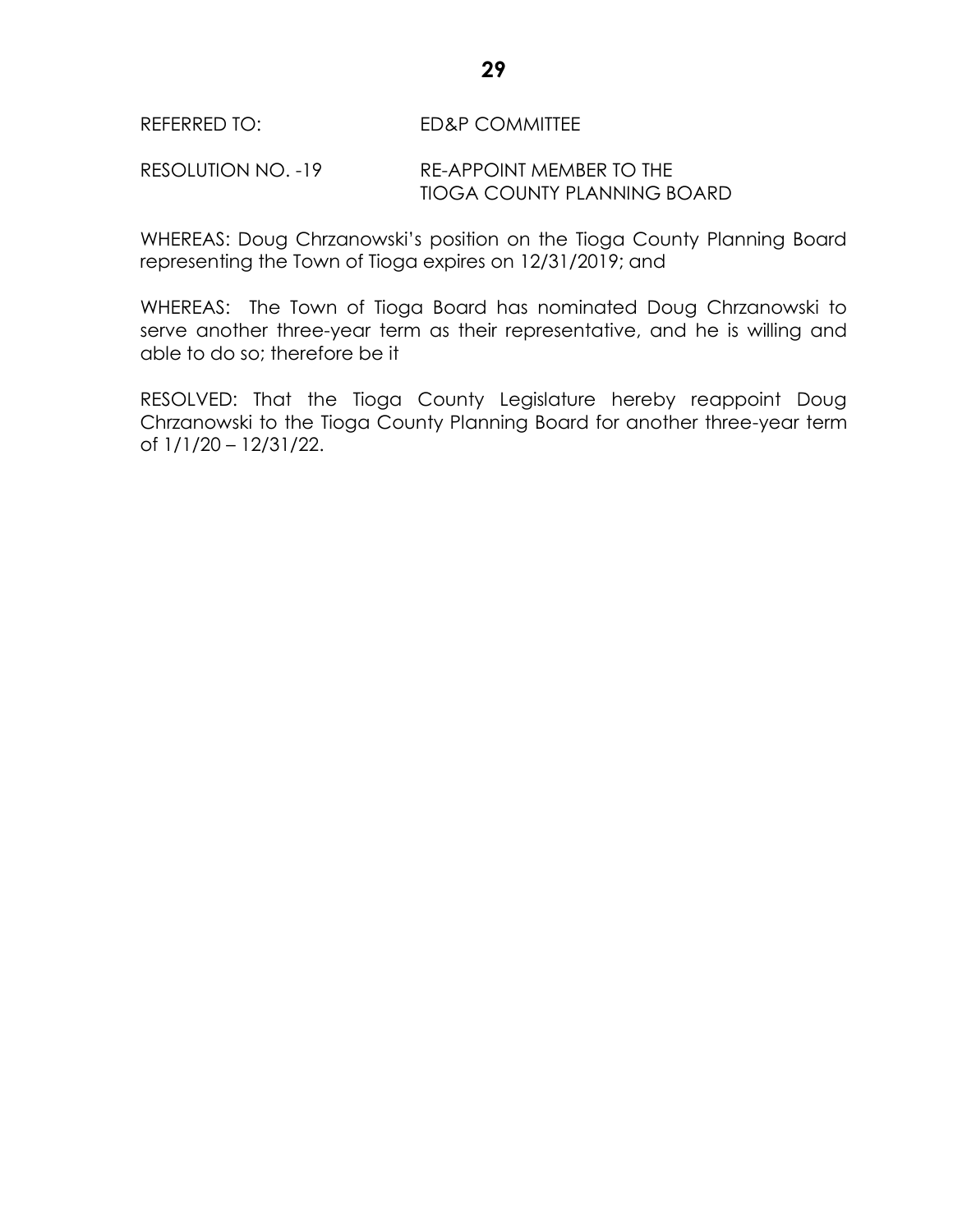REFERRED TO: ED&P COMMITTEE

RESOLUTION NO. -19 RE-APPOINT MEMBER TO THE TIOGA COUNTY PLANNING BOARD

WHEREAS: Doug Chrzanowski's position on the Tioga County Planning Board representing the Town of Tioga expires on 12/31/2019; and

WHEREAS: The Town of Tioga Board has nominated Doug Chrzanowski to serve another three-year term as their representative, and he is willing and able to do so; therefore be it

RESOLVED: That the Tioga County Legislature hereby reappoint Doug Chrzanowski to the Tioga County Planning Board for another three-year term of 1/1/20 – 12/31/22.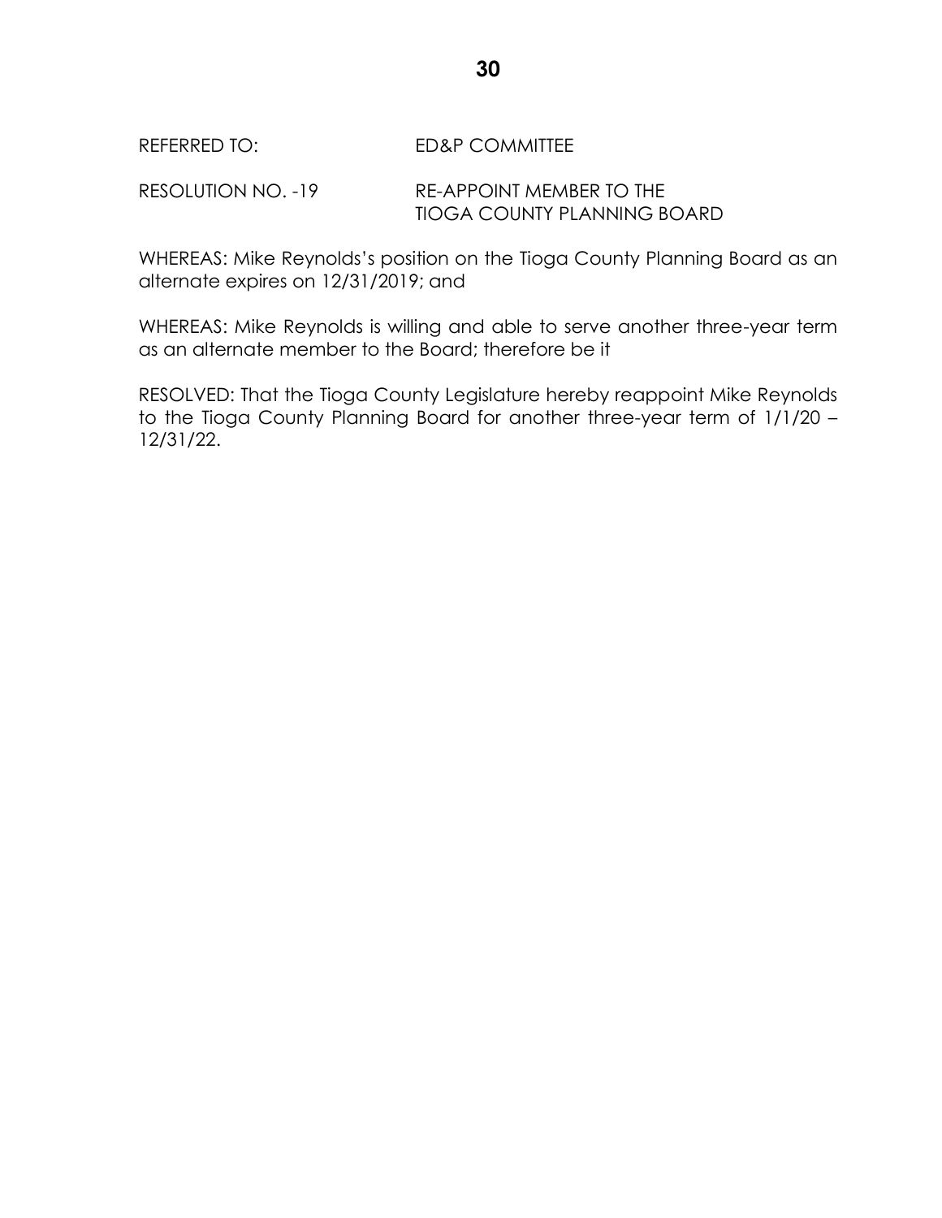REFERRED TO: ED&P COMMITTEE

RESOLUTION NO. -19 RE-APPOINT MEMBER TO THE TIOGA COUNTY PLANNING BOARD

WHEREAS: Mike Reynolds's position on the Tioga County Planning Board as an alternate expires on 12/31/2019; and

WHEREAS: Mike Reynolds is willing and able to serve another three-year term as an alternate member to the Board; therefore be it

RESOLVED: That the Tioga County Legislature hereby reappoint Mike Reynolds to the Tioga County Planning Board for another three-year term of 1/1/20 – 12/31/22.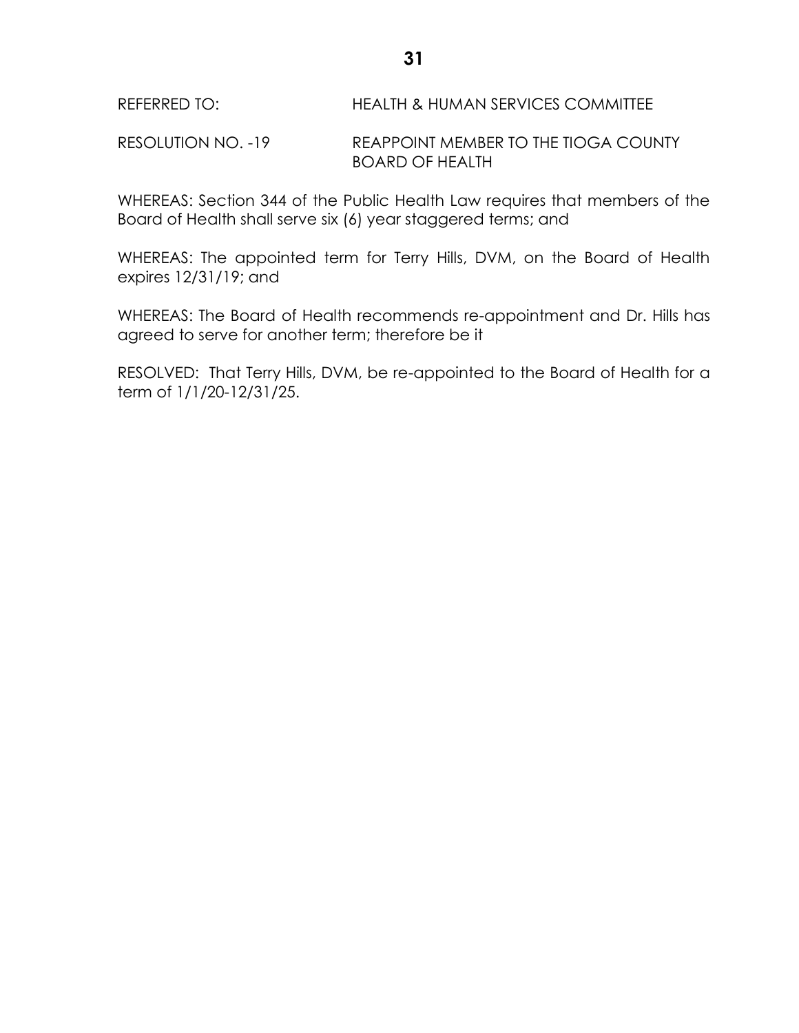REFERRED TO: HEALTH & HUMAN SERVICES COMMITTEE

RESOLUTION NO. -19 REAPPOINT MEMBER TO THE TIOGA COUNTY BOARD OF HEALTH

WHEREAS: Section 344 of the Public Health Law requires that members of the Board of Health shall serve six (6) year staggered terms; and

WHEREAS: The appointed term for Terry Hills, DVM, on the Board of Health expires 12/31/19; and

WHEREAS: The Board of Health recommends re-appointment and Dr. Hills has agreed to serve for another term; therefore be it

RESOLVED: That Terry Hills, DVM, be re-appointed to the Board of Health for a term of 1/1/20-12/31/25.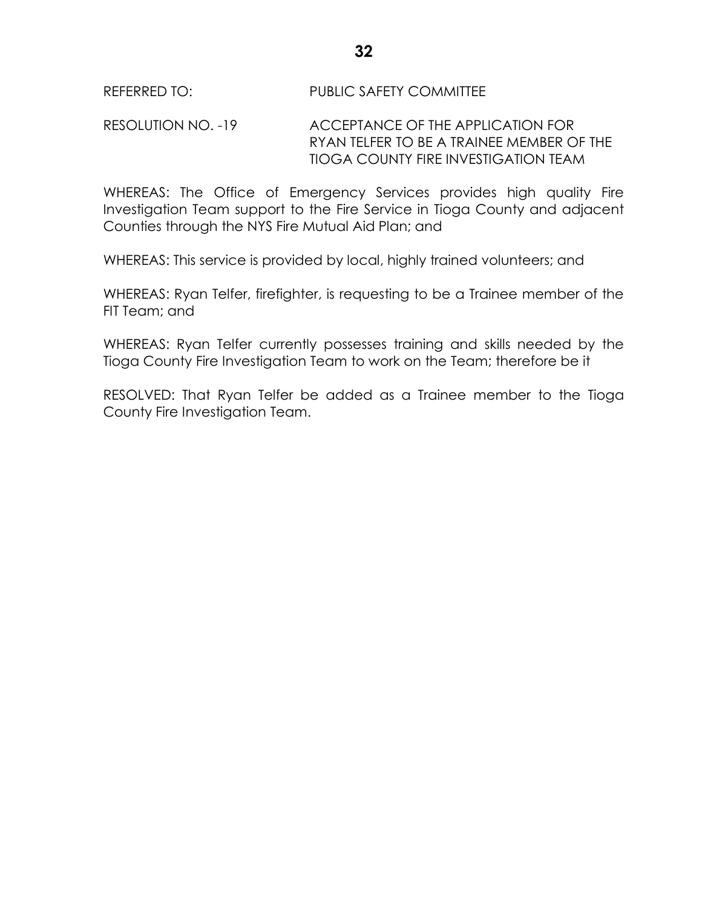REFERRED TO: PUBLIC SAFETY COMMITTEE

RESOLUTION NO. -19 ACCEPTANCE OF THE APPLICATION FOR RYAN TELFER TO BE A TRAINEE MEMBER OF THE TIOGA COUNTY FIRE INVESTIGATION TEAM

WHEREAS: The Office of Emergency Services provides high quality Fire Investigation Team support to the Fire Service in Tioga County and adjacent Counties through the NYS Fire Mutual Aid Plan; and

WHEREAS: This service is provided by local, highly trained volunteers; and

WHEREAS: Ryan Telfer, firefighter, is requesting to be a Trainee member of the FIT Team; and

WHEREAS: Ryan Telfer currently possesses training and skills needed by the Tioga County Fire Investigation Team to work on the Team; therefore be it

RESOLVED: That Ryan Telfer be added as a Trainee member to the Tioga County Fire Investigation Team.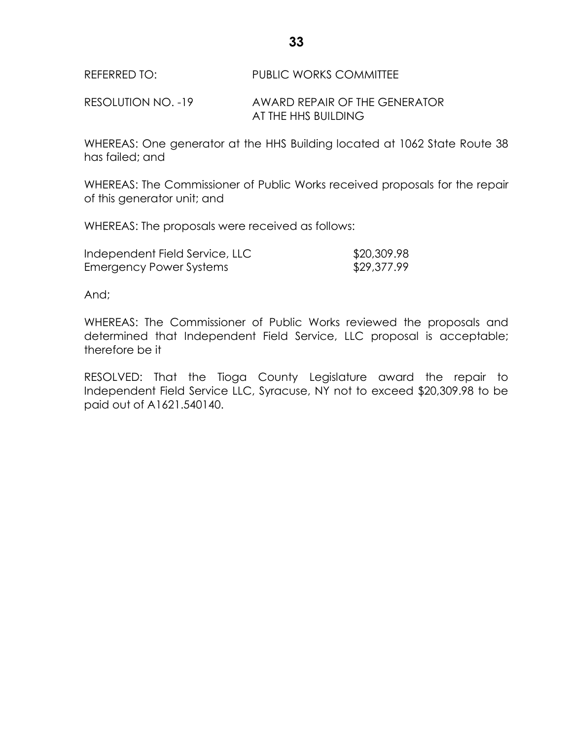REFERRED TO: PUBLIC WORKS COMMITTEE

RESOLUTION NO. -19 AWARD REPAIR OF THE GENERATOR AT THE HHS BUILDING

WHEREAS: One generator at the HHS Building located at 1062 State Route 38 has failed; and

WHEREAS: The Commissioner of Public Works received proposals for the repair of this generator unit; and

WHEREAS: The proposals were received as follows:

| | |
|---|---|
| Independent Field Service, LLC | $20,309.98 |
| Emergency Power Systems | $29,377.99 |

And;

WHEREAS: The Commissioner of Public Works reviewed the proposals and determined that Independent Field Service, LLC proposal is acceptable; therefore be it

RESOLVED: That the Tioga County Legislature award the repair to Independent Field Service LLC, Syracuse, NY not to exceed $20,309.98 to be paid out of A1621.540140.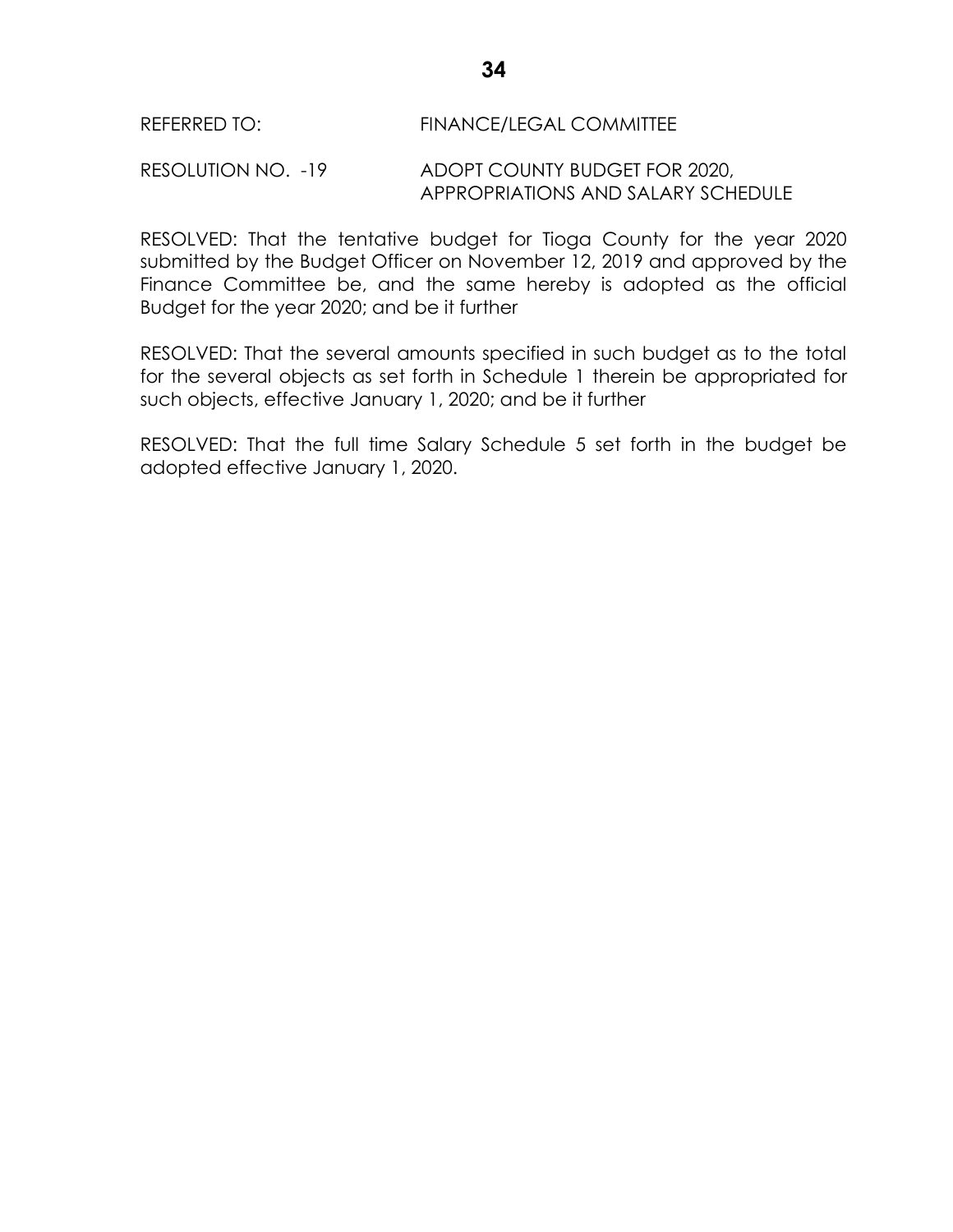REFERRED TO: FINANCE/LEGAL COMMITTEE

RESOLUTION NO. -19 ADOPT COUNTY BUDGET FOR 2020, APPROPRIATIONS AND SALARY SCHEDULE

RESOLVED: That the tentative budget for Tioga County for the year 2020 submitted by the Budget Officer on November 12, 2019 and approved by the Finance Committee be, and the same hereby is adopted as the official Budget for the year 2020; and be it further

RESOLVED: That the several amounts specified in such budget as to the total for the several objects as set forth in Schedule 1 therein be appropriated for such objects, effective January 1, 2020; and be it further

RESOLVED: That the full time Salary Schedule 5 set forth in the budget be adopted effective January 1, 2020.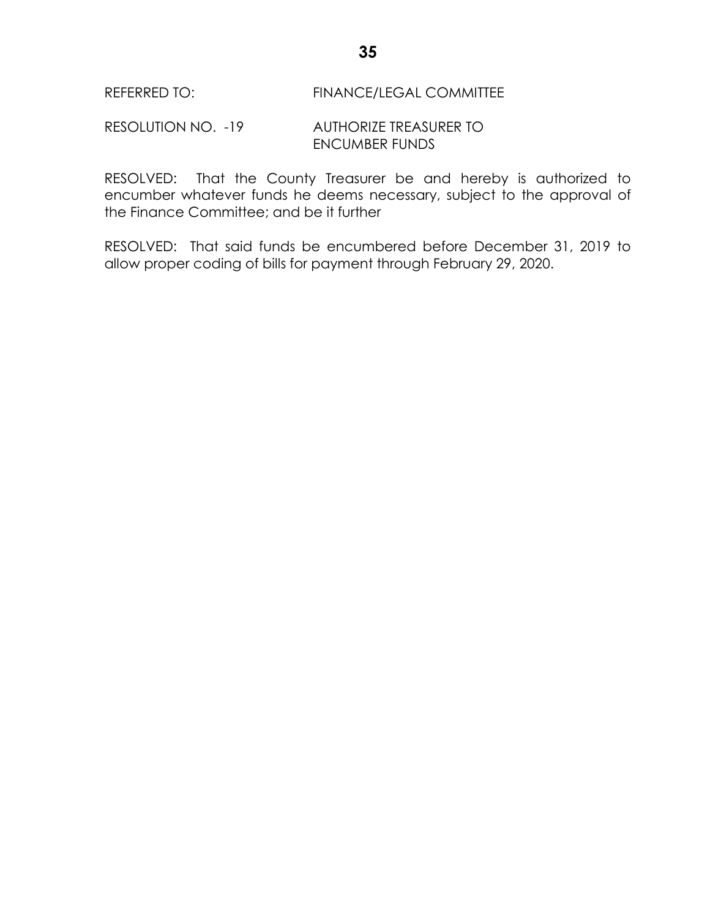REFERRED TO: FINANCE/LEGAL COMMITTEE

RESOLUTION NO. -19 AUTHORIZE TREASURER TO ENCUMBER FUNDS

RESOLVED: That the County Treasurer be and hereby is authorized to encumber whatever funds he deems necessary, subject to the approval of the Finance Committee; and be it further

RESOLVED: That said funds be encumbered before December 31, 2019 to allow proper coding of bills for payment through February 29, 2020.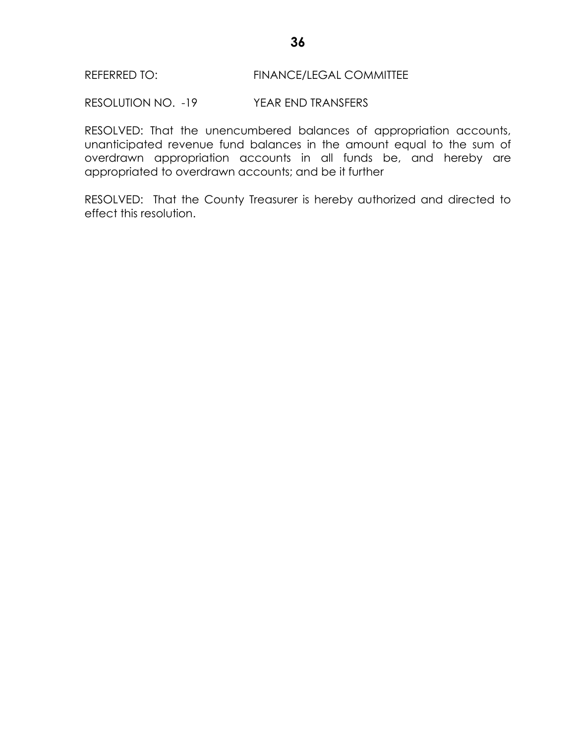REFERRED TO: FINANCE/LEGAL COMMITTEE

RESOLUTION NO. -19 YEAR END TRANSFERS

RESOLVED: That the unencumbered balances of appropriation accounts, unanticipated revenue fund balances in the amount equal to the sum of overdrawn appropriation accounts in all funds be, and hereby are appropriated to overdrawn accounts; and be it further

RESOLVED: That the County Treasurer is hereby authorized and directed to effect this resolution.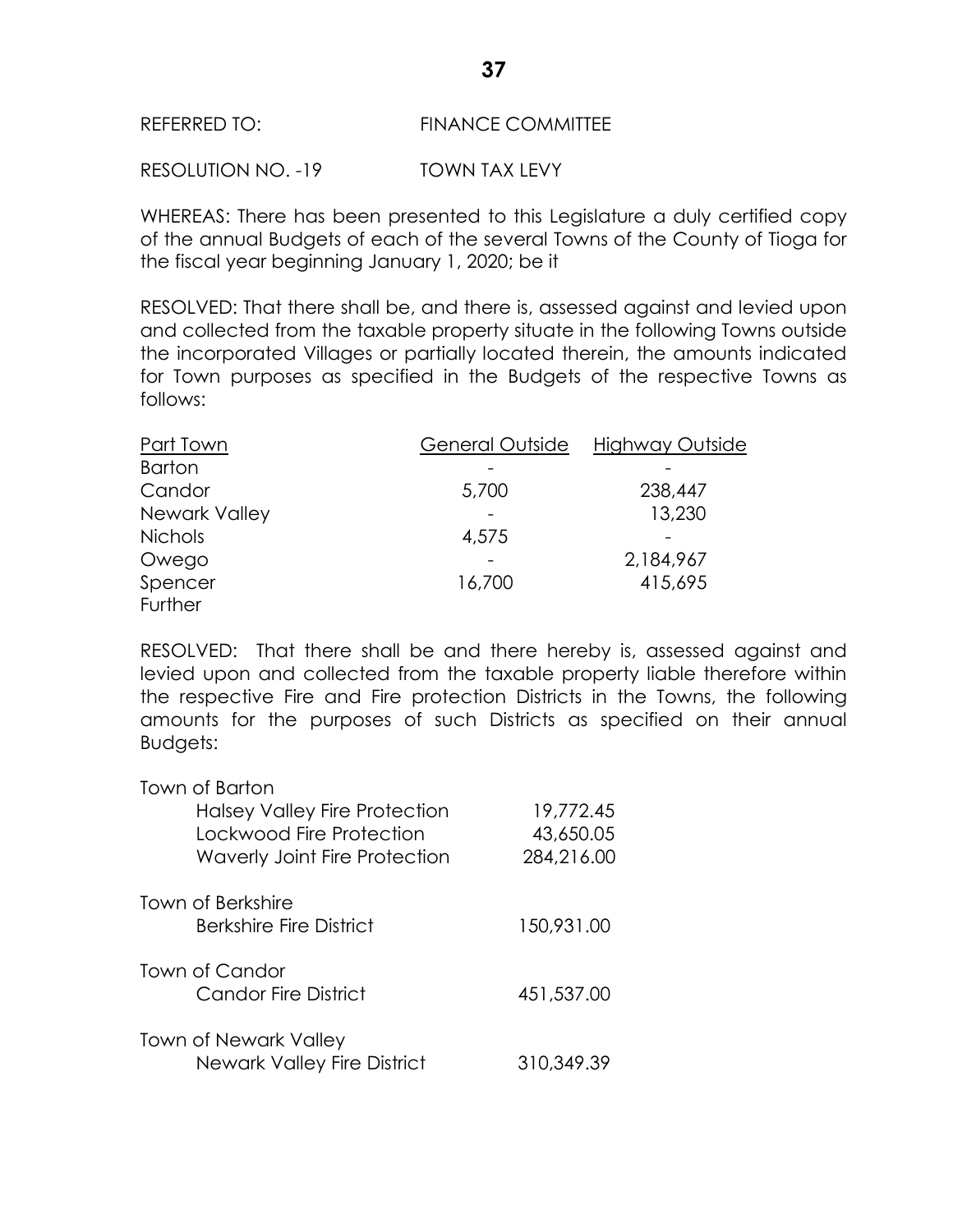REFERRED TO: FINANCE COMMITTEE

RESOLUTION NO. -19 TOWN TAX LEVY

WHEREAS: There has been presented to this Legislature a duly certified copy of the annual Budgets of each of the several Towns of the County of Tioga for the fiscal year beginning January 1, 2020; be it

RESOLVED: That there shall be, and there is, assessed against and levied upon and collected from the taxable property situate in the following Towns outside the incorporated Villages or partially located therein, the amounts indicated for Town purposes as specified in the Budgets of the respective Towns as follows:

| Part Town | General Outside | Highway Outside |
|---|---|---|
| Barton | - | - |
| Candor | 5,700 | 238,447 |
| Newark Valley | - | 13,230 |
| Nichols | 4,575 | - |
| Owego | - | 2,184,967 |
| Spencer | 16,700 | 415,695 |

Further

RESOLVED: That there shall be and there hereby is, assessed against and levied upon and collected from the taxable property liable therefore within the respective Fire and Fire protection Districts in the Towns, the following amounts for the purposes of such Districts as specified on their annual Budgets:

| | |
|---|---|
| **Town of Barton** | |
| Halsey Valley Fire Protection | 19,772.45 |
| Lockwood Fire Protection | 43,650.05 |
| Waverly Joint Fire Protection | 284,216.00 |
| **Town of Berkshire** | |
| Berkshire Fire District | 150,931.00 |
| **Town of Candor** | |
| Candor Fire District | 451,537.00 |
| **Town of Newark Valley** | |
| Newark Valley Fire District | 310,349.39 |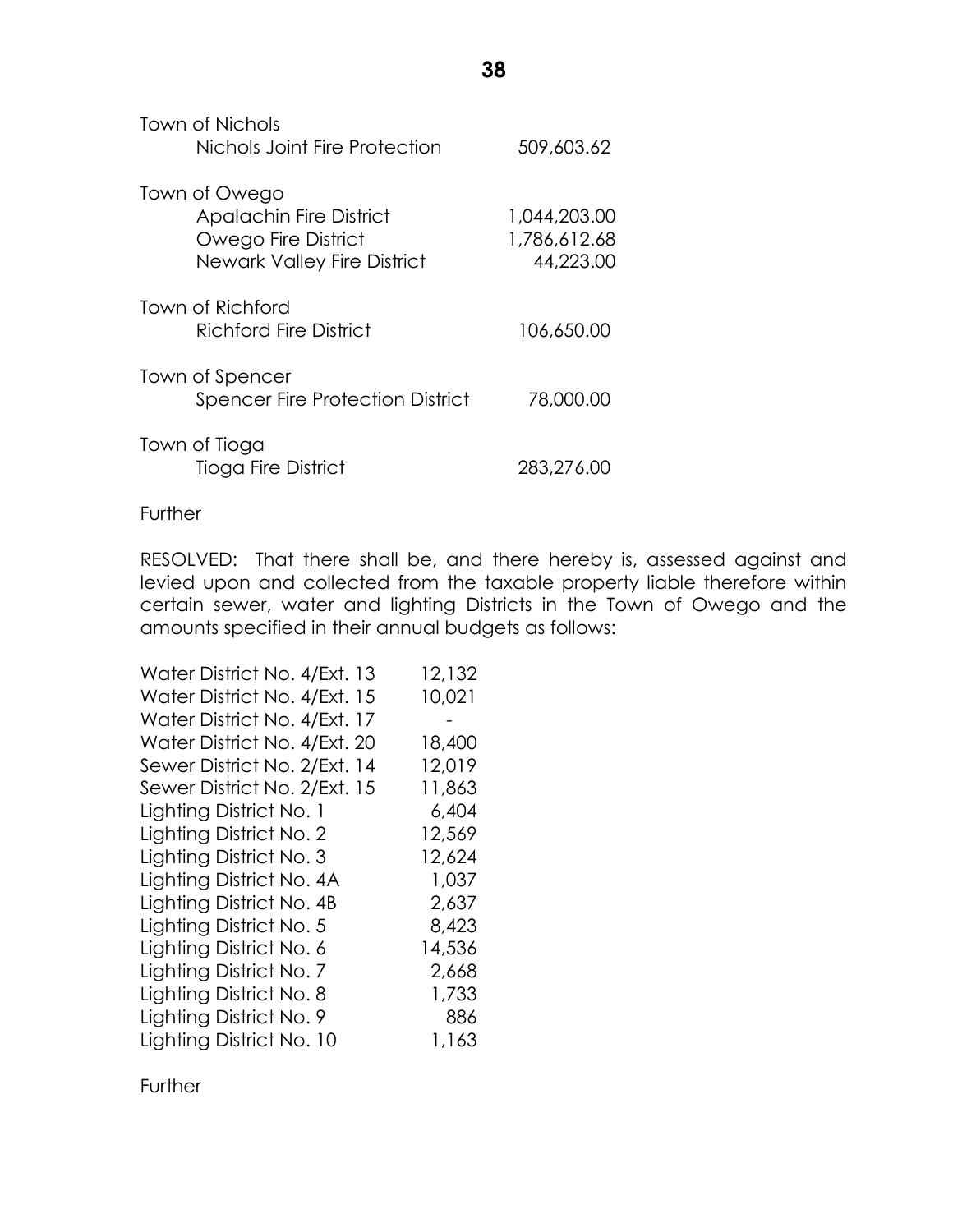| | |
|---|---|
| **Town of Nichols** | |
| Nichols Joint Fire Protection | 509,603.62 |
| **Town of Owego** | |
| Apalachin Fire District | 1,044,203.00 |
| Owego Fire District | 1,786,612.68 |
| Newark Valley Fire District | 44,223.00 |
| **Town of Richford** | |
| Richford Fire District | 106,650.00 |
| **Town of Spencer** | |
| Spencer Fire Protection District | 78,000.00 |
| **Town of Tioga** | |
| Tioga Fire District | 283,276.00 |

Further

RESOLVED: That there shall be, and there hereby is, assessed against and levied upon and collected from the taxable property liable therefore within certain sewer, water and lighting Districts in the Town of Owego and the amounts specified in their annual budgets as follows:

| | |
|---|---|
| Water District No. 4/Ext. 13 | 12,132 |
| Water District No. 4/Ext. 15 | 10,021 |
| Water District No. 4/Ext. 17 | - |
| Water District No. 4/Ext. 20 | 18,400 |
| Sewer District No. 2/Ext. 14 | 12,019 |
| Sewer District No. 2/Ext. 15 | 11,863 |
| Lighting District No. 1 | 6,404 |
| Lighting District No. 2 | 12,569 |
| Lighting District No. 3 | 12,624 |
| Lighting District No. 4A | 1,037 |
| Lighting District No. 4B | 2,637 |
| Lighting District No. 5 | 8,423 |
| Lighting District No. 6 | 14,536 |
| Lighting District No. 7 | 2,668 |
| Lighting District No. 8 | 1,733 |
| Lighting District No. 9 | 886 |
| Lighting District No. 10 | 1,163 |

Further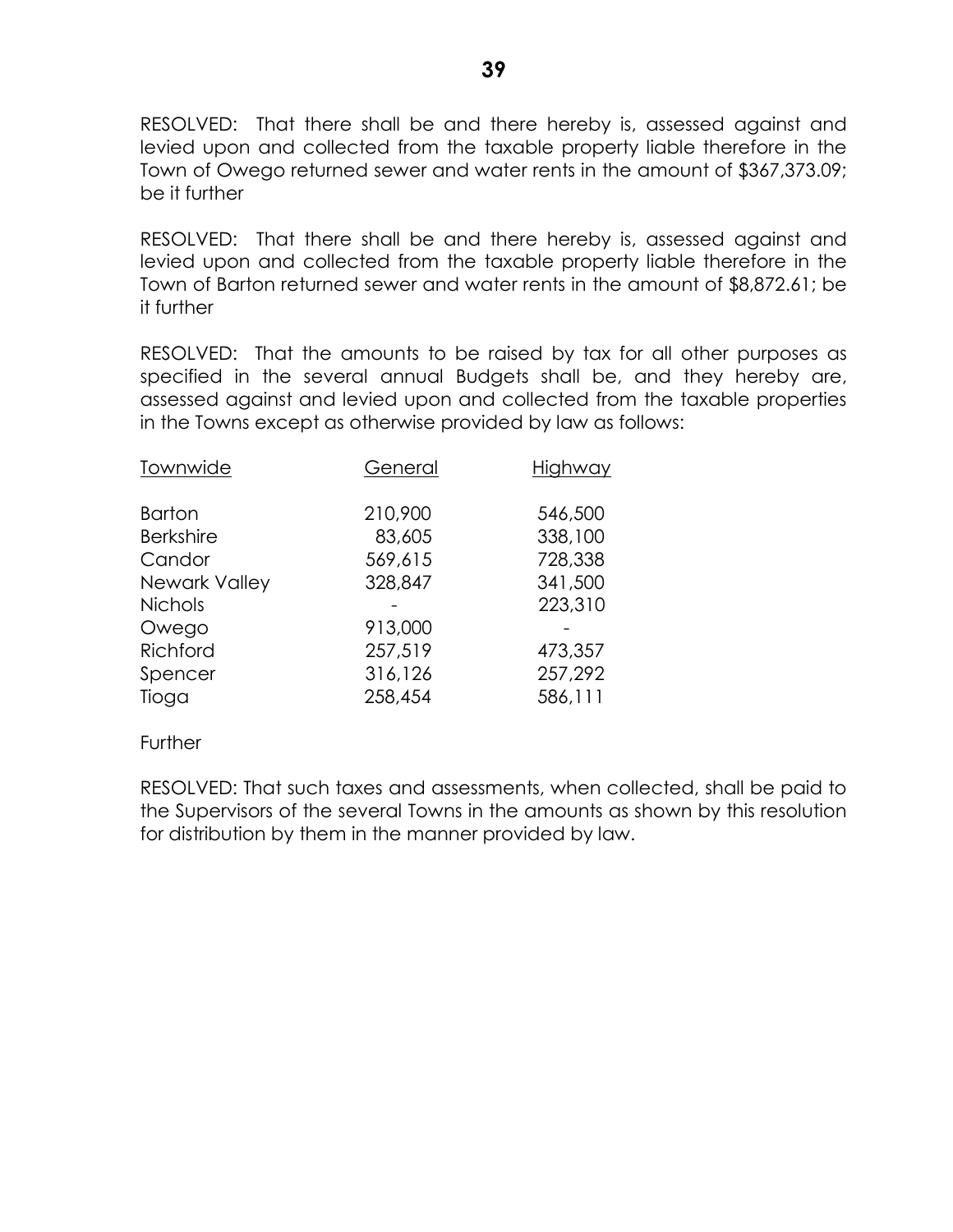RESOLVED: That there shall be and there hereby is, assessed against and levied upon and collected from the taxable property liable therefore in the Town of Owego returned sewer and water rents in the amount of $367,373.09; be it further

RESOLVED: That there shall be and there hereby is, assessed against and levied upon and collected from the taxable property liable therefore in the Town of Barton returned sewer and water rents in the amount of $8,872.61; be it further

RESOLVED: That the amounts to be raised by tax for all other purposes as specified in the several annual Budgets shall be, and they hereby are, assessed against and levied upon and collected from the taxable properties in the Towns except as otherwise provided by law as follows:

| Townwide | General | Highway |
|---|---|---|
| Barton | 210,900 | 546,500 |
| Berkshire | 83,605 | 338,100 |
| Candor | 569,615 | 728,338 |
| Newark Valley | 328,847 | 341,500 |
| Nichols | - | 223,310 |
| Owego | 913,000 | - |
| Richford | 257,519 | 473,357 |
| Spencer | 316,126 | 257,292 |
| Tioga | 258,454 | 586,111 |

Further

RESOLVED: That such taxes and assessments, when collected, shall be paid to the Supervisors of the several Towns in the amounts as shown by this resolution for distribution by them in the manner provided by law.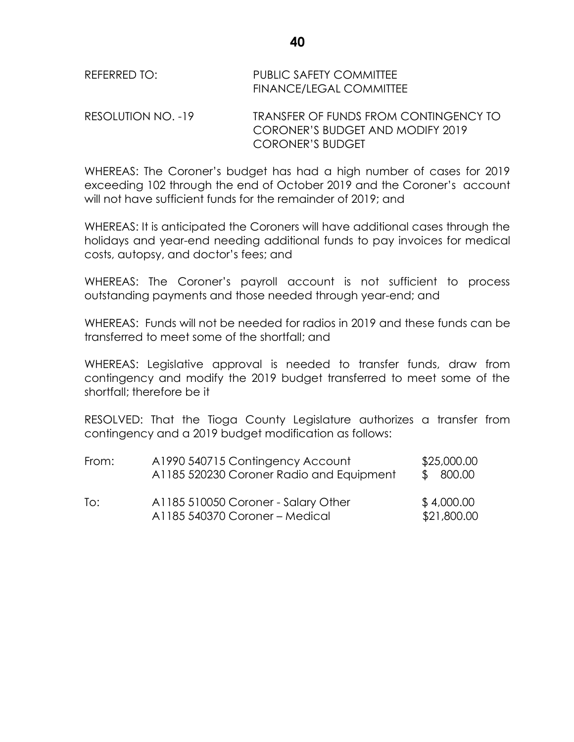REFERRED TO: PUBLIC SAFETY COMMITTEE
FINANCE/LEGAL COMMITTEE

RESOLUTION NO. -19 TRANSFER OF FUNDS FROM CONTINGENCY TO CORONER'S BUDGET AND MODIFY 2019 CORONER'S BUDGET

WHEREAS: The Coroner's budget has had a high number of cases for 2019 exceeding 102 through the end of October 2019 and the Coroner's account will not have sufficient funds for the remainder of 2019; and

WHEREAS: It is anticipated the Coroners will have additional cases through the holidays and year-end needing additional funds to pay invoices for medical costs, autopsy, and doctor's fees; and

WHEREAS: The Coroner's payroll account is not sufficient to process outstanding payments and those needed through year-end; and

WHEREAS: Funds will not be needed for radios in 2019 and these funds can be transferred to meet some of the shortfall; and

WHEREAS: Legislative approval is needed to transfer funds, draw from contingency and modify the 2019 budget transferred to meet some of the shortfall; therefore be it

RESOLVED: That the Tioga County Legislature authorizes a transfer from contingency and a 2019 budget modification as follows:

| | | |
|---|---|---|
| From: | A1990 540715 Contingency Account | $25,000.00 |
| | A1185 520230 Coroner Radio and Equipment | $ 800.00 |
| To: | A1185 510050 Coroner - Salary Other | $ 4,000.00 |
| | A1185 540370 Coroner – Medical | $21,800.00 |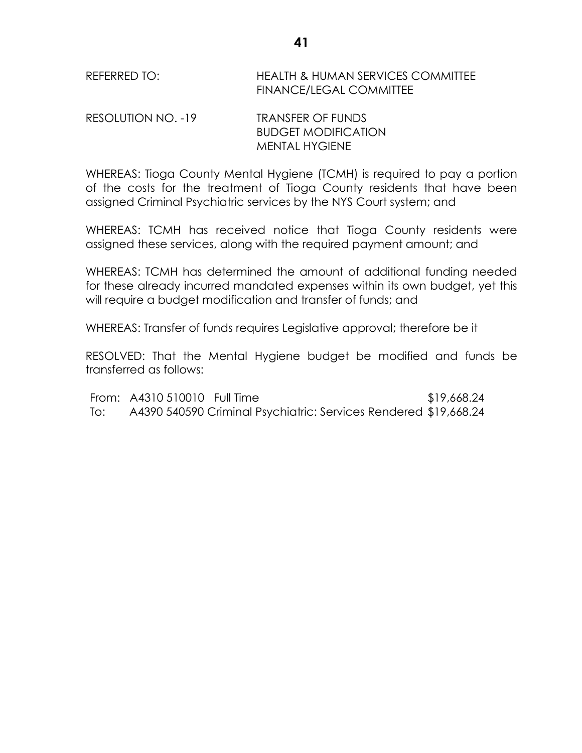REFERRED TO: HEALTH & HUMAN SERVICES COMMITTEE
FINANCE/LEGAL COMMITTEE

RESOLUTION NO. -19 TRANSFER OF FUNDS
BUDGET MODIFICATION
MENTAL HYGIENE

WHEREAS: Tioga County Mental Hygiene (TCMH) is required to pay a portion of the costs for the treatment of Tioga County residents that have been assigned Criminal Psychiatric services by the NYS Court system; and

WHEREAS: TCMH has received notice that Tioga County residents were assigned these services, along with the required payment amount; and

WHEREAS: TCMH has determined the amount of additional funding needed for these already incurred mandated expenses within its own budget, yet this will require a budget modification and transfer of funds; and

WHEREAS: Transfer of funds requires Legislative approval; therefore be it

RESOLVED: That the Mental Hygiene budget be modified and funds be transferred as follows:

| | | |
|---|---|---|
| From: | A4310 510010 Full Time | $19,668.24 |
| To: | A4390 540590 Criminal Psychiatric: Services Rendered | $19,668.24 |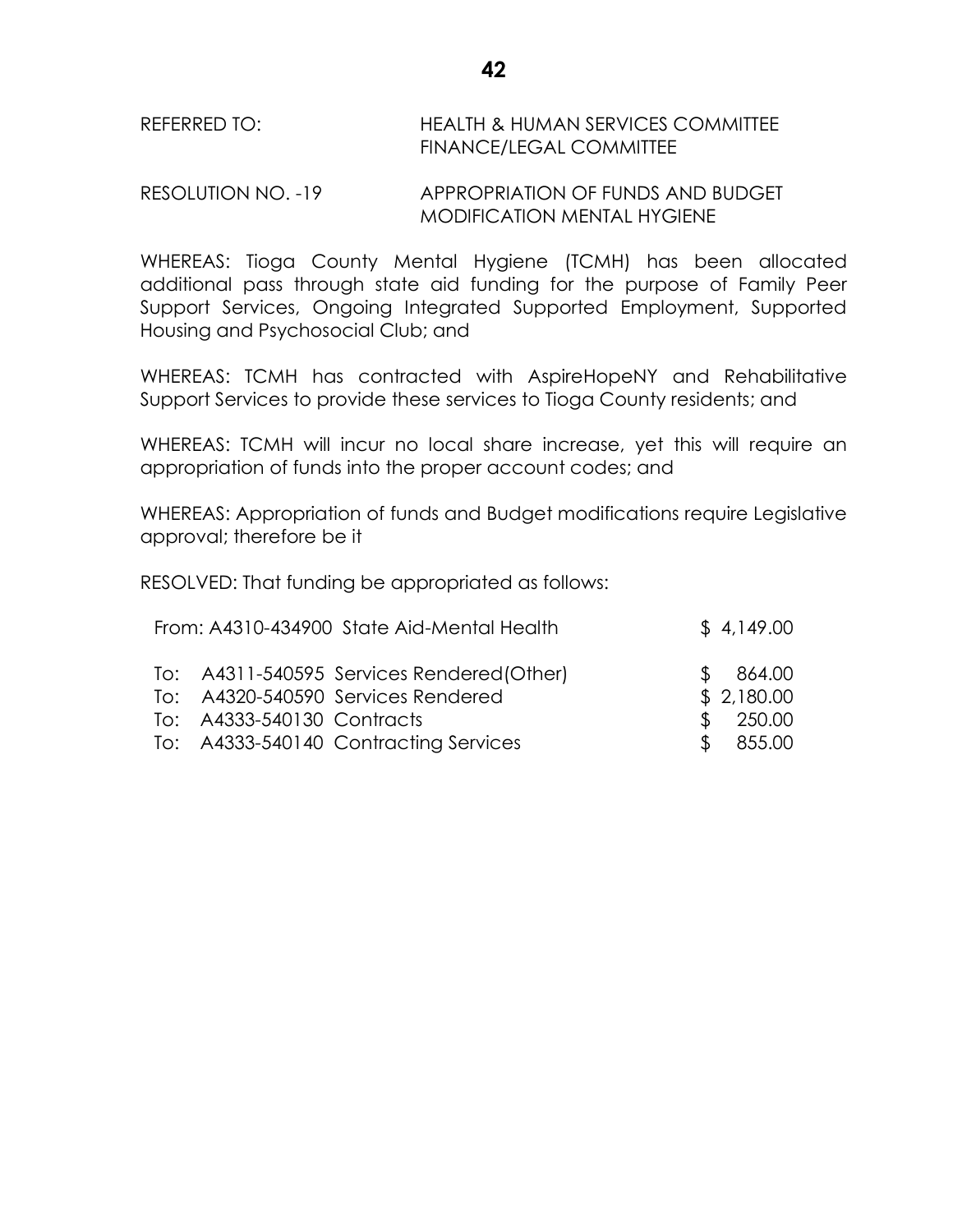REFERRED TO: HEALTH & HUMAN SERVICES COMMITTEE
FINANCE/LEGAL COMMITTEE

RESOLUTION NO. -19 APPROPRIATION OF FUNDS AND BUDGET MODIFICATION MENTAL HYGIENE

WHEREAS: Tioga County Mental Hygiene (TCMH) has been allocated additional pass through state aid funding for the purpose of Family Peer Support Services, Ongoing Integrated Supported Employment, Supported Housing and Psychosocial Club; and

WHEREAS: TCMH has contracted with AspireHopeNY and Rehabilitative Support Services to provide these services to Tioga County residents; and

WHEREAS: TCMH will incur no local share increase, yet this will require an appropriation of funds into the proper account codes; and

WHEREAS: Appropriation of funds and Budget modifications require Legislative approval; therefore be it

RESOLVED: That funding be appropriated as follows:

| | | |
|---|---|---|
| From: | A4310-434900 State Aid-Mental Health | $ 4,149.00 |
| To: | A4311-540595 Services Rendered(Other) | $ 864.00 |
| To: | A4320-540590 Services Rendered | $ 2,180.00 |
| To: | A4333-540130 Contracts | $ 250.00 |
| To: | A4333-540140 Contracting Services | $ 855.00 |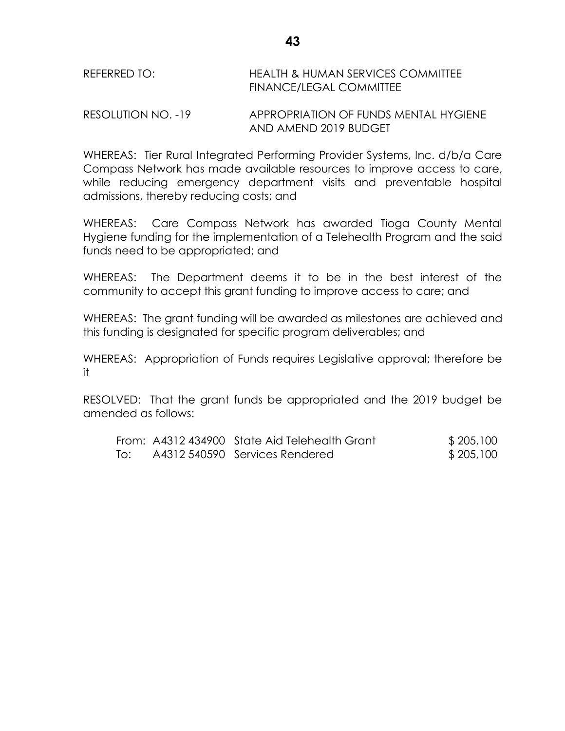REFERRED TO: HEALTH & HUMAN SERVICES COMMITTEE
FINANCE/LEGAL COMMITTEE

RESOLUTION NO. -19 APPROPRIATION OF FUNDS MENTAL HYGIENE AND AMEND 2019 BUDGET

WHEREAS: Tier Rural Integrated Performing Provider Systems, Inc. d/b/a Care Compass Network has made available resources to improve access to care, while reducing emergency department visits and preventable hospital admissions, thereby reducing costs; and

WHEREAS: Care Compass Network has awarded Tioga County Mental Hygiene funding for the implementation of a Telehealth Program and the said funds need to be appropriated; and

WHEREAS: The Department deems it to be in the best interest of the community to accept this grant funding to improve access to care; and

WHEREAS: The grant funding will be awarded as milestones are achieved and this funding is designated for specific program deliverables; and

WHEREAS: Appropriation of Funds requires Legislative approval; therefore be it

RESOLVED: That the grant funds be appropriated and the 2019 budget be amended as follows:

| | | | |
|---|---|---|---|
| From: | A4312 434900 | State Aid Telehealth Grant | $ 205,100 |
| To: | A4312 540590 | Services Rendered | $ 205,100 |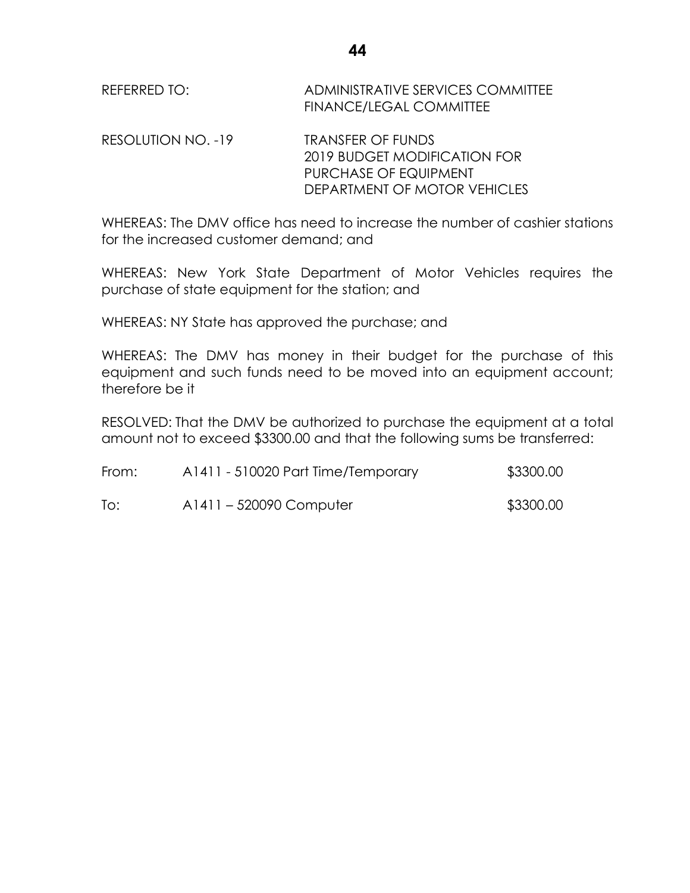REFERRED TO: ADMINISTRATIVE SERVICES COMMITTEE
FINANCE/LEGAL COMMITTEE

RESOLUTION NO. -19 TRANSFER OF FUNDS
2019 BUDGET MODIFICATION FOR
PURCHASE OF EQUIPMENT
DEPARTMENT OF MOTOR VEHICLES

WHEREAS: The DMV office has need to increase the number of cashier stations for the increased customer demand; and

WHEREAS: New York State Department of Motor Vehicles requires the purchase of state equipment for the station; and

WHEREAS: NY State has approved the purchase; and

WHEREAS: The DMV has money in their budget for the purchase of this equipment and such funds need to be moved into an equipment account; therefore be it

RESOLVED: That the DMV be authorized to purchase the equipment at a total amount not to exceed $3300.00 and that the following sums be transferred:

| | | |
|---|---|---|
| From: | A1411 - 510020 Part Time/Temporary | $3300.00 |
| To: | A1411 – 520090 Computer | $3300.00 |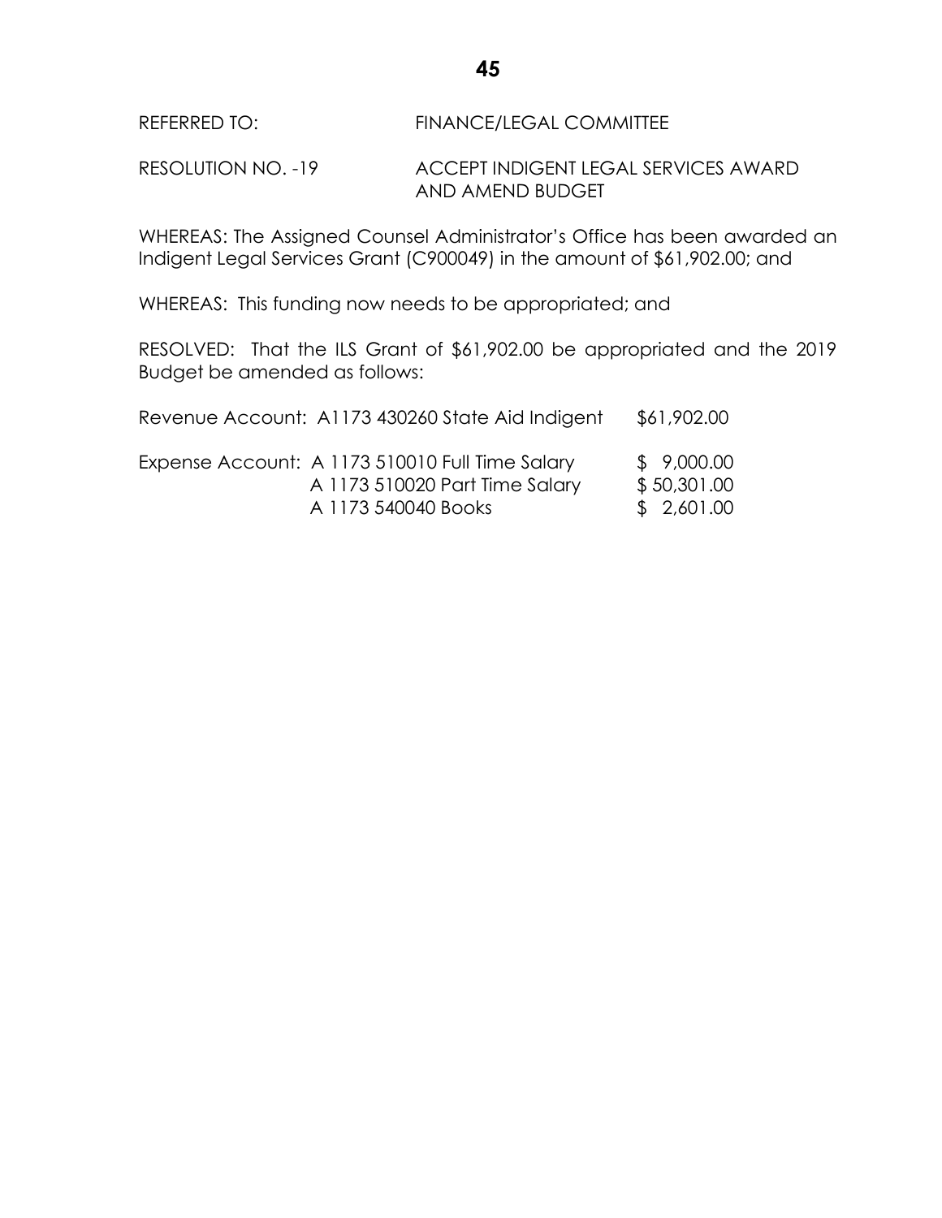REFERRED TO: FINANCE/LEGAL COMMITTEE

RESOLUTION NO. -19 ACCEPT INDIGENT LEGAL SERVICES AWARD AND AMEND BUDGET

WHEREAS: The Assigned Counsel Administrator's Office has been awarded an Indigent Legal Services Grant (C900049) in the amount of $61,902.00; and

WHEREAS: This funding now needs to be appropriated; and

RESOLVED: That the ILS Grant of $61,902.00 be appropriated and the 2019 Budget be amended as follows:

| | | |
|---|---|---|
| Revenue Account: | A1173 430260 State Aid Indigent | $61,902.00 |
| Expense Account: | A 1173 510010 Full Time Salary | $ 9,000.00 |
| | A 1173 510020 Part Time Salary | $ 50,301.00 |
| | A 1173 540040 Books | $ 2,601.00 |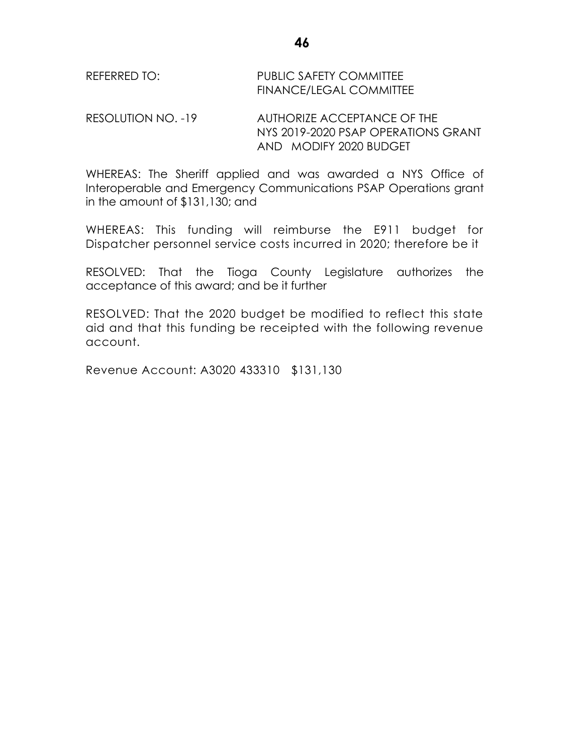REFERRED TO: PUBLIC SAFETY COMMITTEE
FINANCE/LEGAL COMMITTEE

RESOLUTION NO. -19 AUTHORIZE ACCEPTANCE OF THE NYS 2019-2020 PSAP OPERATIONS GRANT AND MODIFY 2020 BUDGET

WHEREAS: The Sheriff applied and was awarded a NYS Office of Interoperable and Emergency Communications PSAP Operations grant in the amount of $131,130; and

WHEREAS: This funding will reimburse the E911 budget for Dispatcher personnel service costs incurred in 2020; therefore be it

RESOLVED: That the Tioga County Legislature authorizes the acceptance of this award; and be it further

RESOLVED: That the 2020 budget be modified to reflect this state aid and that this funding be receipted with the following revenue account.

Revenue Account: A3020 433310 $131,130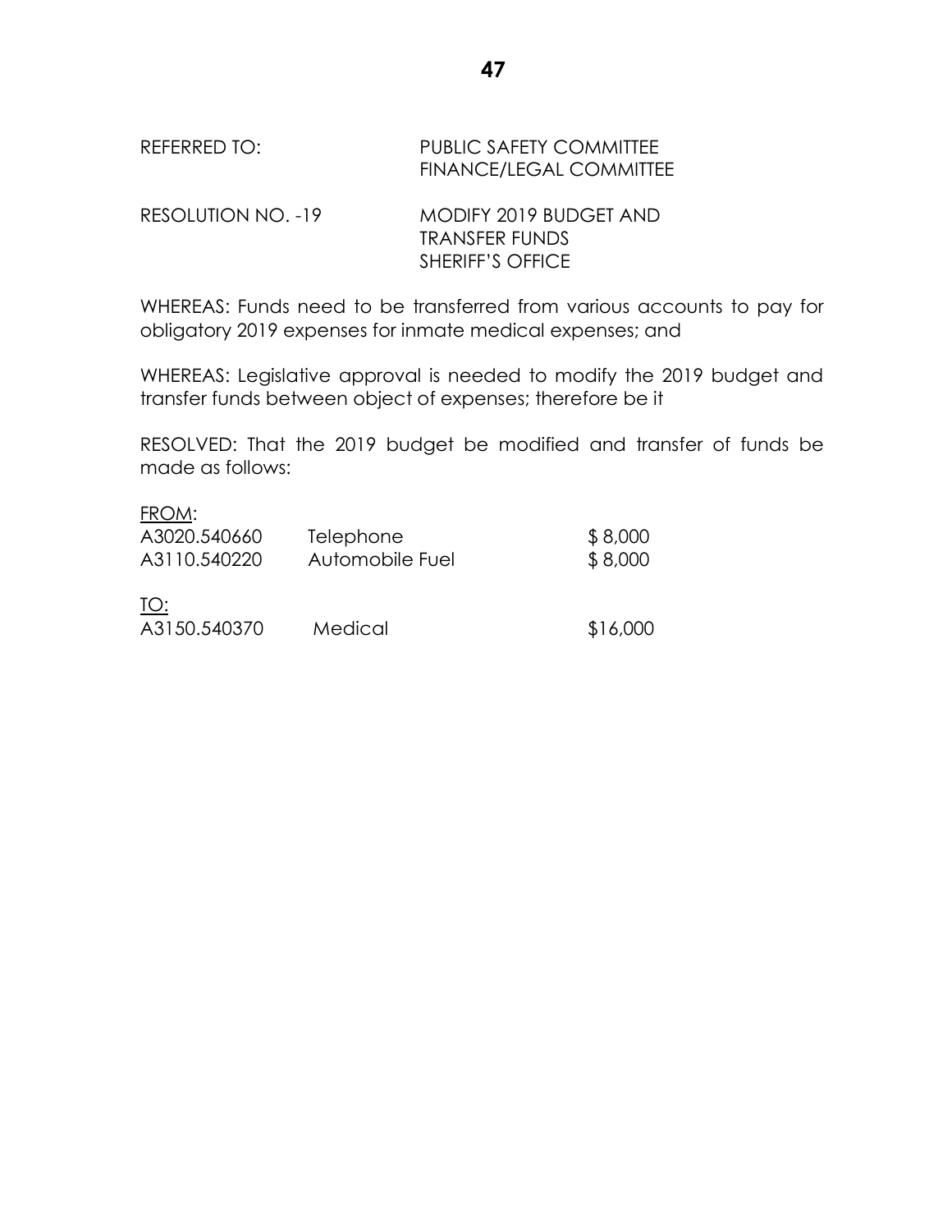REFERRED TO: PUBLIC SAFETY COMMITTEE
FINANCE/LEGAL COMMITTEE

RESOLUTION NO. -19 MODIFY 2019 BUDGET AND
TRANSFER FUNDS
SHERIFF'S OFFICE

WHEREAS: Funds need to be transferred from various accounts to pay for obligatory 2019 expenses for inmate medical expenses; and

WHEREAS: Legislative approval is needed to modify the 2019 budget and transfer funds between object of expenses; therefore be it

RESOLVED: That the 2019 budget be modified and transfer of funds be made as follows:

FROM:

| | | |
|---|---|---|
| A3020.540660 | Telephone | $ 8,000 |
| A3110.540220 | Automobile Fuel | $ 8,000 |

TO:

| | | |
|---|---|---|
| A3150.540370 | Medical | $16,000 |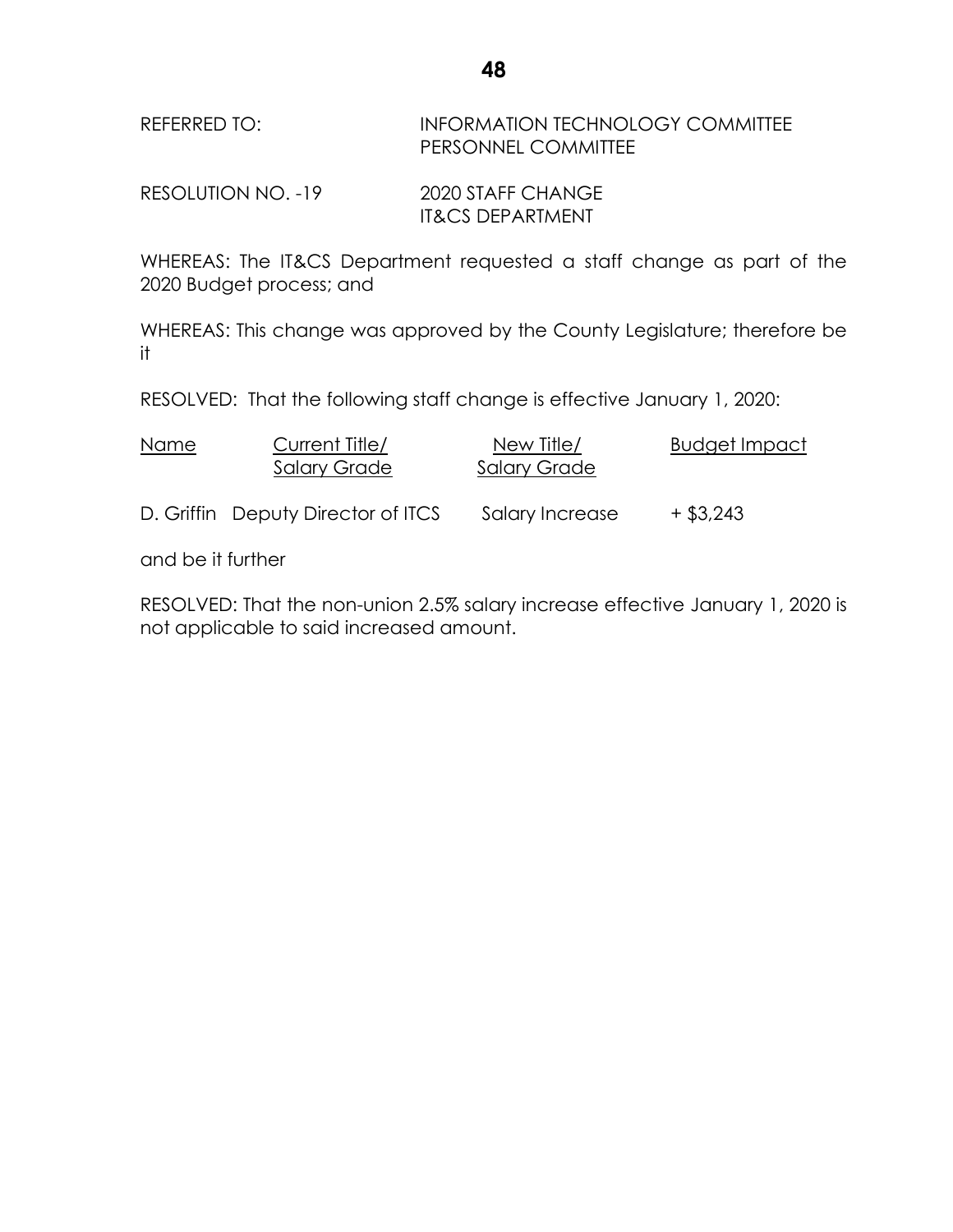REFERRED TO: INFORMATION TECHNOLOGY COMMITTEE
PERSONNEL COMMITTEE

RESOLUTION NO. -19 2020 STAFF CHANGE
IT&CS DEPARTMENT

WHEREAS: The IT&CS Department requested a staff change as part of the 2020 Budget process; and

WHEREAS: This change was approved by the County Legislature; therefore be it

RESOLVED: That the following staff change is effective January 1, 2020:

| Name | Current Title/ Salary Grade | New Title/ Salary Grade | Budget Impact |
|---|---|---|---|
| D. Griffin | Deputy Director of ITCS | Salary Increase | + $3,243 |

and be it further

RESOLVED: That the non-union 2.5% salary increase effective January 1, 2020 is not applicable to said increased amount.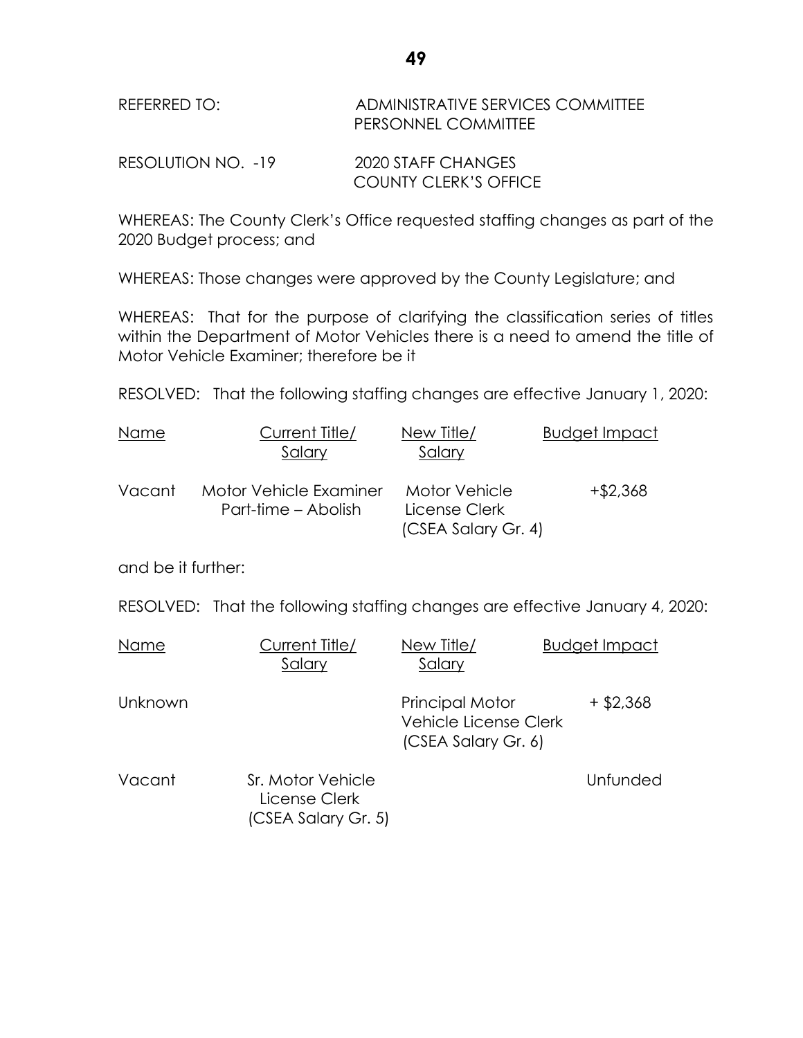REFERRED TO: ADMINISTRATIVE SERVICES COMMITTEE
PERSONNEL COMMITTEE

RESOLUTION NO. -19 2020 STAFF CHANGES
COUNTY CLERK'S OFFICE

WHEREAS: The County Clerk's Office requested staffing changes as part of the 2020 Budget process; and

WHEREAS: Those changes were approved by the County Legislature; and

WHEREAS: That for the purpose of clarifying the classification series of titles within the Department of Motor Vehicles there is a need to amend the title of Motor Vehicle Examiner; therefore be it

RESOLVED: That the following staffing changes are effective January 1, 2020:

| Name | Current Title/ Salary | New Title/ Salary | Budget Impact |
|---|---|---|---|
| Vacant | Motor Vehicle Examiner Part-time – Abolish | Motor Vehicle License Clerk (CSEA Salary Gr. 4) | +$2,368 |

and be it further:

RESOLVED: That the following staffing changes are effective January 4, 2020:

| Name | Current Title/ Salary | New Title/ Salary | Budget Impact |
|---|---|---|---|
| Unknown | | Principal Motor Vehicle License Clerk (CSEA Salary Gr. 6) | + $2,368 |
| Vacant | Sr. Motor Vehicle License Clerk (CSEA Salary Gr. 5) | | Unfunded |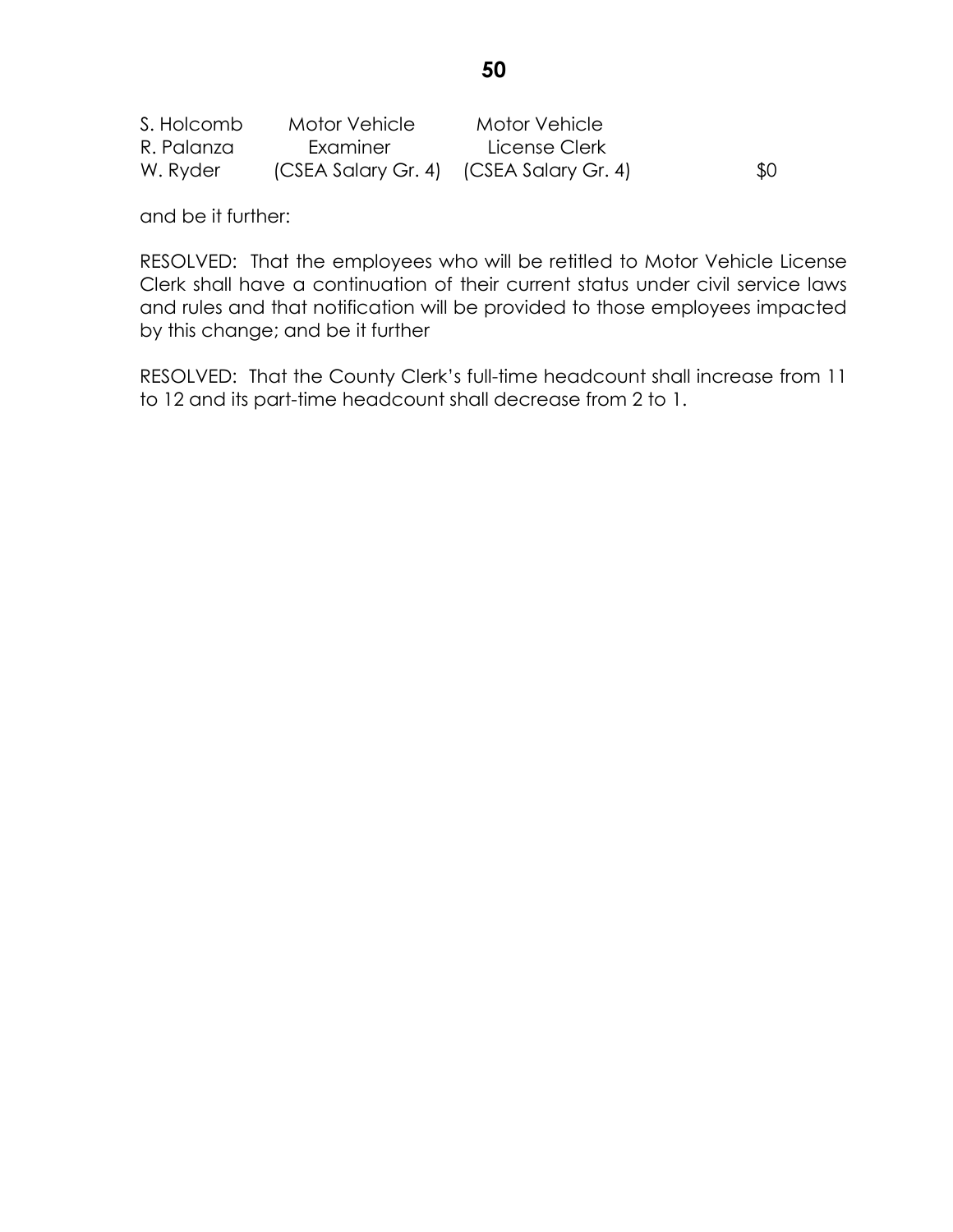| | | | |
|---|---|---|---|
| S. Holcomb<br>R. Palanza<br>W. Ryder | Motor Vehicle Examiner (CSEA Salary Gr. 4) | Motor Vehicle License Clerk (CSEA Salary Gr. 4) | $0 |

and be it further:

RESOLVED: That the employees who will be retitled to Motor Vehicle License Clerk shall have a continuation of their current status under civil service laws and rules and that notification will be provided to those employees impacted by this change; and be it further

RESOLVED: That the County Clerk's full-time headcount shall increase from 11 to 12 and its part-time headcount shall decrease from 2 to 1.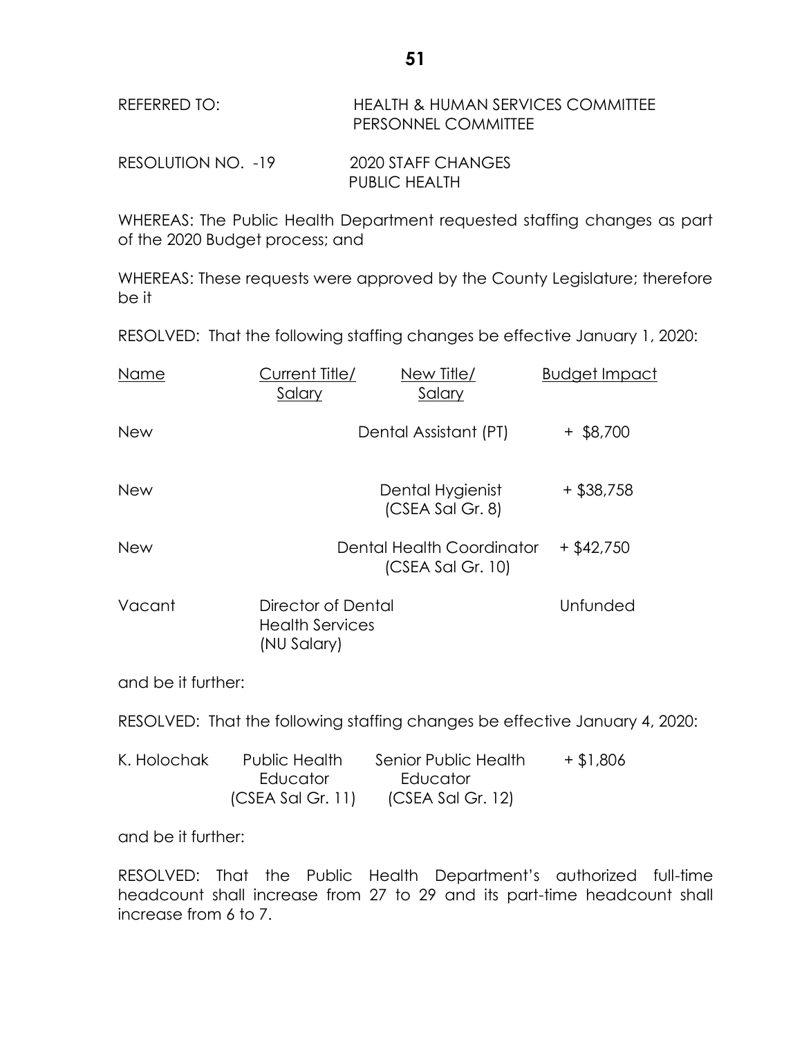REFERRED TO: HEALTH & HUMAN SERVICES COMMITTEE
PERSONNEL COMMITTEE

RESOLUTION NO. -19 2020 STAFF CHANGES
PUBLIC HEALTH

WHEREAS: The Public Health Department requested staffing changes as part of the 2020 Budget process; and

WHEREAS: These requests were approved by the County Legislature; therefore be it

RESOLVED: That the following staffing changes be effective January 1, 2020:

| Name | Current Title/ Salary | New Title/ Salary | Budget Impact |
|---|---|---|---|
| New | | Dental Assistant (PT) | + $8,700 |
| New | | Dental Hygienist (CSEA Sal Gr. 8) | + $38,758 |
| New | | Dental Health Coordinator (CSEA Sal Gr. 10) | + $42,750 |
| Vacant | Director of Dental Health Services (NU Salary) | | Unfunded |

and be it further:

RESOLVED: That the following staffing changes be effective January 4, 2020:

| Name | Current Title/ Salary | New Title/ Salary | Budget Impact |
|---|---|---|---|
| K. Holochak | Public Health Educator (CSEA Sal Gr. 11) | Senior Public Health Educator (CSEA Sal Gr. 12) | + $1,806 |

and be it further:

RESOLVED: That the Public Health Department's authorized full-time headcount shall increase from 27 to 29 and its part-time headcount shall increase from 6 to 7.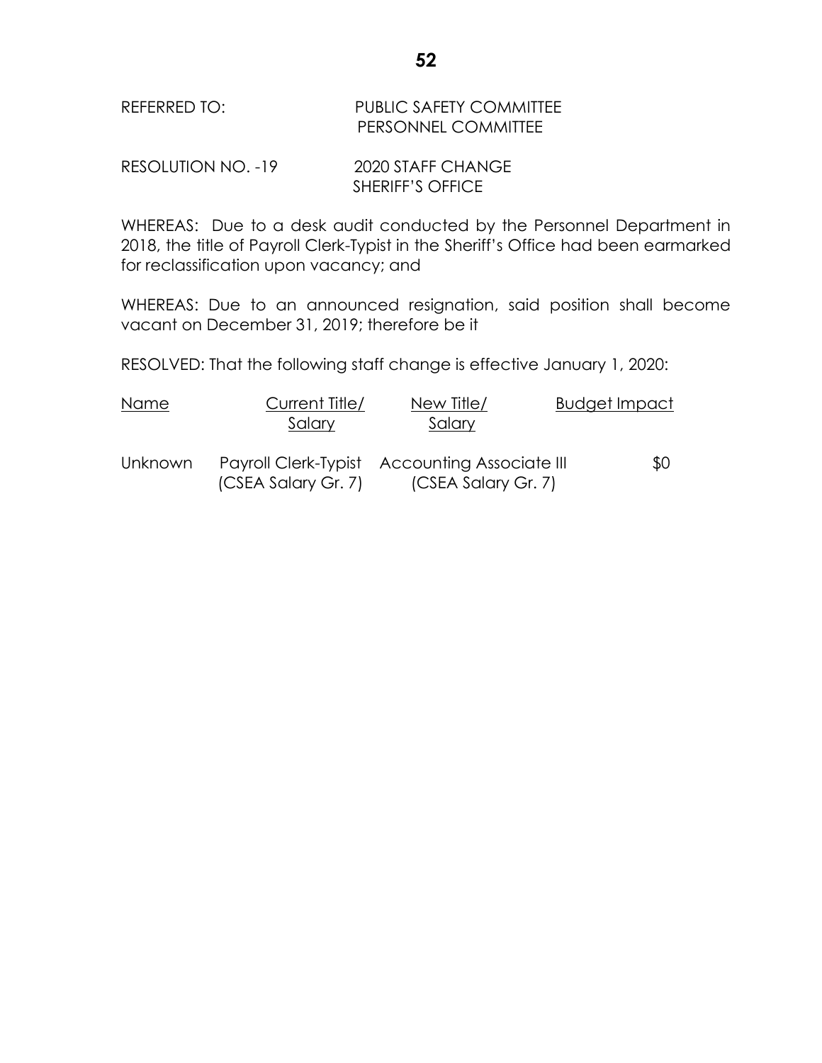REFERRED TO: PUBLIC SAFETY COMMITTEE
PERSONNEL COMMITTEE

RESOLUTION NO. -19 2020 STAFF CHANGE
SHERIFF'S OFFICE

WHEREAS: Due to a desk audit conducted by the Personnel Department in 2018, the title of Payroll Clerk-Typist in the Sheriff's Office had been earmarked for reclassification upon vacancy; and

WHEREAS: Due to an announced resignation, said position shall become vacant on December 31, 2019; therefore be it

RESOLVED: That the following staff change is effective January 1, 2020:

| Name | Current Title/ Salary | New Title/ Salary | Budget Impact |
|---|---|---|---|
| Unknown | Payroll Clerk-Typist (CSEA Salary Gr. 7) | Accounting Associate III (CSEA Salary Gr. 7) | $0 |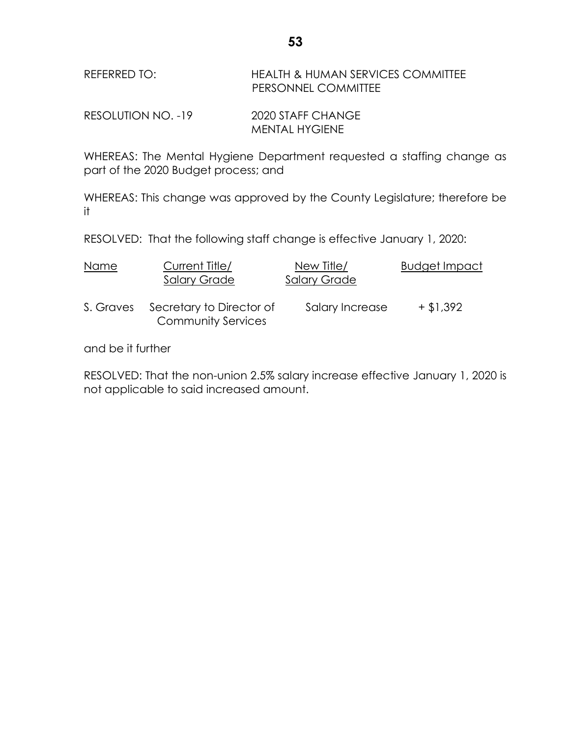REFERRED TO: HEALTH & HUMAN SERVICES COMMITTEE
PERSONNEL COMMITTEE

RESOLUTION NO. -19 2020 STAFF CHANGE
MENTAL HYGIENE

WHEREAS: The Mental Hygiene Department requested a staffing change as part of the 2020 Budget process; and

WHEREAS: This change was approved by the County Legislature; therefore be it

RESOLVED: That the following staff change is effective January 1, 2020:

| Name | Current Title/ Salary Grade | New Title/ Salary Grade | Budget Impact |
|---|---|---|---|
| S. Graves | Secretary to Director of Community Services | Salary Increase | + $1,392 |

and be it further

RESOLVED: That the non-union 2.5% salary increase effective January 1, 2020 is not applicable to said increased amount.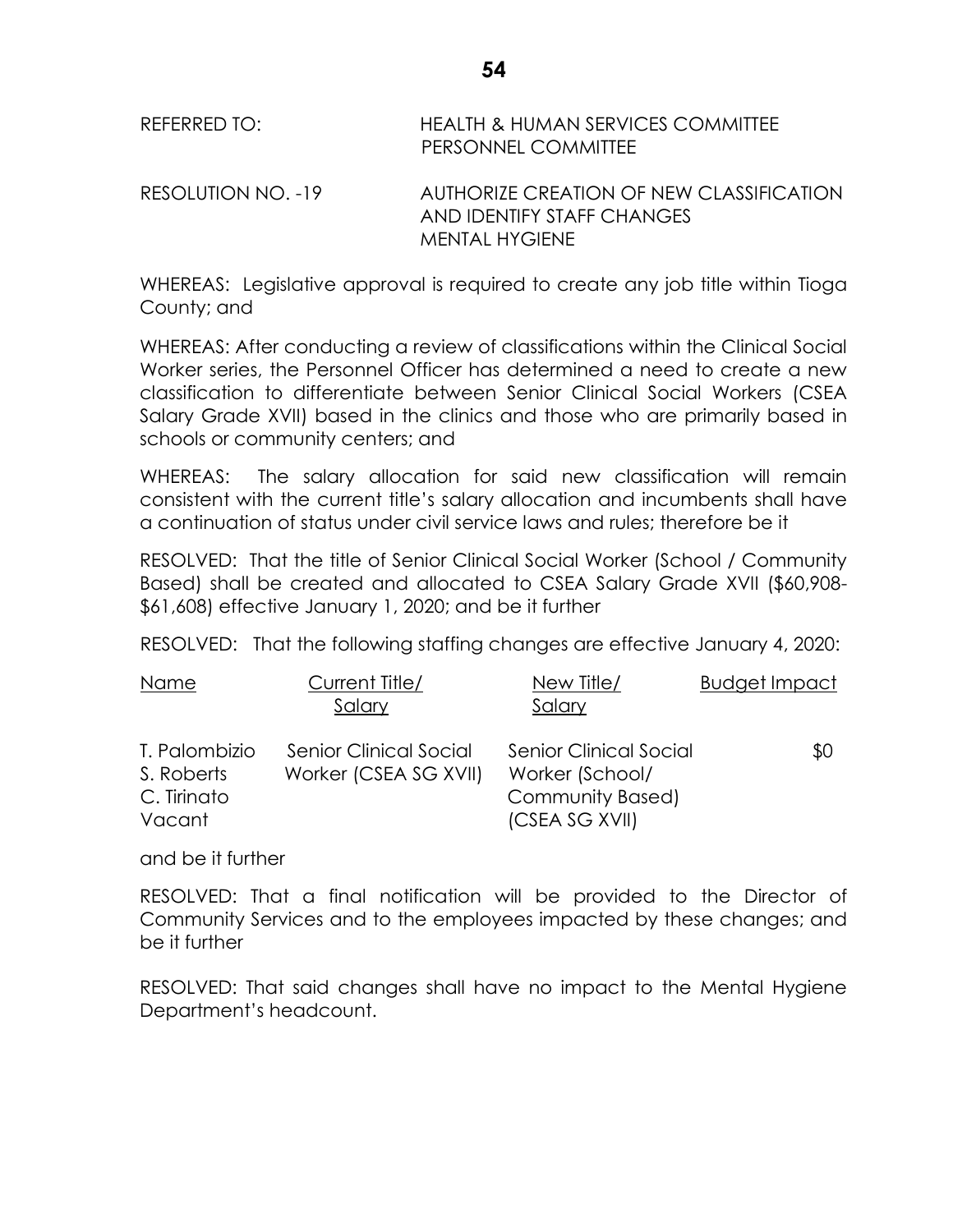REFERRED TO: HEALTH & HUMAN SERVICES COMMITTEE
PERSONNEL COMMITTEE

RESOLUTION NO. -19 AUTHORIZE CREATION OF NEW CLASSIFICATION AND IDENTIFY STAFF CHANGES
MENTAL HYGIENE

WHEREAS: Legislative approval is required to create any job title within Tioga County; and

WHEREAS: After conducting a review of classifications within the Clinical Social Worker series, the Personnel Officer has determined a need to create a new classification to differentiate between Senior Clinical Social Workers (CSEA Salary Grade XVII) based in the clinics and those who are primarily based in schools or community centers; and

WHEREAS: The salary allocation for said new classification will remain consistent with the current title's salary allocation and incumbents shall have a continuation of status under civil service laws and rules; therefore be it

RESOLVED: That the title of Senior Clinical Social Worker (School / Community Based) shall be created and allocated to CSEA Salary Grade XVII ($60,908-$61,608) effective January 1, 2020; and be it further

RESOLVED: That the following staffing changes are effective January 4, 2020:

| Name | Current Title/ Salary | New Title/ Salary | Budget Impact |
|---|---|---|---|
| T. Palombizio<br>S. Roberts<br>C. Tirinato<br>Vacant | Senior Clinical Social Worker (CSEA SG XVII) | Senior Clinical Social Worker (School/ Community Based) (CSEA SG XVII) | $0 |

and be it further

RESOLVED: That a final notification will be provided to the Director of Community Services and to the employees impacted by these changes; and be it further

RESOLVED: That said changes shall have no impact to the Mental Hygiene Department's headcount.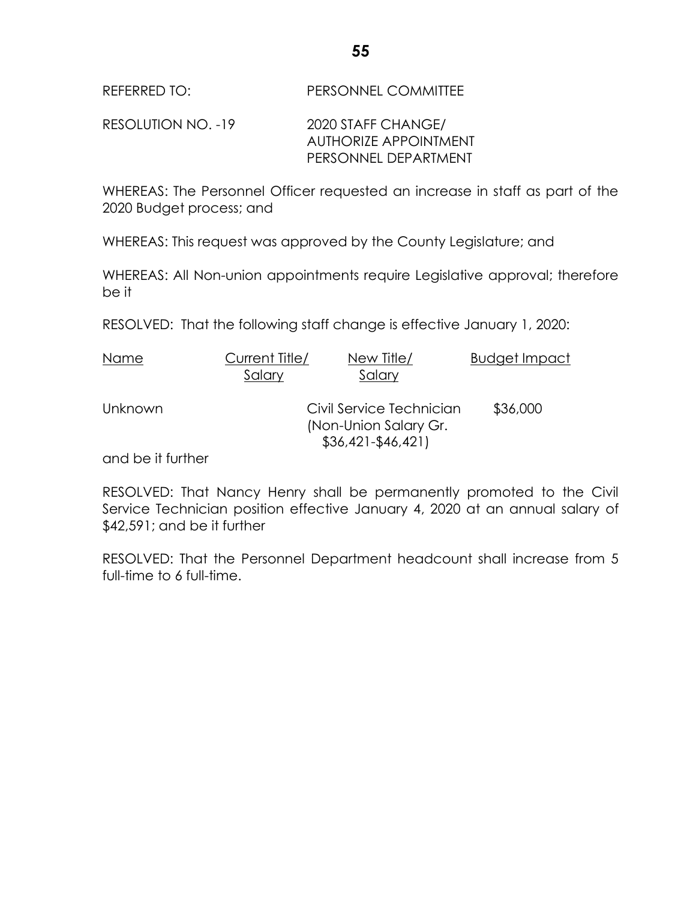REFERRED TO: PERSONNEL COMMITTEE

RESOLUTION NO. -19 2020 STAFF CHANGE/ AUTHORIZE APPOINTMENT PERSONNEL DEPARTMENT

WHEREAS: The Personnel Officer requested an increase in staff as part of the 2020 Budget process; and

WHEREAS: This request was approved by the County Legislature; and

WHEREAS: All Non-union appointments require Legislative approval; therefore be it

RESOLVED: That the following staff change is effective January 1, 2020:

| Name | Current Title/ Salary | New Title/ Salary | Budget Impact |
|---|---|---|---|
| Unknown | | Civil Service Technician (Non-Union Salary Gr. $36,421-$46,421) | $36,000 |

and be it further

RESOLVED: That Nancy Henry shall be permanently promoted to the Civil Service Technician position effective January 4, 2020 at an annual salary of $42,591; and be it further

RESOLVED: That the Personnel Department headcount shall increase from 5 full-time to 6 full-time.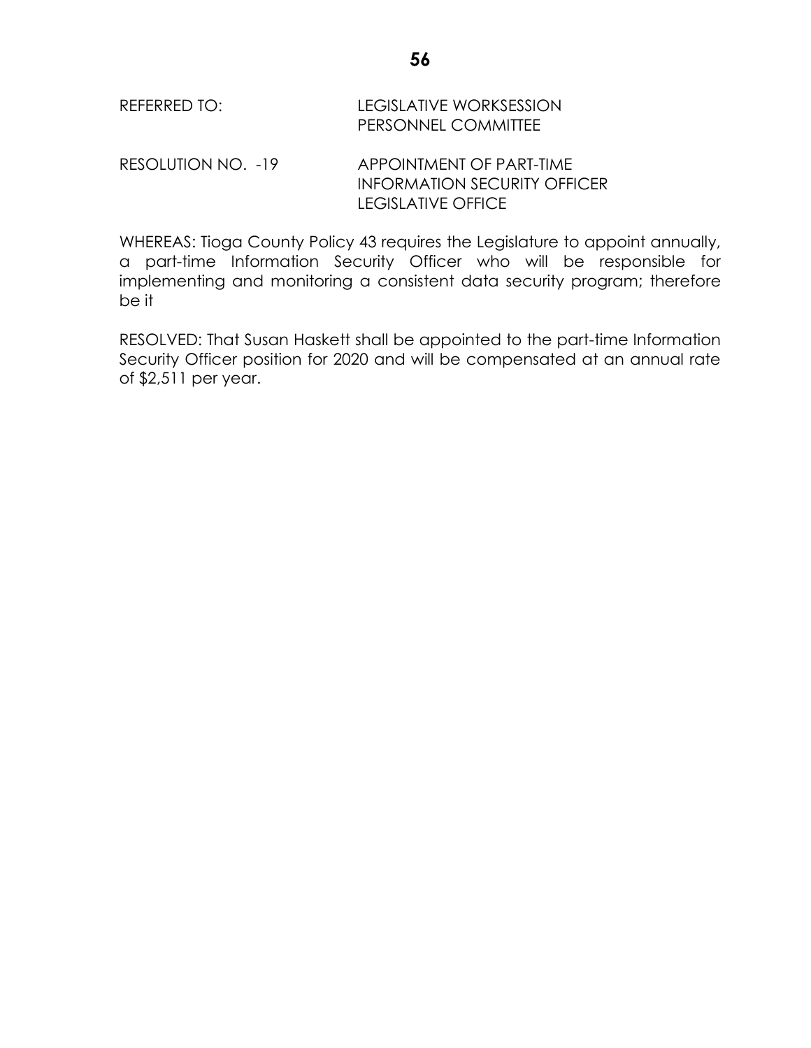REFERRED TO: LEGISLATIVE WORKSESSION
PERSONNEL COMMITTEE

RESOLUTION NO. -19 APPOINTMENT OF PART-TIME
INFORMATION SECURITY OFFICER
LEGISLATIVE OFFICE

WHEREAS: Tioga County Policy 43 requires the Legislature to appoint annually, a part-time Information Security Officer who will be responsible for implementing and monitoring a consistent data security program; therefore be it

RESOLVED: That Susan Haskett shall be appointed to the part-time Information Security Officer position for 2020 and will be compensated at an annual rate of $2,511 per year.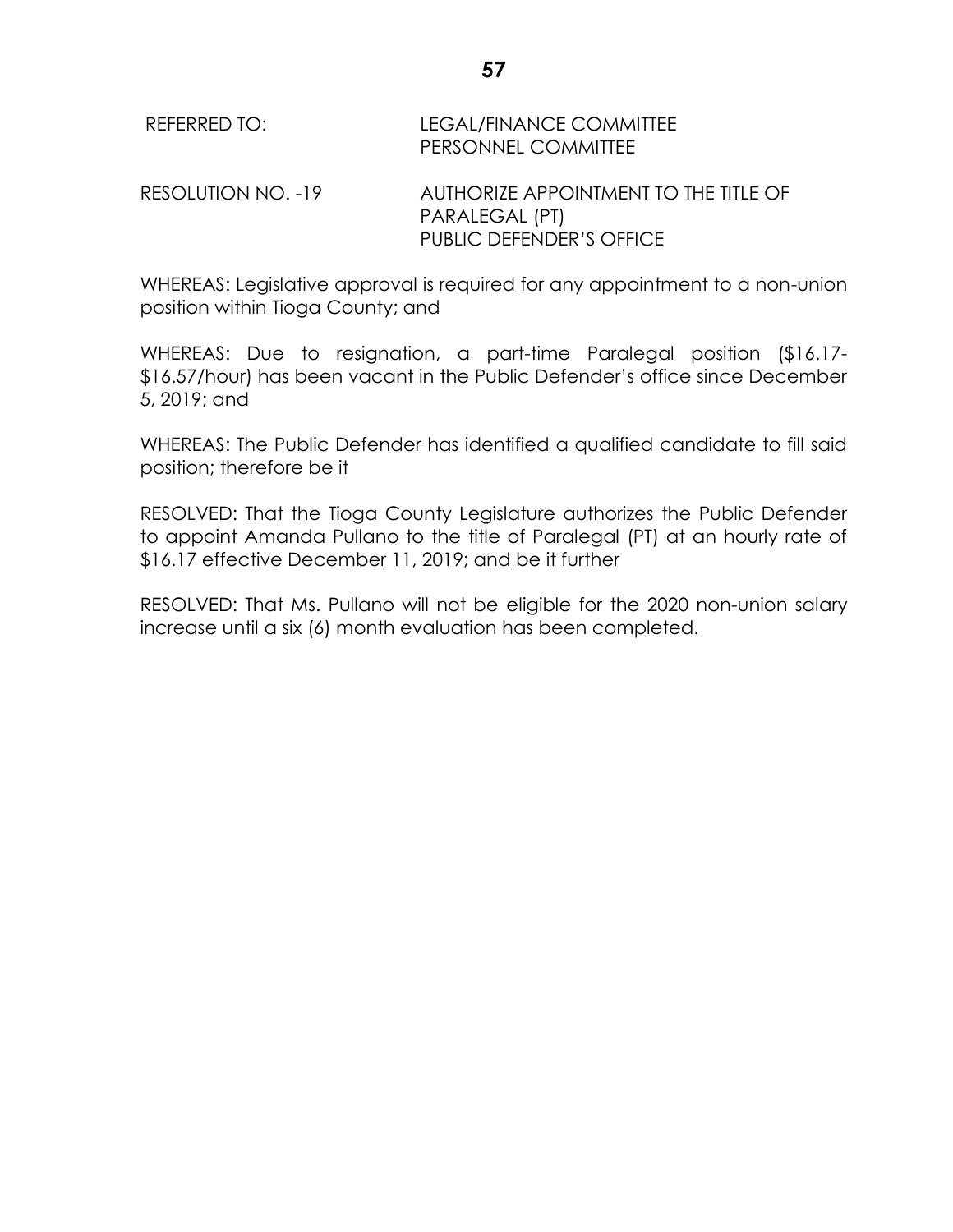REFERRED TO: LEGAL/FINANCE COMMITTEE
PERSONNEL COMMITTEE

RESOLUTION NO. -19 AUTHORIZE APPOINTMENT TO THE TITLE OF PARALEGAL (PT)
PUBLIC DEFENDER'S OFFICE

WHEREAS: Legislative approval is required for any appointment to a non-union position within Tioga County; and

WHEREAS: Due to resignation, a part-time Paralegal position ($16.17-$16.57/hour) has been vacant in the Public Defender's office since December 5, 2019; and

WHEREAS: The Public Defender has identified a qualified candidate to fill said position; therefore be it

RESOLVED: That the Tioga County Legislature authorizes the Public Defender to appoint Amanda Pullano to the title of Paralegal (PT) at an hourly rate of $16.17 effective December 11, 2019; and be it further

RESOLVED: That Ms. Pullano will not be eligible for the 2020 non-union salary increase until a six (6) month evaluation has been completed.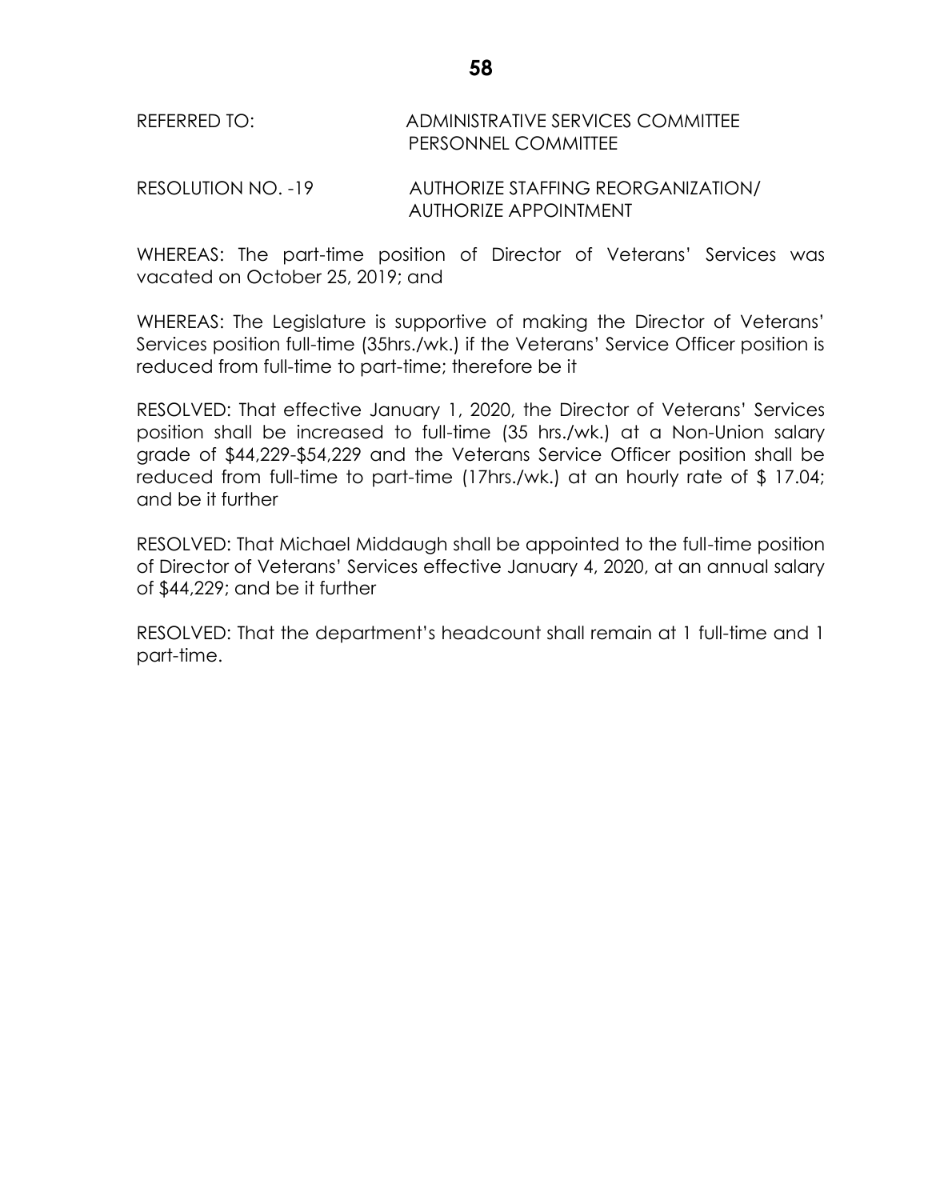REFERRED TO: ADMINISTRATIVE SERVICES COMMITTEE
PERSONNEL COMMITTEE

RESOLUTION NO. -19 AUTHORIZE STAFFING REORGANIZATION/ AUTHORIZE APPOINTMENT

WHEREAS: The part-time position of Director of Veterans' Services was vacated on October 25, 2019; and

WHEREAS: The Legislature is supportive of making the Director of Veterans' Services position full-time (35hrs./wk.) if the Veterans' Service Officer position is reduced from full-time to part-time; therefore be it

RESOLVED: That effective January 1, 2020, the Director of Veterans' Services position shall be increased to full-time (35 hrs./wk.) at a Non-Union salary grade of $44,229-$54,229 and the Veterans Service Officer position shall be reduced from full-time to part-time (17hrs./wk.) at an hourly rate of $ 17.04; and be it further

RESOLVED: That Michael Middaugh shall be appointed to the full-time position of Director of Veterans' Services effective January 4, 2020, at an annual salary of $44,229; and be it further

RESOLVED: That the department's headcount shall remain at 1 full-time and 1 part-time.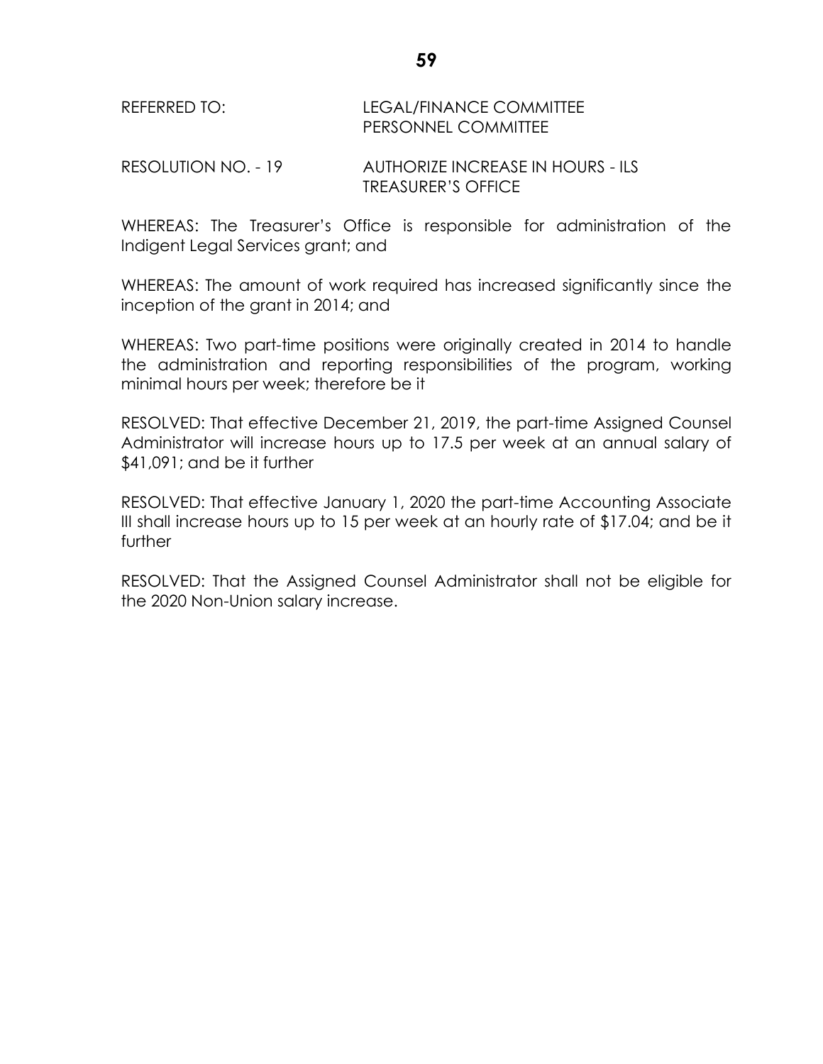REFERRED TO: LEGAL/FINANCE COMMITTEE
PERSONNEL COMMITTEE

RESOLUTION NO. - 19 AUTHORIZE INCREASE IN HOURS - ILS TREASURER'S OFFICE

WHEREAS: The Treasurer's Office is responsible for administration of the Indigent Legal Services grant; and

WHEREAS: The amount of work required has increased significantly since the inception of the grant in 2014; and

WHEREAS: Two part-time positions were originally created in 2014 to handle the administration and reporting responsibilities of the program, working minimal hours per week; therefore be it

RESOLVED: That effective December 21, 2019, the part-time Assigned Counsel Administrator will increase hours up to 17.5 per week at an annual salary of $41,091; and be it further

RESOLVED: That effective January 1, 2020 the part-time Accounting Associate III shall increase hours up to 15 per week at an hourly rate of $17.04; and be it further

RESOLVED: That the Assigned Counsel Administrator shall not be eligible for the 2020 Non-Union salary increase.